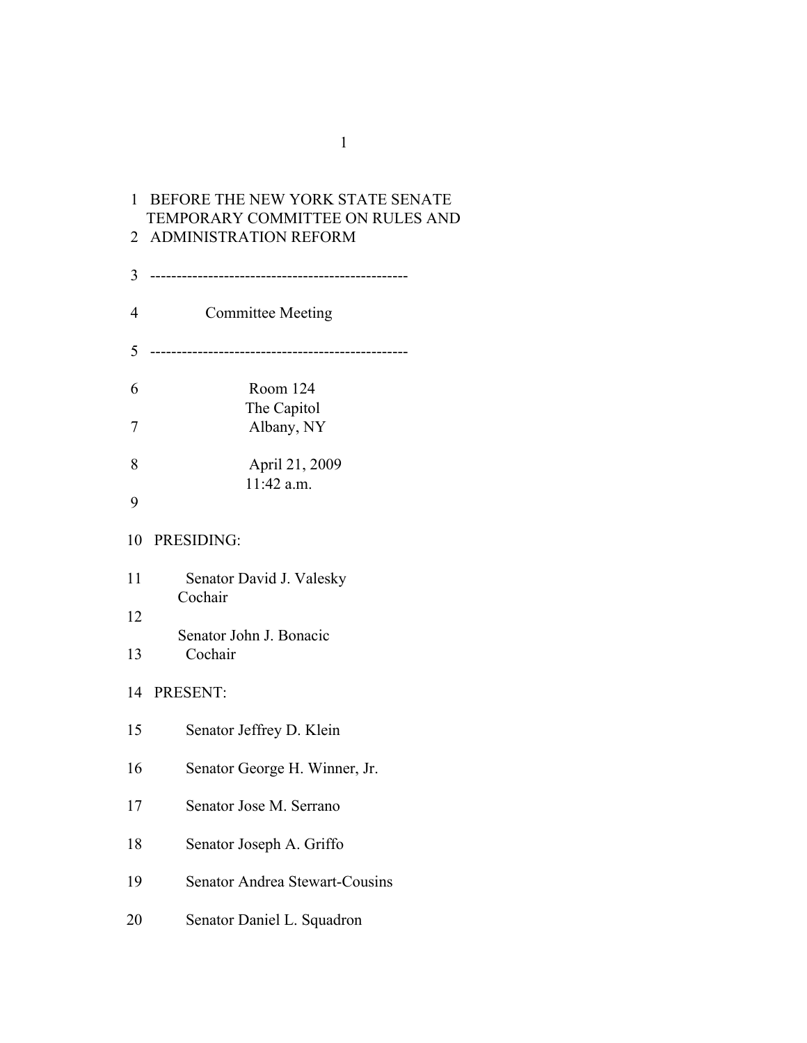1 BEFORE THE NEW YORK STATE SENATE
TEMPORARY COMMITTEE ON RULES AND
2 ADMINISTRATION REFORM

3 ------------------------------------------------

4 Committee Meeting

5 ------------------------------------------------

6 Room 124
The Capitol
7 Albany, NY

8 April 21, 2009
11:42 a.m.
9

10 PRESIDING:

11 Senator David J. Valesky
Cochair
12
Senator John J. Bonacic
13 Cochair

14 PRESENT:

15 Senator Jeffrey D. Klein

16 Senator George H. Winner, Jr.

17 Senator Jose M. Serrano

18 Senator Joseph A. Griffo

19 Senator Andrea Stewart-Cousins

20 Senator Daniel L. Squadron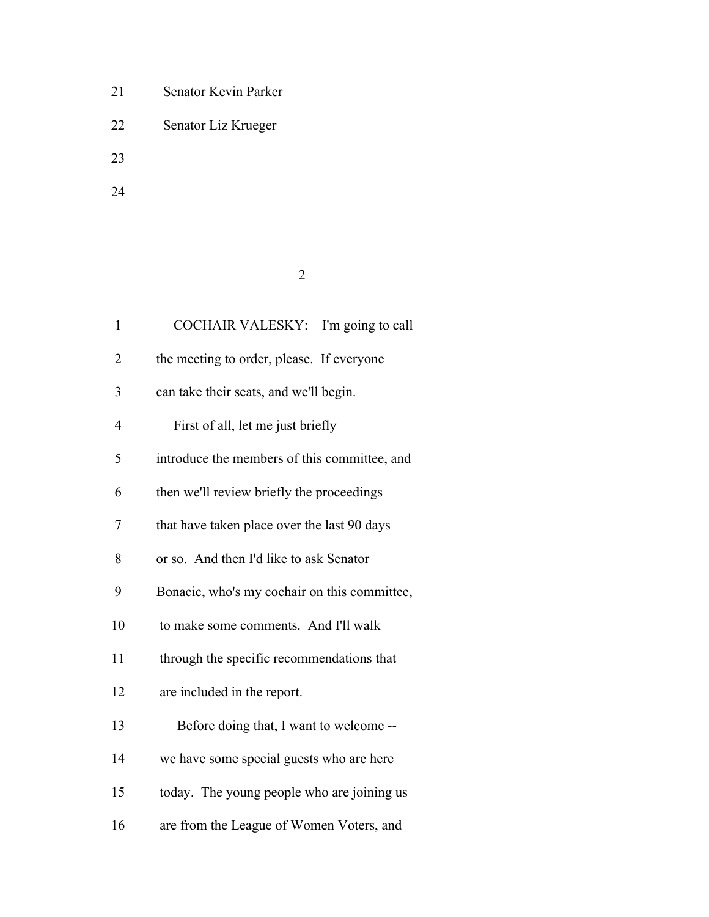21 Senator Kevin Parker

22 Senator Liz Krueger

23

24

1 COCHAIR VALESKY: I'm going to call

2 the meeting to order, please. If everyone

3 can take their seats, and we'll begin.

4 First of all, let me just briefly

5 introduce the members of this committee, and

6 then we'll review briefly the proceedings

7 that have taken place over the last 90 days

8 or so. And then I'd like to ask Senator

9 Bonacic, who's my cochair on this committee,

10 to make some comments. And I'll walk

11 through the specific recommendations that

12 are included in the report.

13 Before doing that, I want to welcome --

14 we have some special guests who are here

15 today. The young people who are joining us

16 are from the League of Women Voters, and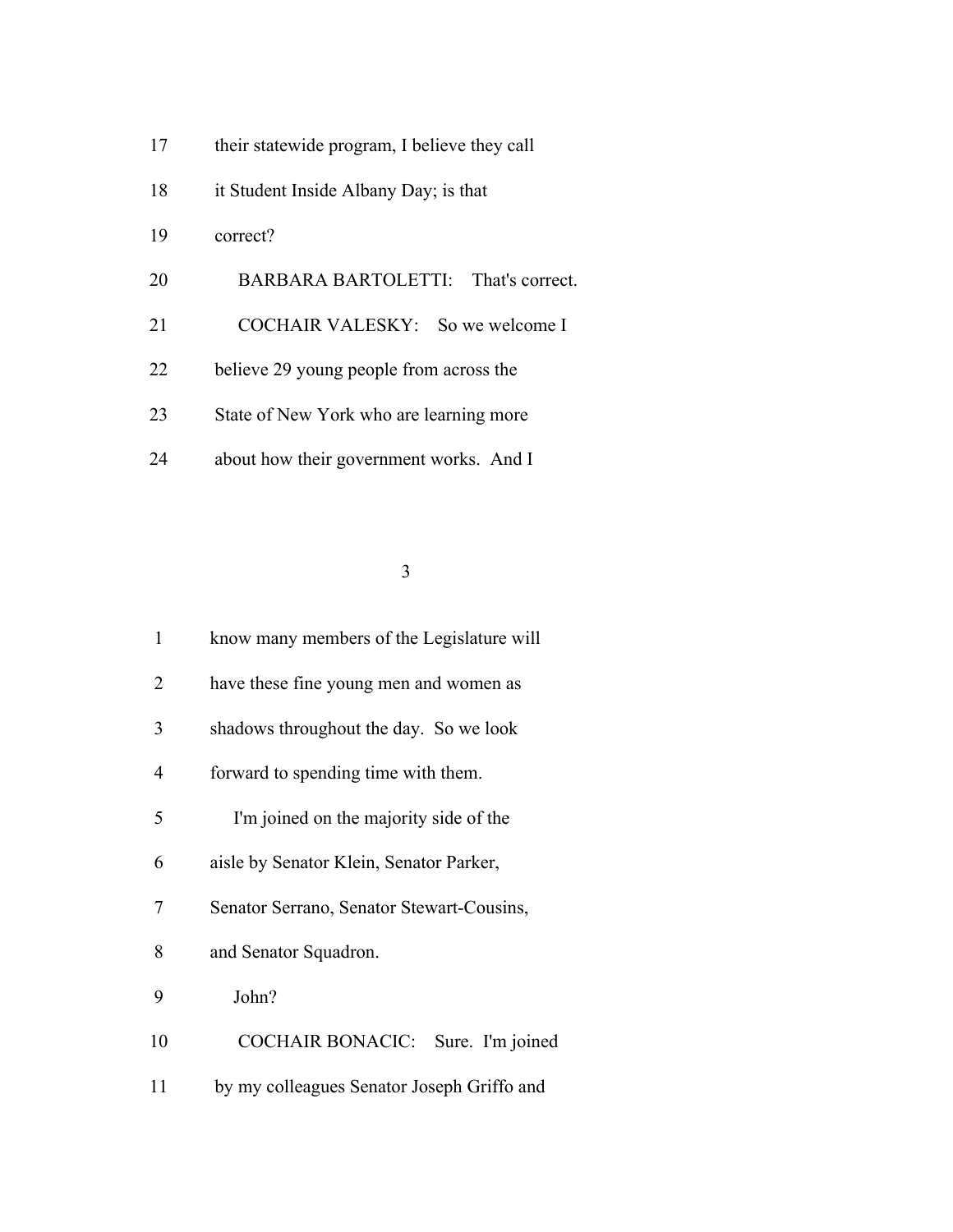17 their statewide program, I believe they call

18 it Student Inside Albany Day; is that

19 correct?

20 BARBARA BARTOLETTI: That's correct.

21 COCHAIR VALESKY: So we welcome I

22 believe 29 young people from across the

23 State of New York who are learning more

24 about how their government works. And I

1 know many members of the Legislature will

2 have these fine young men and women as

3 shadows throughout the day. So we look

4 forward to spending time with them.

5 I'm joined on the majority side of the

6 aisle by Senator Klein, Senator Parker,

7 Senator Serrano, Senator Stewart-Cousins,

8 and Senator Squadron.

9 John?

10 COCHAIR BONACIC: Sure. I'm joined

11 by my colleagues Senator Joseph Griffo and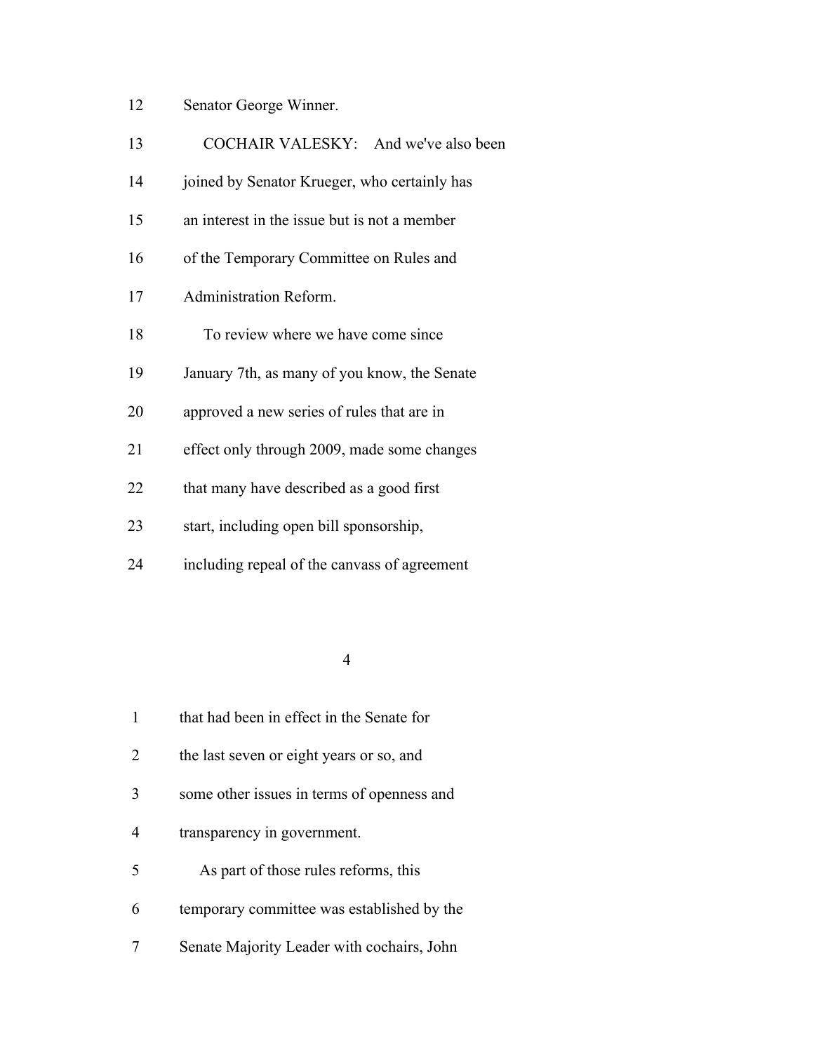Senator George Winner.

COCHAIR VALESKY: And we've also been joined by Senator Krueger, who certainly has an interest in the issue but is not a member of the Temporary Committee on Rules and Administration Reform.

To review where we have come since January 7th, as many of you know, the Senate approved a new series of rules that are in effect only through 2009, made some changes that many have described as a good first start, including open bill sponsorship, including repeal of the canvass of agreement

that had been in effect in the Senate for the last seven or eight years or so, and some other issues in terms of openness and transparency in government.

As part of those rules reforms, this temporary committee was established by the Senate Majority Leader with cochairs, John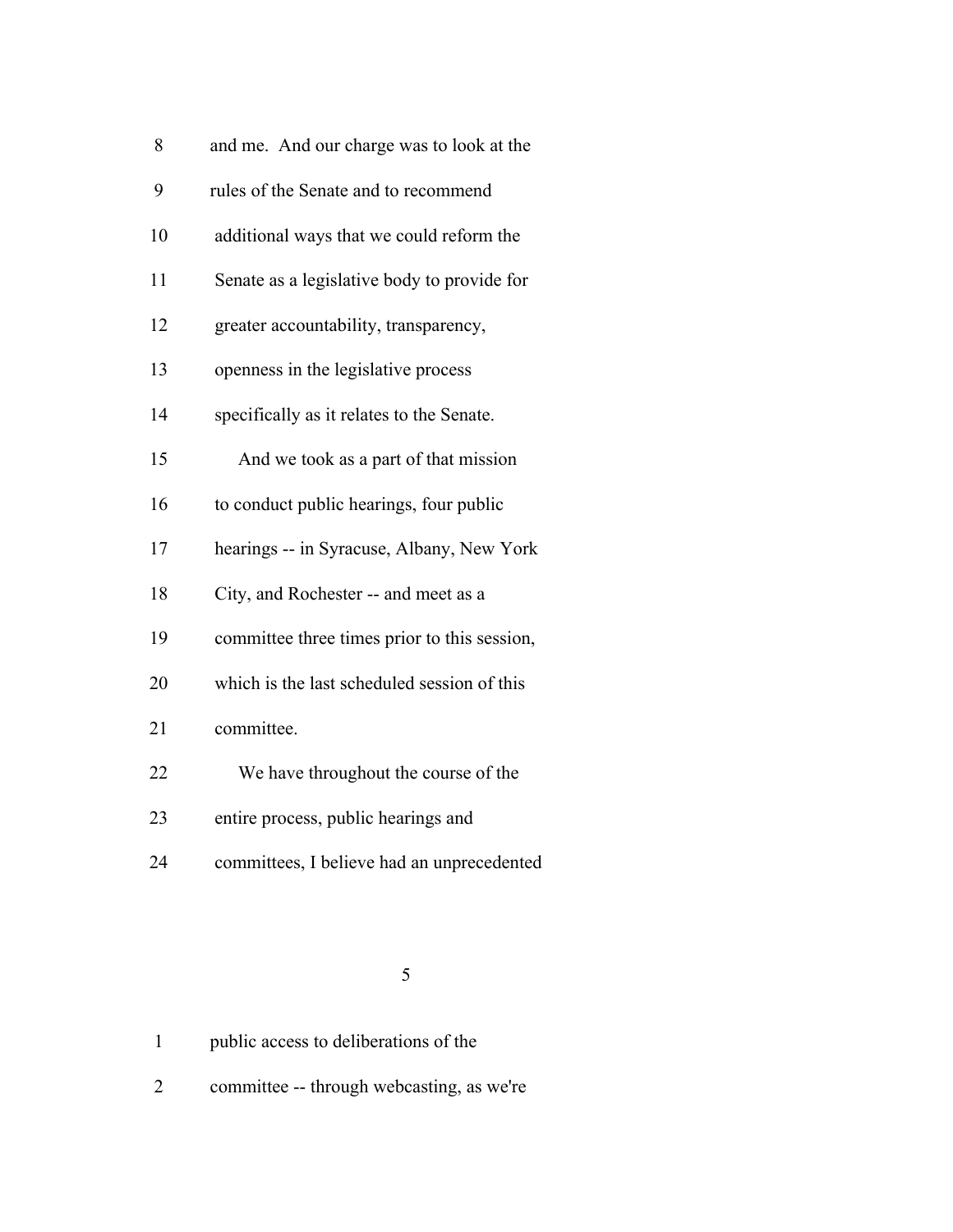8 and me. And our charge was to look at the

9 rules of the Senate and to recommend

10 additional ways that we could reform the

11 Senate as a legislative body to provide for

12 greater accountability, transparency,

13 openness in the legislative process

14 specifically as it relates to the Senate.

15 And we took as a part of that mission

16 to conduct public hearings, four public

17 hearings -- in Syracuse, Albany, New York

18 City, and Rochester -- and meet as a

19 committee three times prior to this session,

20 which is the last scheduled session of this

21 committee.

22 We have throughout the course of the

23 entire process, public hearings and

24 committees, I believe had an unprecedented

1 public access to deliberations of the

2 committee -- through webcasting, as we're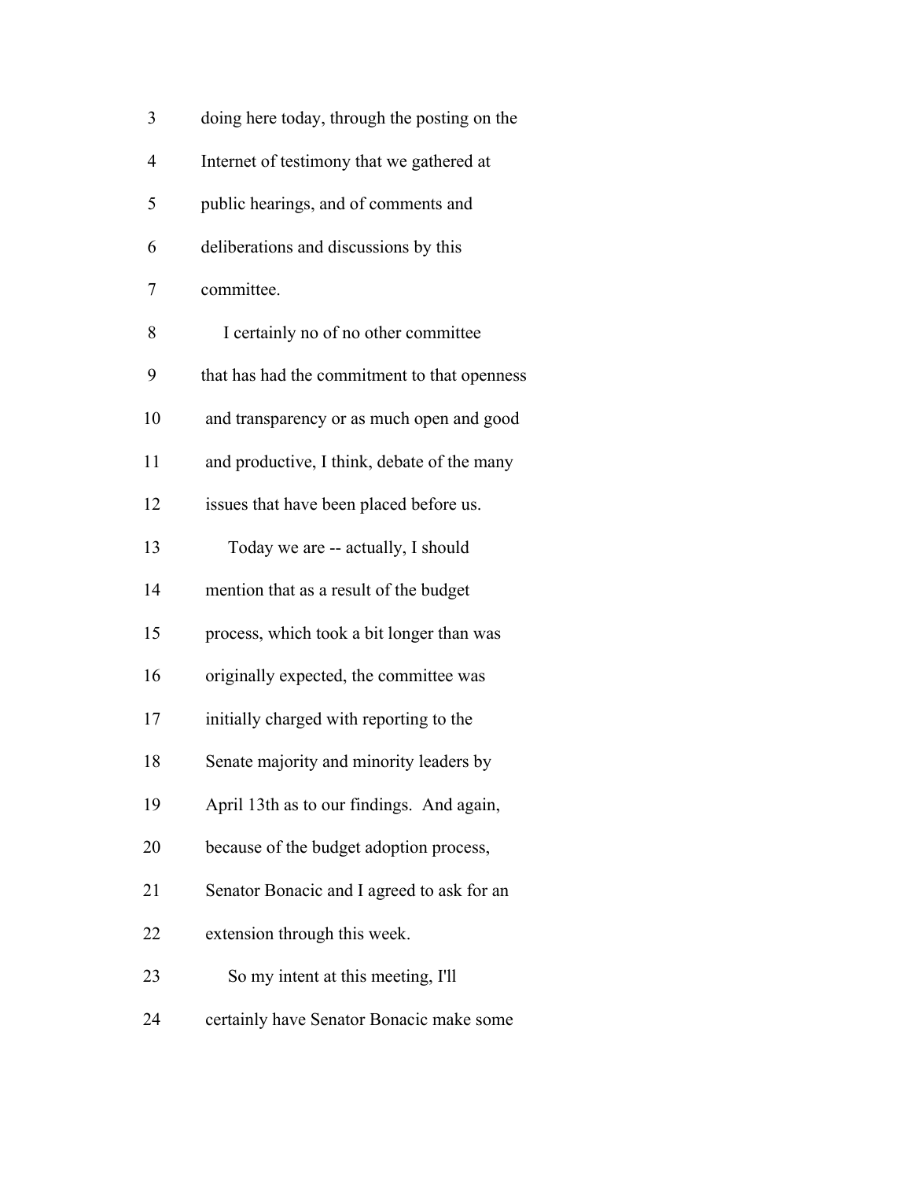doing here today, through the posting on the Internet of testimony that we gathered at public hearings, and of comments and deliberations and discussions by this committee.

I certainly no of no other committee that has had the commitment to that openness and transparency or as much open and good and productive, I think, debate of the many issues that have been placed before us.

Today we are -- actually, I should mention that as a result of the budget process, which took a bit longer than was originally expected, the committee was initially charged with reporting to the Senate majority and minority leaders by April 13th as to our findings. And again, because of the budget adoption process, Senator Bonacic and I agreed to ask for an extension through this week.

So my intent at this meeting, I'll certainly have Senator Bonacic make some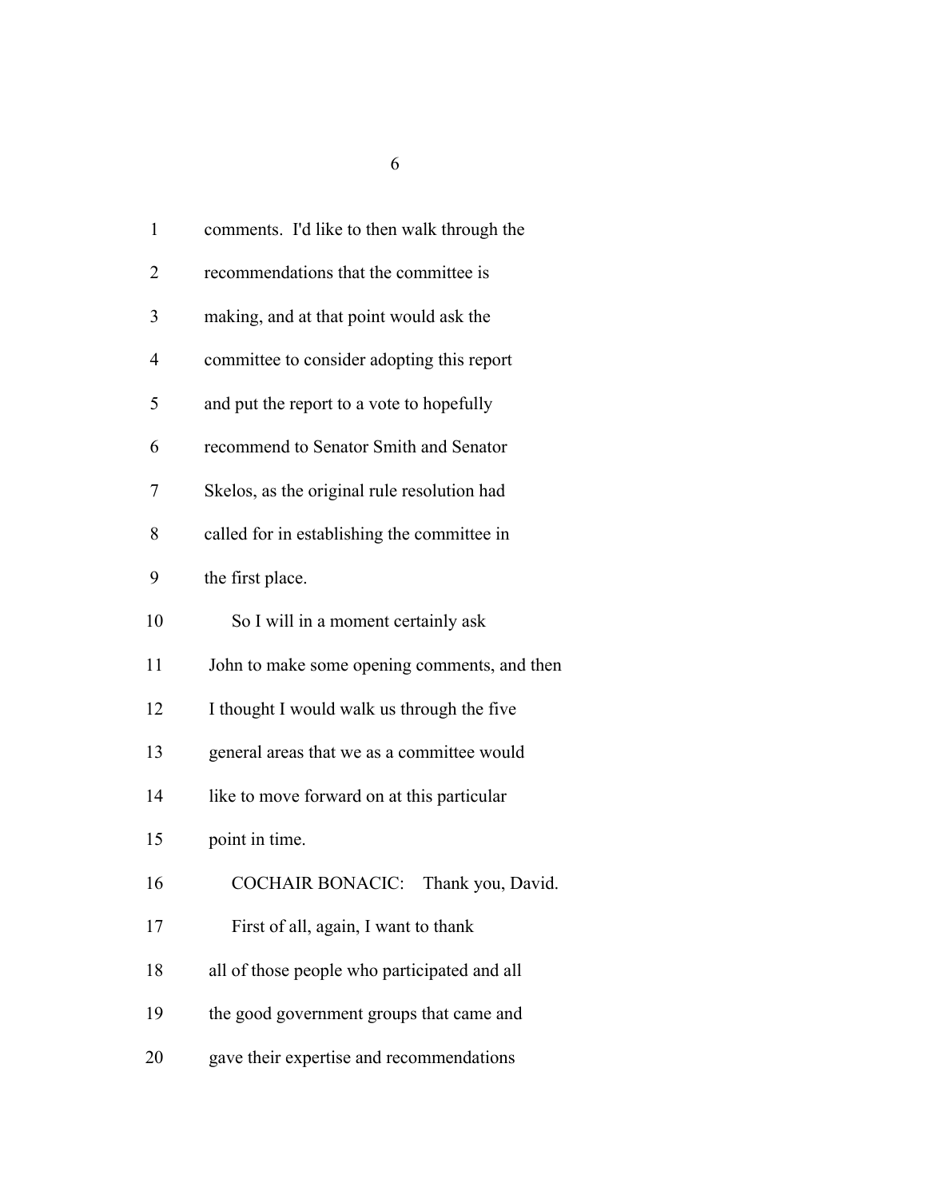comments. I'd like to then walk through the recommendations that the committee is making, and at that point would ask the committee to consider adopting this report and put the report to a vote to hopefully recommend to Senator Smith and Senator Skelos, as the original rule resolution had called for in establishing the committee in the first place.

So I will in a moment certainly ask John to make some opening comments, and then I thought I would walk us through the five general areas that we as a committee would like to move forward on at this particular point in time.

COCHAIR BONACIC: Thank you, David.

First of all, again, I want to thank all of those people who participated and all the good government groups that came and gave their expertise and recommendations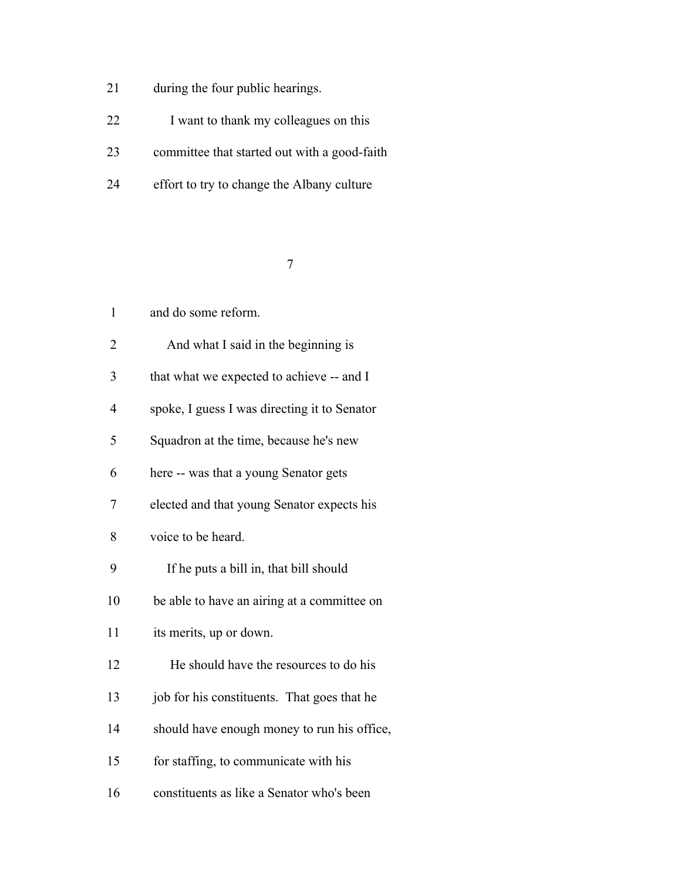during the four public hearings.

I want to thank my colleagues on this committee that started out with a good-faith effort to try to change the Albany culture and do some reform.

And what I said in the beginning is that what we expected to achieve -- and I spoke, I guess I was directing it to Senator Squadron at the time, because he's new here -- was that a young Senator gets elected and that young Senator expects his voice to be heard.

If he puts a bill in, that bill should be able to have an airing at a committee on its merits, up or down.

He should have the resources to do his job for his constituents. That goes that he should have enough money to run his office, for staffing, to communicate with his constituents as like a Senator who's been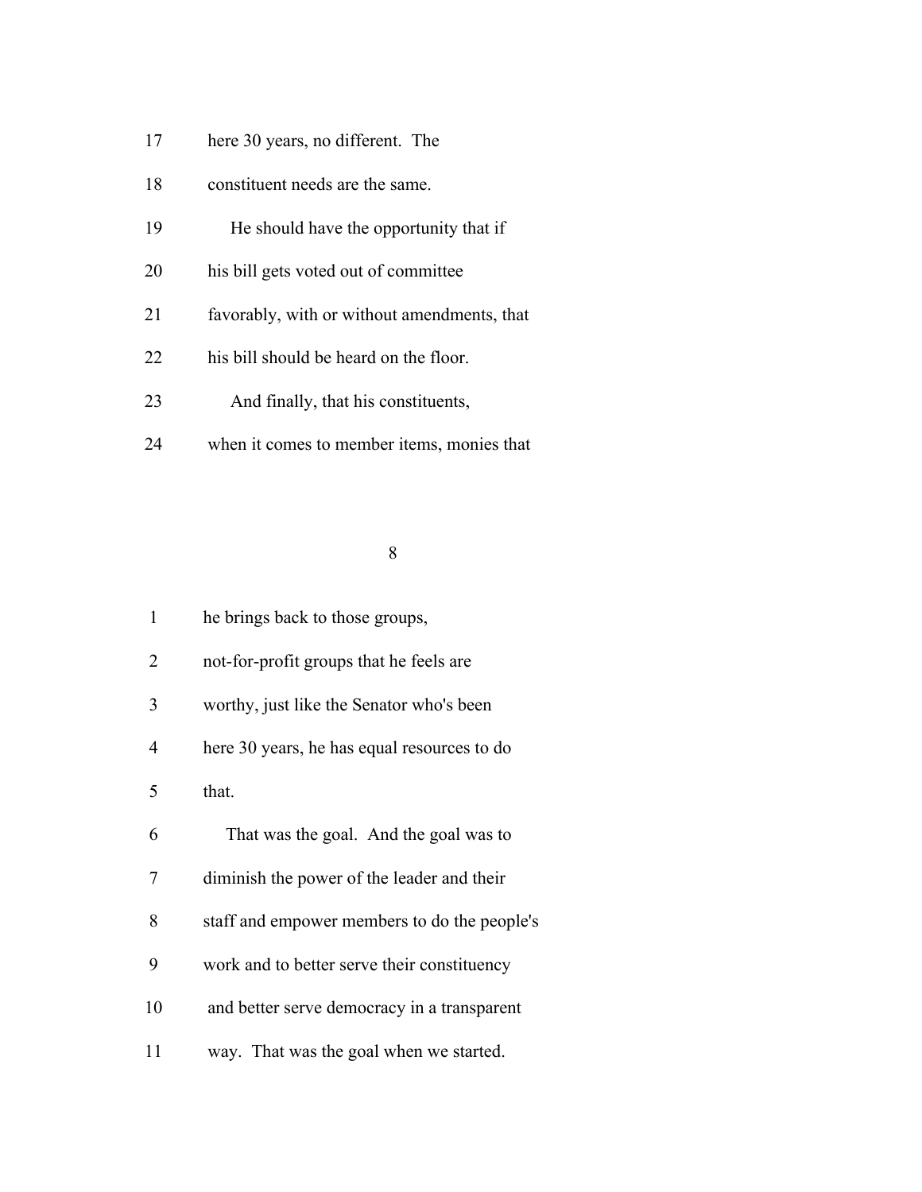17 here 30 years, no different. The

18 constituent needs are the same.

19 He should have the opportunity that if

20 his bill gets voted out of committee

21 favorably, with or without amendments, that

22 his bill should be heard on the floor.

23 And finally, that his constituents,

24 when it comes to member items, monies that

1 he brings back to those groups,

2 not-for-profit groups that he feels are

3 worthy, just like the Senator who's been

4 here 30 years, he has equal resources to do

5 that.

6 That was the goal. And the goal was to

7 diminish the power of the leader and their

8 staff and empower members to do the people's

9 work and to better serve their constituency

10 and better serve democracy in a transparent

11 way. That was the goal when we started.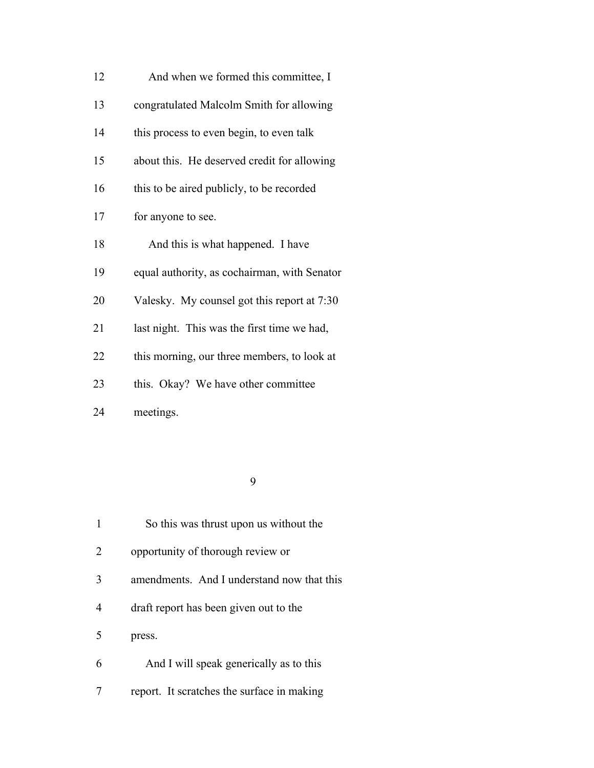12 And when we formed this committee, I

13 congratulated Malcolm Smith for allowing

14 this process to even begin, to even talk

15 about this. He deserved credit for allowing

16 this to be aired publicly, to be recorded

17 for anyone to see.

18 And this is what happened. I have

19 equal authority, as cochairman, with Senator

20 Valesky. My counsel got this report at 7:30

21 last night. This was the first time we had,

22 this morning, our three members, to look at

23 this. Okay? We have other committee

24 meetings.

1 So this was thrust upon us without the

2 opportunity of thorough review or

3 amendments. And I understand now that this

4 draft report has been given out to the

5 press.

6 And I will speak generically as to this

7 report. It scratches the surface in making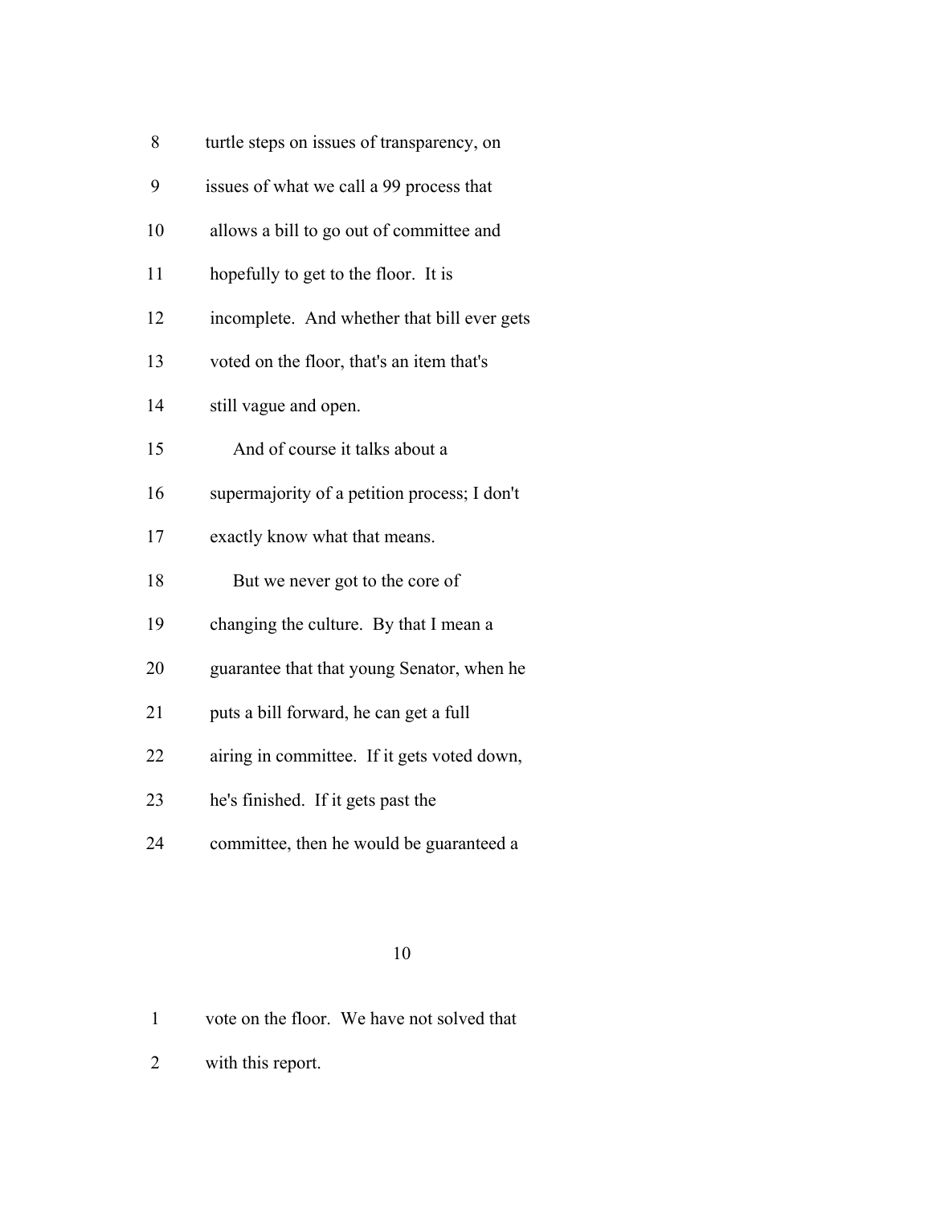turtle steps on issues of transparency, on issues of what we call a 99 process that allows a bill to go out of committee and hopefully to get to the floor. It is incomplete. And whether that bill ever gets voted on the floor, that's an item that's still vague and open.

And of course it talks about a supermajority of a petition process; I don't exactly know what that means.

But we never got to the core of changing the culture. By that I mean a guarantee that that young Senator, when he puts a bill forward, he can get a full airing in committee. If it gets voted down, he's finished. If it gets past the committee, then he would be guaranteed a vote on the floor. We have not solved that with this report.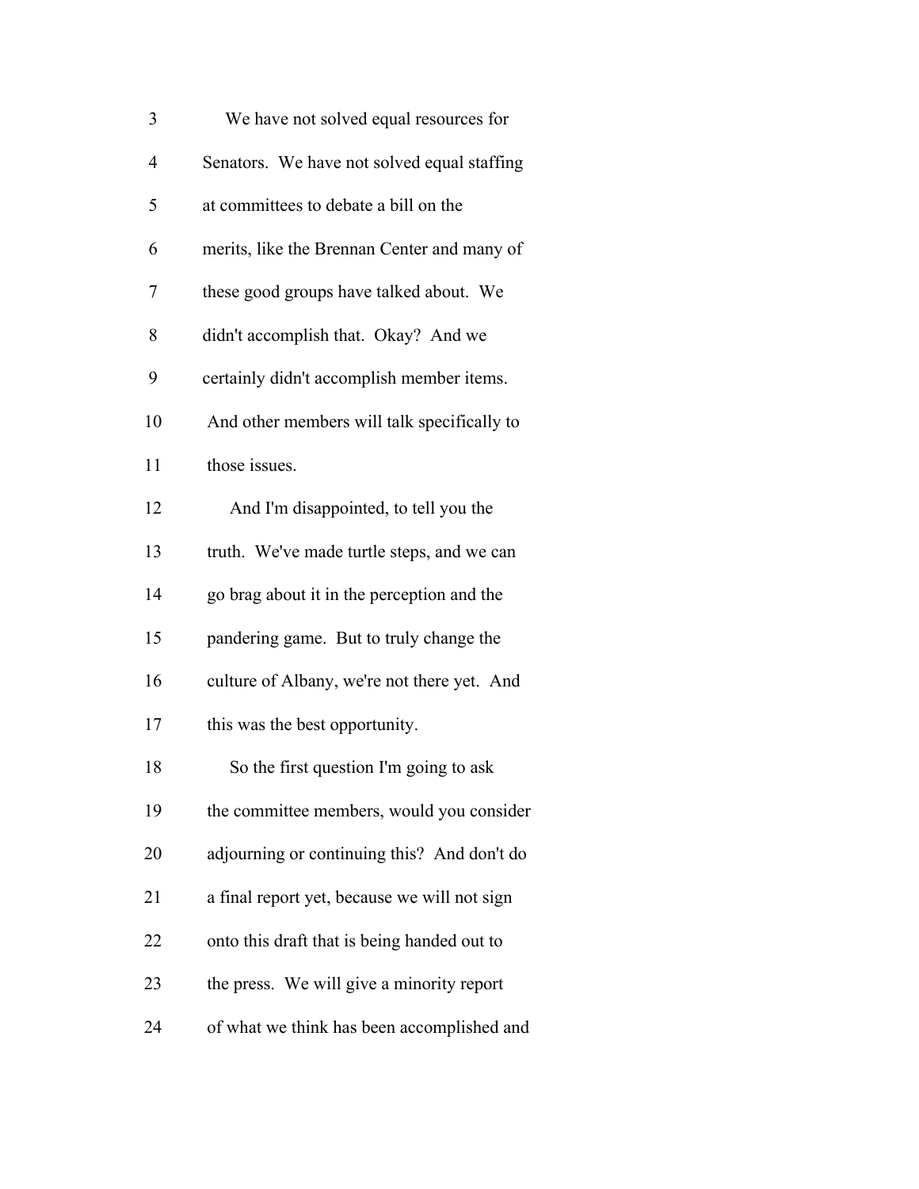We have not solved equal resources for Senators. We have not solved equal staffing at committees to debate a bill on the merits, like the Brennan Center and many of these good groups have talked about. We didn't accomplish that. Okay? And we certainly didn't accomplish member items. And other members will talk specifically to those issues.

And I'm disappointed, to tell you the truth. We've made turtle steps, and we can go brag about it in the perception and the pandering game. But to truly change the culture of Albany, we're not there yet. And this was the best opportunity.

So the first question I'm going to ask the committee members, would you consider adjourning or continuing this? And don't do a final report yet, because we will not sign onto this draft that is being handed out to the press. We will give a minority report of what we think has been accomplished and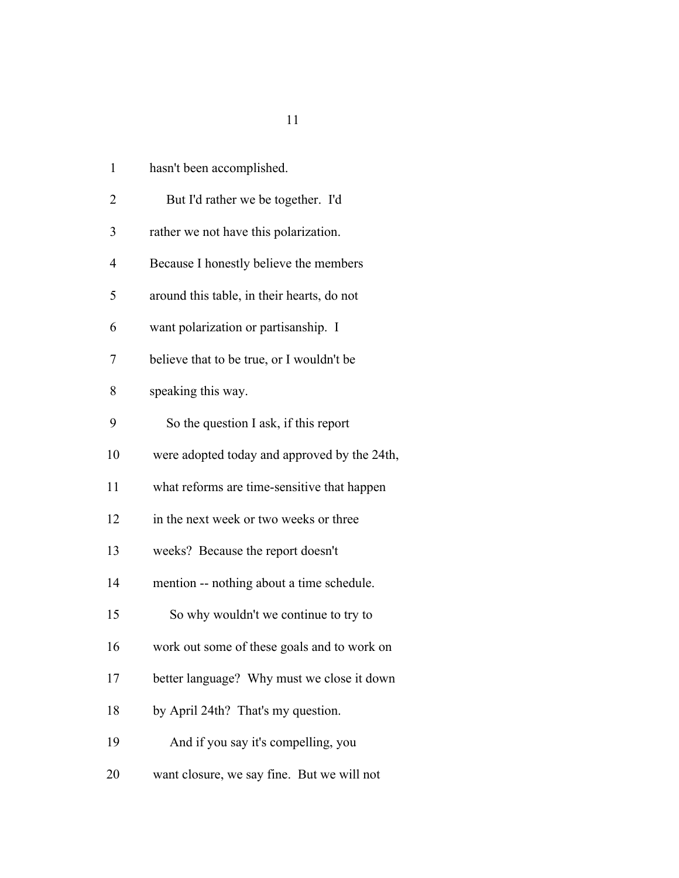hasn't been accomplished.

But I'd rather we be together. I'd rather we not have this polarization. Because I honestly believe the members around this table, in their hearts, do not want polarization or partisanship. I believe that to be true, or I wouldn't be speaking this way.

So the question I ask, if this report were adopted today and approved by the 24th, what reforms are time-sensitive that happen in the next week or two weeks or three weeks? Because the report doesn't mention -- nothing about a time schedule.

So why wouldn't we continue to try to work out some of these goals and to work on better language? Why must we close it down by April 24th? That's my question.

And if you say it's compelling, you want closure, we say fine. But we will not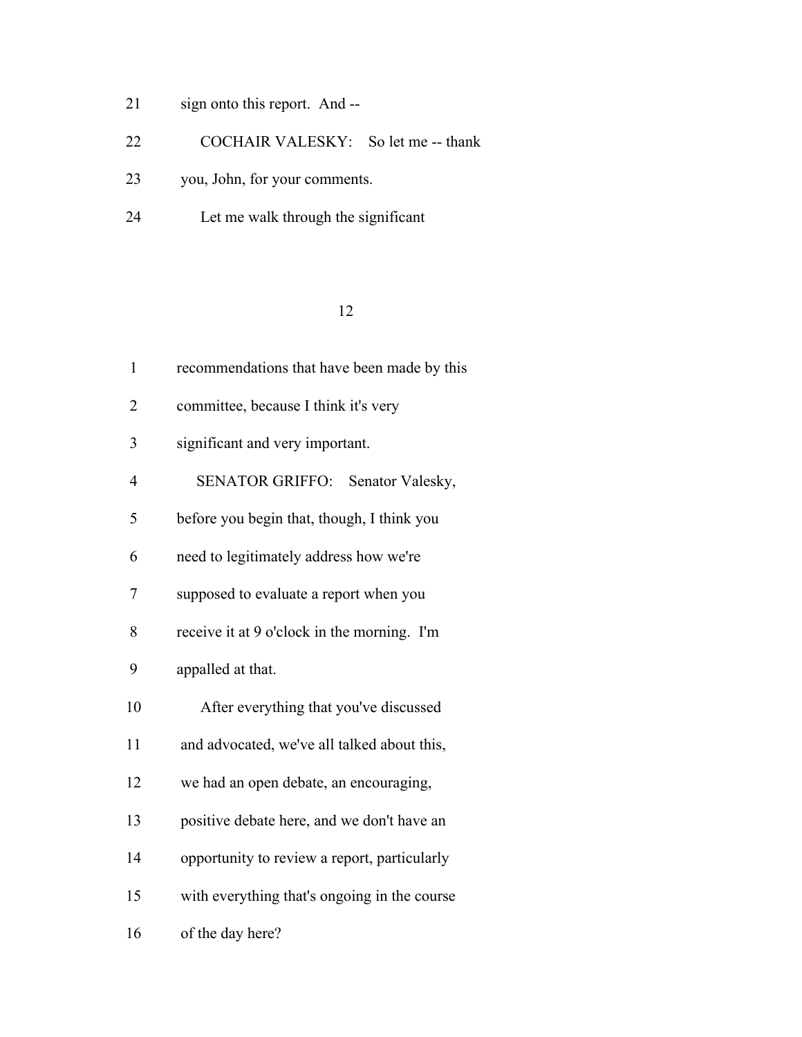21 sign onto this report. And --

22 COCHAIR VALESKY: So let me -- thank

23 you, John, for your comments.

24 Let me walk through the significant

1 recommendations that have been made by this

2 committee, because I think it's very

3 significant and very important.

4 SENATOR GRIFFO: Senator Valesky,

5 before you begin that, though, I think you

6 need to legitimately address how we're

7 supposed to evaluate a report when you

8 receive it at 9 o'clock in the morning. I'm

9 appalled at that.

10 After everything that you've discussed

11 and advocated, we've all talked about this,

12 we had an open debate, an encouraging,

13 positive debate here, and we don't have an

14 opportunity to review a report, particularly

15 with everything that's ongoing in the course

16 of the day here?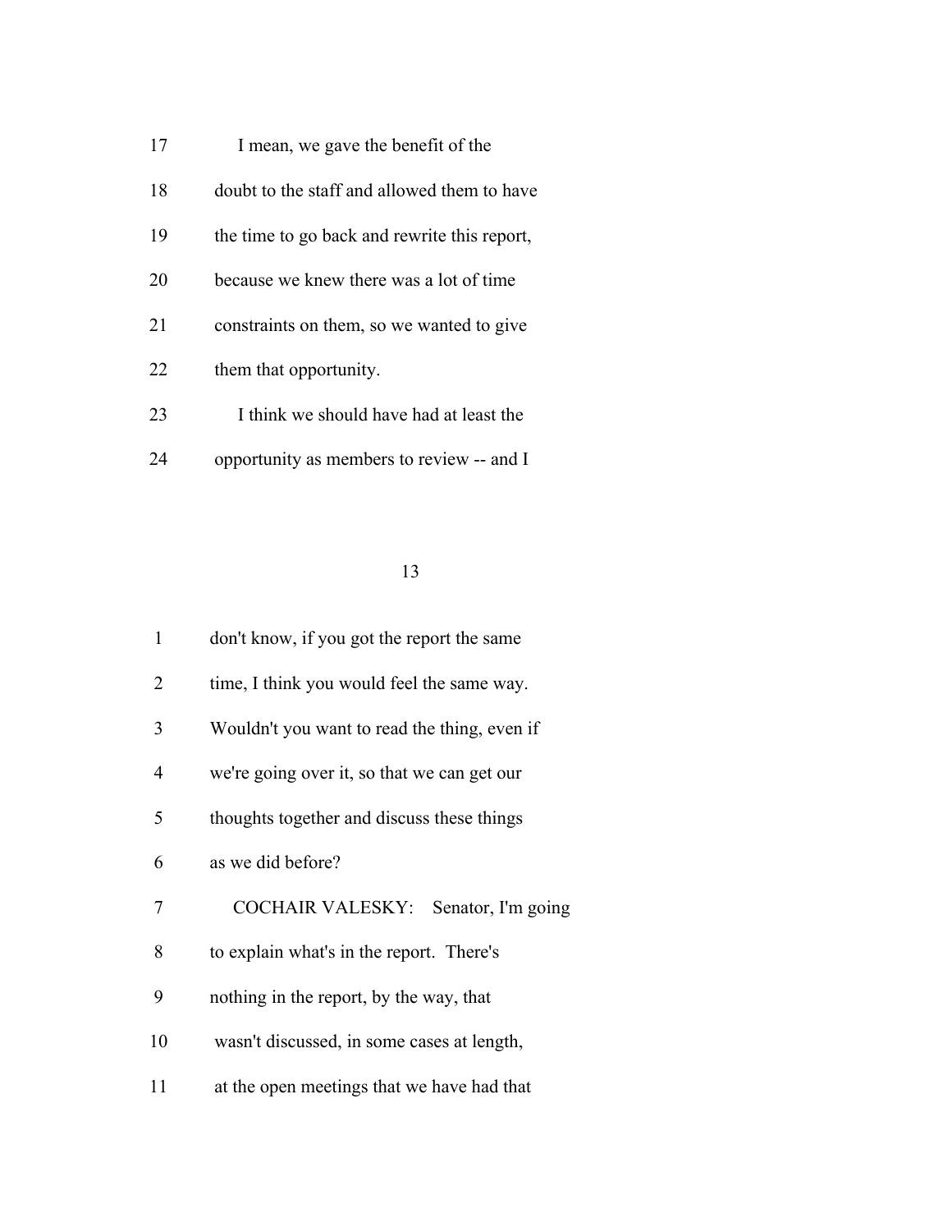17 I mean, we gave the benefit of the

18 doubt to the staff and allowed them to have

19 the time to go back and rewrite this report,

20 because we knew there was a lot of time

21 constraints on them, so we wanted to give

22 them that opportunity.

23 I think we should have had at least the

24 opportunity as members to review -- and I

1 don't know, if you got the report the same

2 time, I think you would feel the same way.

3 Wouldn't you want to read the thing, even if

4 we're going over it, so that we can get our

5 thoughts together and discuss these things

6 as we did before?

7 COCHAIR VALESKY: Senator, I'm going

8 to explain what's in the report. There's

9 nothing in the report, by the way, that

10 wasn't discussed, in some cases at length,

11 at the open meetings that we have had that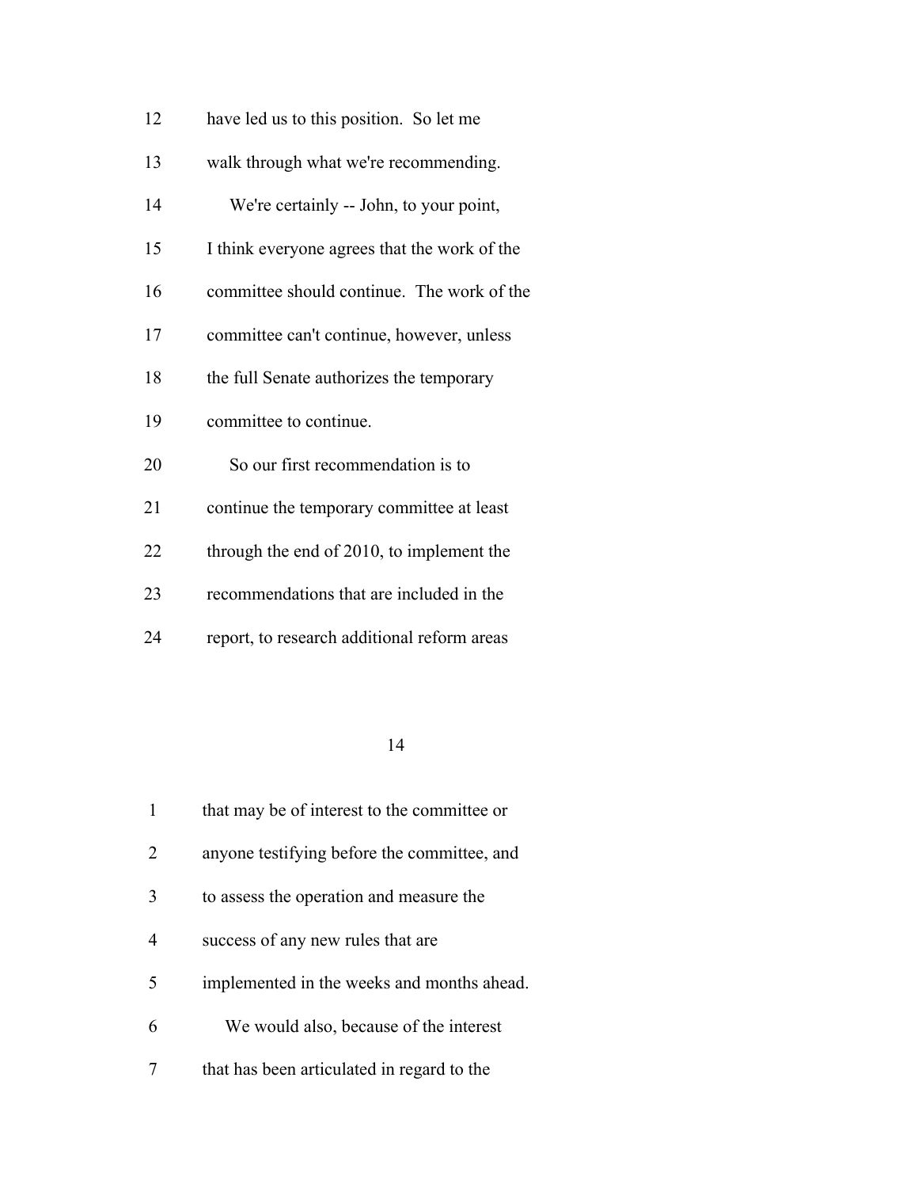have led us to this position. So let me walk through what we're recommending.

We're certainly -- John, to your point, I think everyone agrees that the work of the committee should continue. The work of the committee can't continue, however, unless the full Senate authorizes the temporary committee to continue.

So our first recommendation is to continue the temporary committee at least through the end of 2010, to implement the recommendations that are included in the report, to research additional reform areas that may be of interest to the committee or anyone testifying before the committee, and to assess the operation and measure the success of any new rules that are implemented in the weeks and months ahead.

We would also, because of the interest that has been articulated in regard to the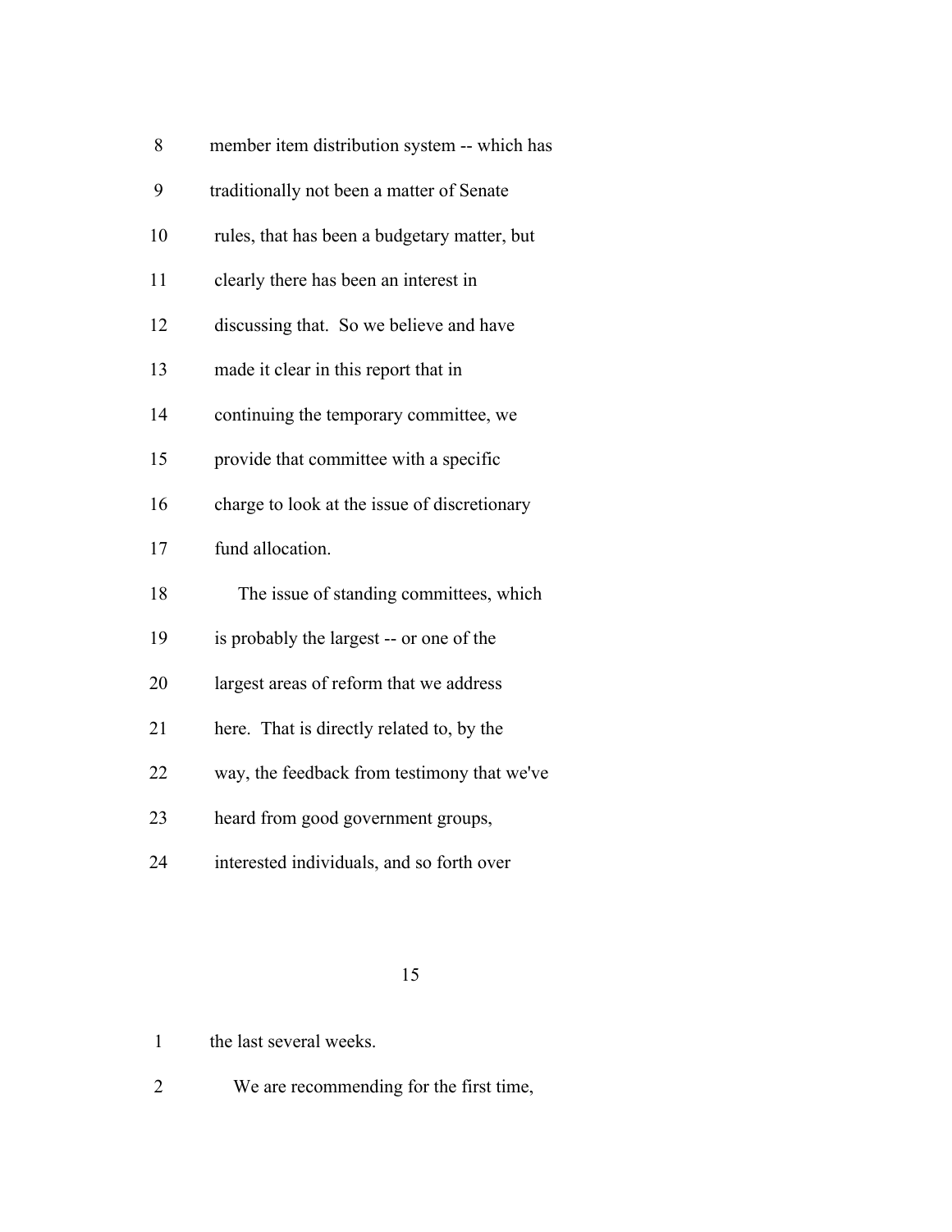member item distribution system -- which has traditionally not been a matter of Senate rules, that has been a budgetary matter, but clearly there has been an interest in discussing that. So we believe and have made it clear in this report that in continuing the temporary committee, we provide that committee with a specific charge to look at the issue of discretionary fund allocation.

The issue of standing committees, which is probably the largest -- or one of the largest areas of reform that we address here. That is directly related to, by the way, the feedback from testimony that we've heard from good government groups, interested individuals, and so forth over the last several weeks.

We are recommending for the first time,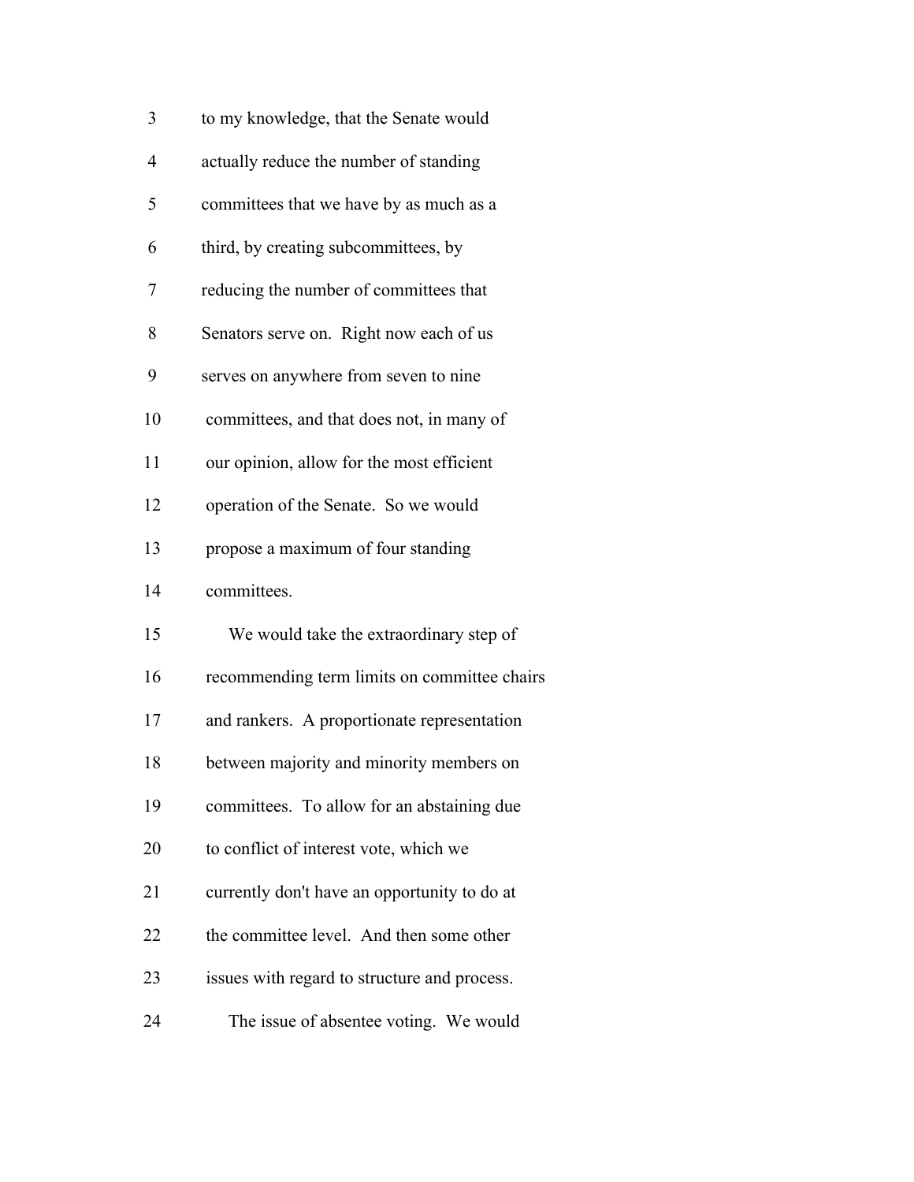to my knowledge, that the Senate would actually reduce the number of standing committees that we have by as much as a third, by creating subcommittees, by reducing the number of committees that Senators serve on. Right now each of us serves on anywhere from seven to nine committees, and that does not, in many of our opinion, allow for the most efficient operation of the Senate. So we would propose a maximum of four standing committees.

We would take the extraordinary step of recommending term limits on committee chairs and rankers. A proportionate representation between majority and minority members on committees. To allow for an abstaining due to conflict of interest vote, which we currently don't have an opportunity to do at the committee level. And then some other issues with regard to structure and process.

The issue of absentee voting. We would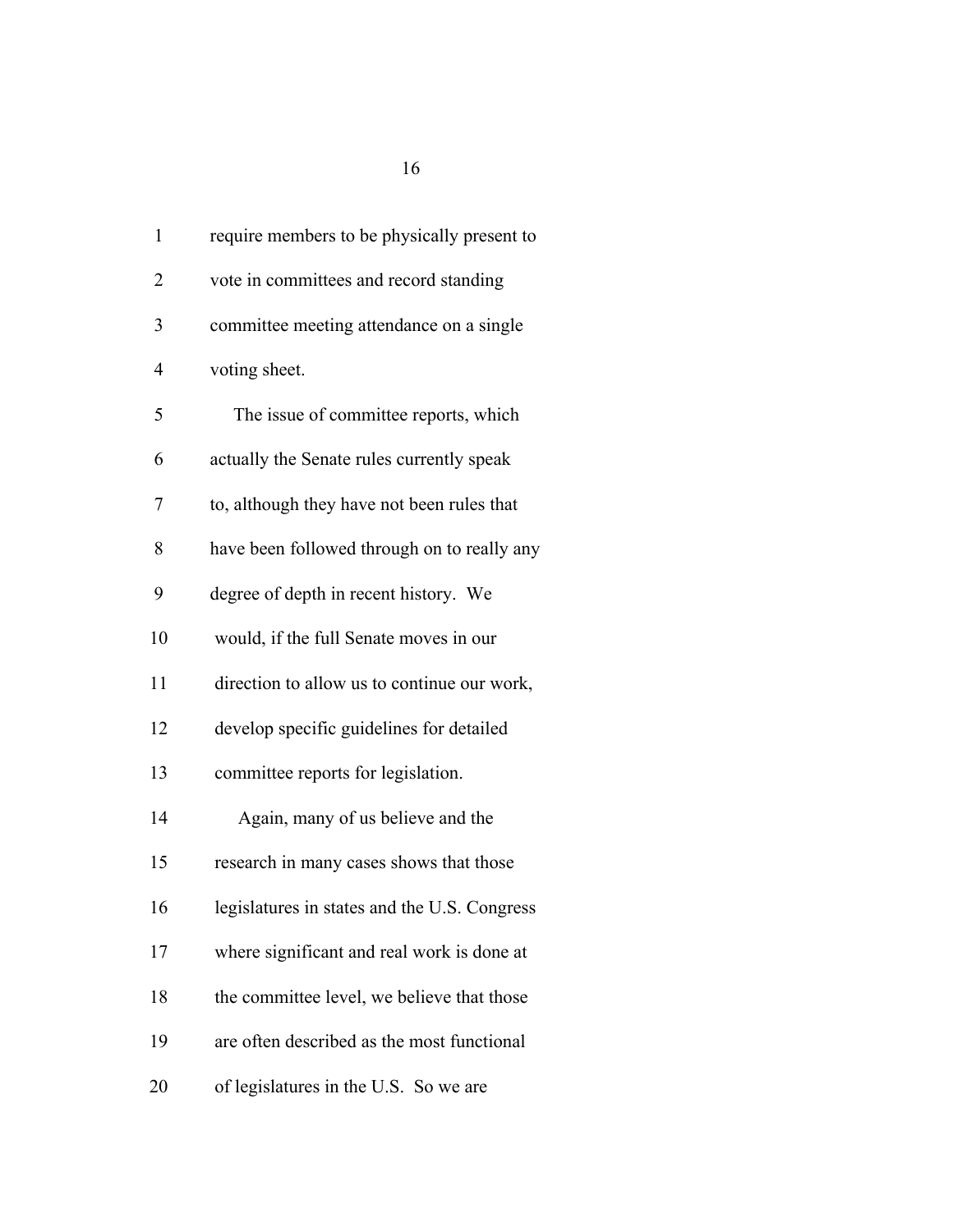require members to be physically present to vote in committees and record standing committee meeting attendance on a single voting sheet.

The issue of committee reports, which actually the Senate rules currently speak to, although they have not been rules that have been followed through on to really any degree of depth in recent history. We would, if the full Senate moves in our direction to allow us to continue our work, develop specific guidelines for detailed committee reports for legislation.

Again, many of us believe and the research in many cases shows that those legislatures in states and the U.S. Congress where significant and real work is done at the committee level, we believe that those are often described as the most functional of legislatures in the U.S. So we are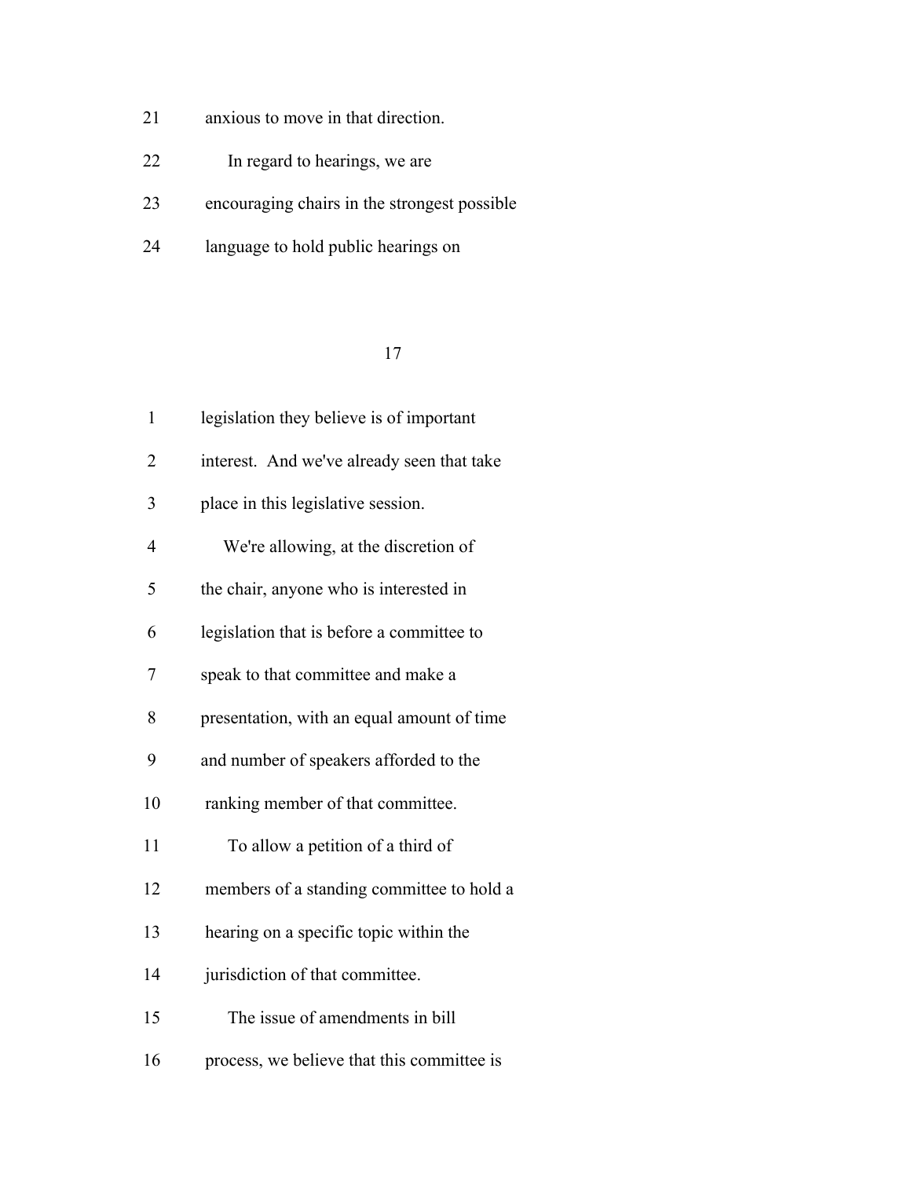anxious to move in that direction.

In regard to hearings, we are encouraging chairs in the strongest possible language to hold public hearings on legislation they believe is of important interest. And we've already seen that take place in this legislative session.

We're allowing, at the discretion of the chair, anyone who is interested in legislation that is before a committee to speak to that committee and make a presentation, with an equal amount of time and number of speakers afforded to the ranking member of that committee.

To allow a petition of a third of members of a standing committee to hold a hearing on a specific topic within the jurisdiction of that committee.

The issue of amendments in bill process, we believe that this committee is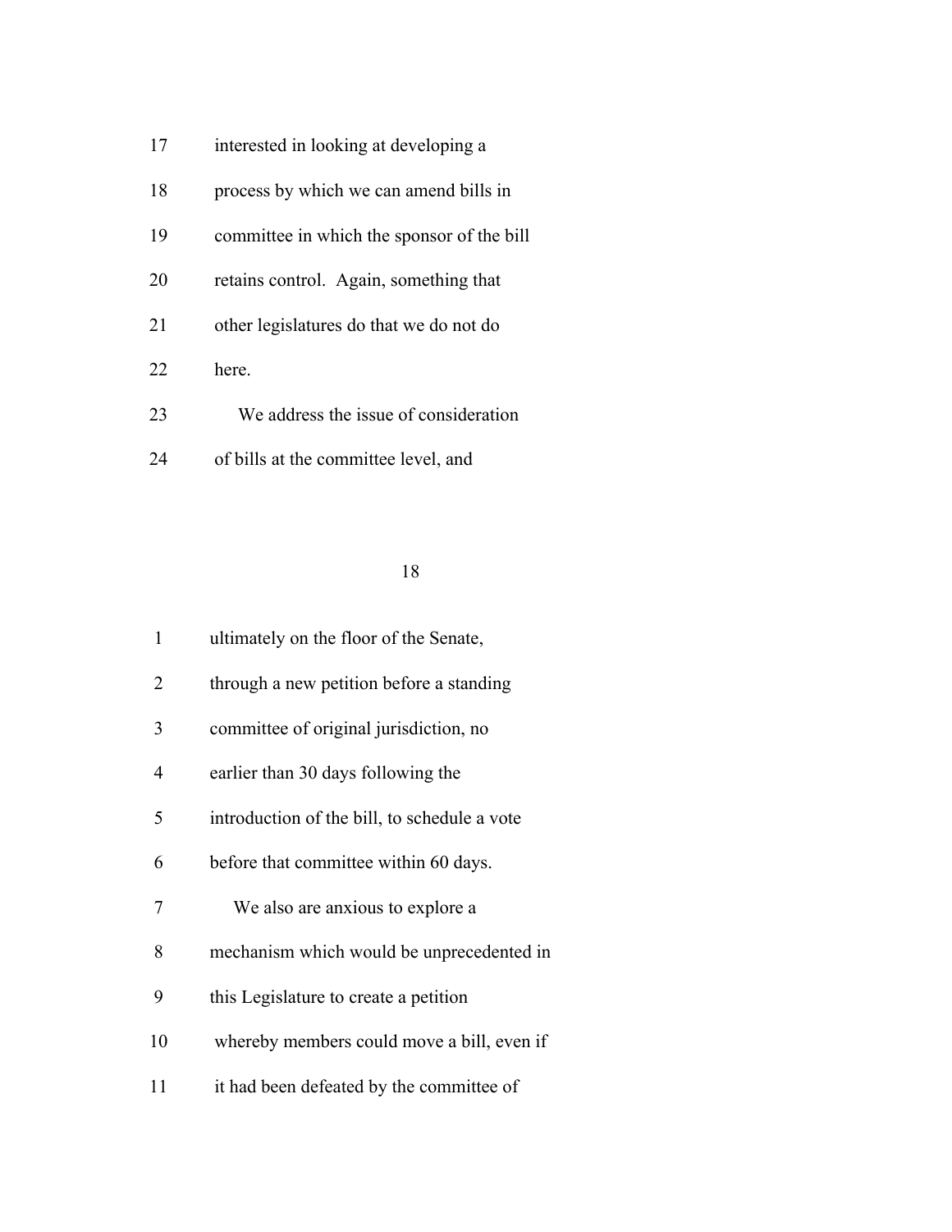interested in looking at developing a process by which we can amend bills in committee in which the sponsor of the bill retains control. Again, something that other legislatures do that we do not do here.

We address the issue of consideration of bills at the committee level, and ultimately on the floor of the Senate, through a new petition before a standing committee of original jurisdiction, no earlier than 30 days following the introduction of the bill, to schedule a vote before that committee within 60 days.

We also are anxious to explore a mechanism which would be unprecedented in this Legislature to create a petition whereby members could move a bill, even if it had been defeated by the committee of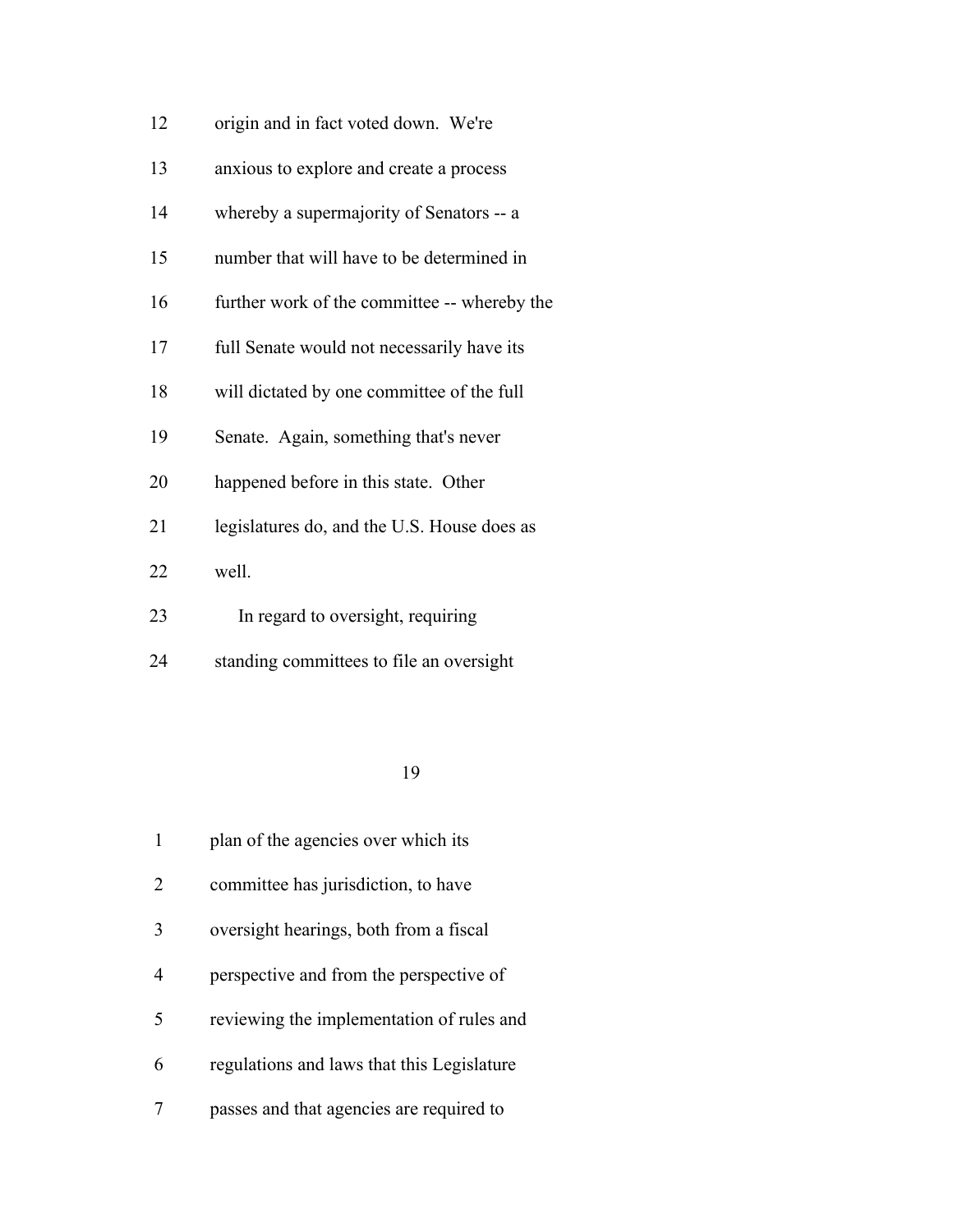origin and in fact voted down. We're anxious to explore and create a process whereby a supermajority of Senators -- a number that will have to be determined in further work of the committee -- whereby the full Senate would not necessarily have its will dictated by one committee of the full Senate. Again, something that's never happened before in this state. Other legislatures do, and the U.S. House does as well.

In regard to oversight, requiring standing committees to file an oversight plan of the agencies over which its committee has jurisdiction, to have oversight hearings, both from a fiscal perspective and from the perspective of reviewing the implementation of rules and regulations and laws that this Legislature passes and that agencies are required to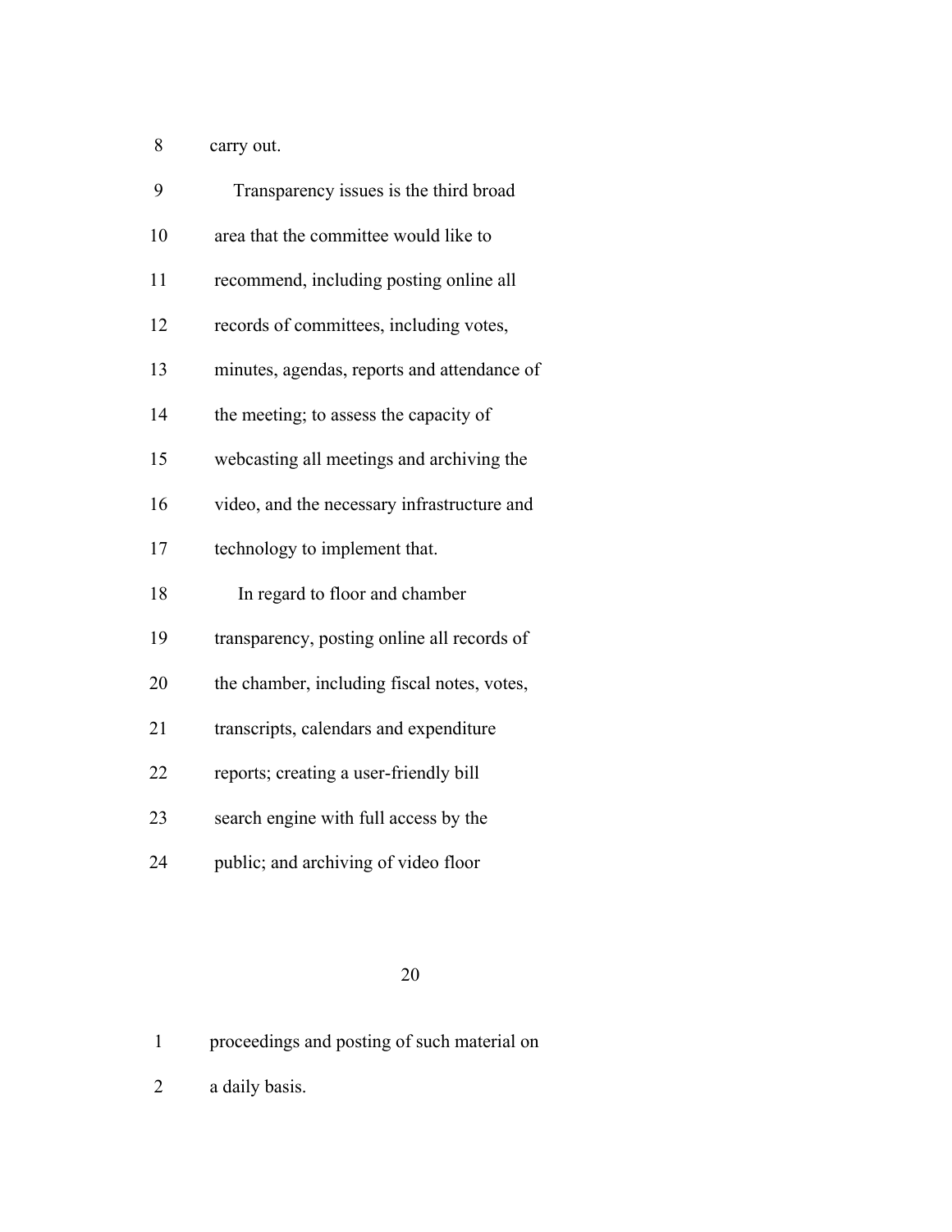carry out.

Transparency issues is the third broad area that the committee would like to recommend, including posting online all records of committees, including votes, minutes, agendas, reports and attendance of the meeting; to assess the capacity of webcasting all meetings and archiving the video, and the necessary infrastructure and technology to implement that.

In regard to floor and chamber transparency, posting online all records of the chamber, including fiscal notes, votes, transcripts, calendars and expenditure reports; creating a user-friendly bill search engine with full access by the public; and archiving of video floor proceedings and posting of such material on a daily basis.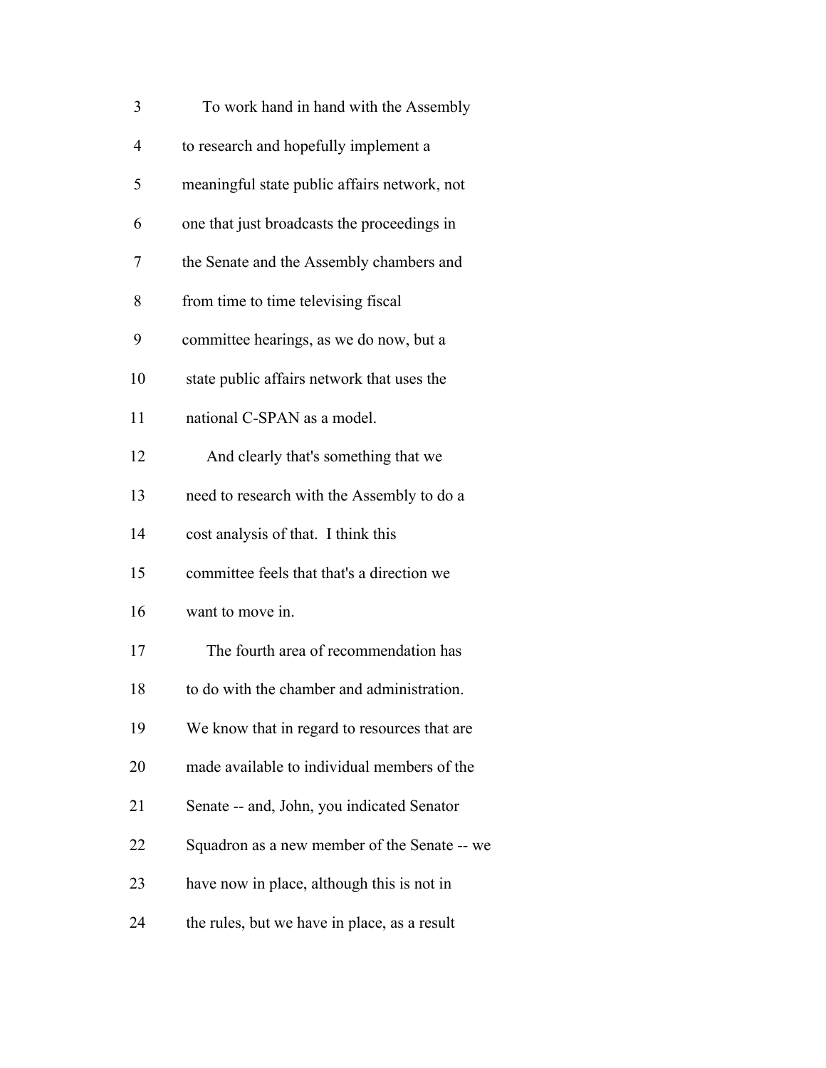To work hand in hand with the Assembly to research and hopefully implement a meaningful state public affairs network, not one that just broadcasts the proceedings in the Senate and the Assembly chambers and from time to time televising fiscal committee hearings, as we do now, but a state public affairs network that uses the national C-SPAN as a model.

And clearly that's something that we need to research with the Assembly to do a cost analysis of that. I think this committee feels that that's a direction we want to move in.

The fourth area of recommendation has to do with the chamber and administration. We know that in regard to resources that are made available to individual members of the Senate -- and, John, you indicated Senator Squadron as a new member of the Senate -- we have now in place, although this is not in the rules, but we have in place, as a result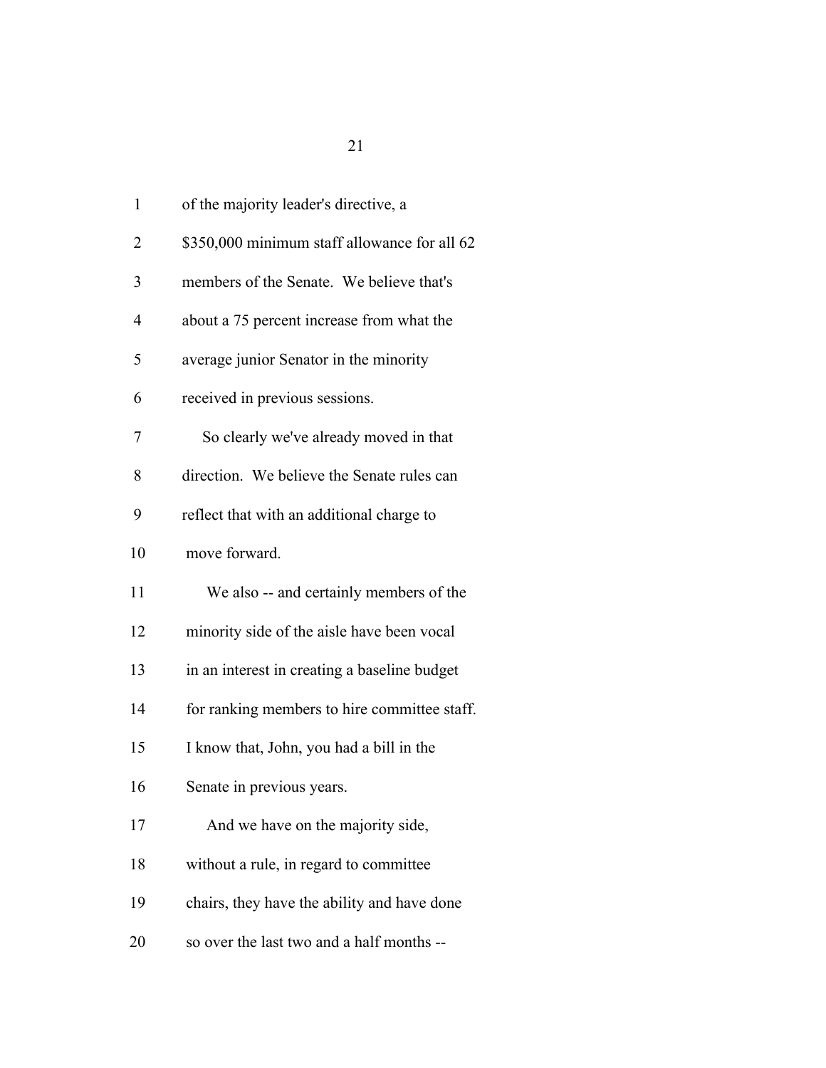of the majority leader's directive, a $350,000 minimum staff allowance for all 62 members of the Senate. We believe that's about a 75 percent increase from what the average junior Senator in the minority received in previous sessions.

So clearly we've already moved in that direction. We believe the Senate rules can reflect that with an additional charge to move forward.

We also -- and certainly members of the minority side of the aisle have been vocal in an interest in creating a baseline budget for ranking members to hire committee staff. I know that, John, you had a bill in the Senate in previous years.

And we have on the majority side, without a rule, in regard to committee chairs, they have the ability and have done so over the last two and a half months --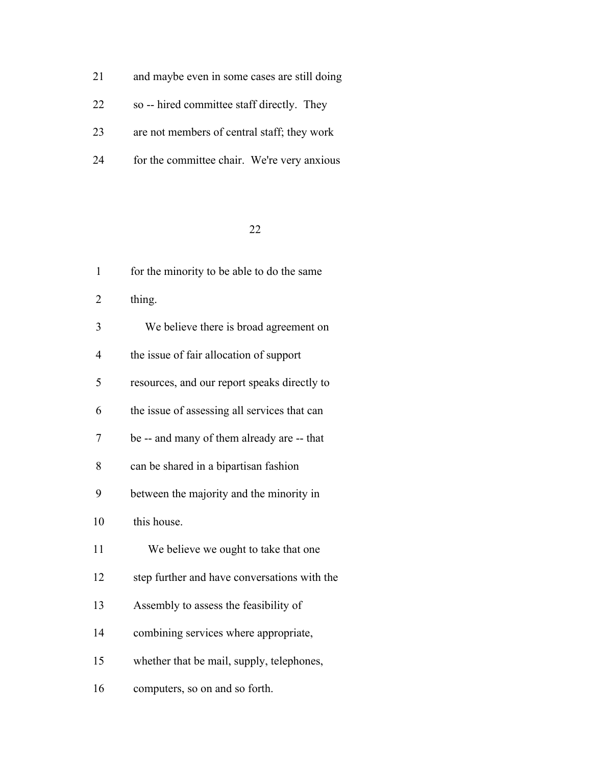and maybe even in some cases are still doing so -- hired committee staff directly. They are not members of central staff; they work for the committee chair. We're very anxious for the minority to be able to do the same thing.

We believe there is broad agreement on the issue of fair allocation of support resources, and our report speaks directly to the issue of assessing all services that can be -- and many of them already are -- that can be shared in a bipartisan fashion between the majority and the minority in this house.

We believe we ought to take that one step further and have conversations with the Assembly to assess the feasibility of combining services where appropriate, whether that be mail, supply, telephones, computers, so on and so forth.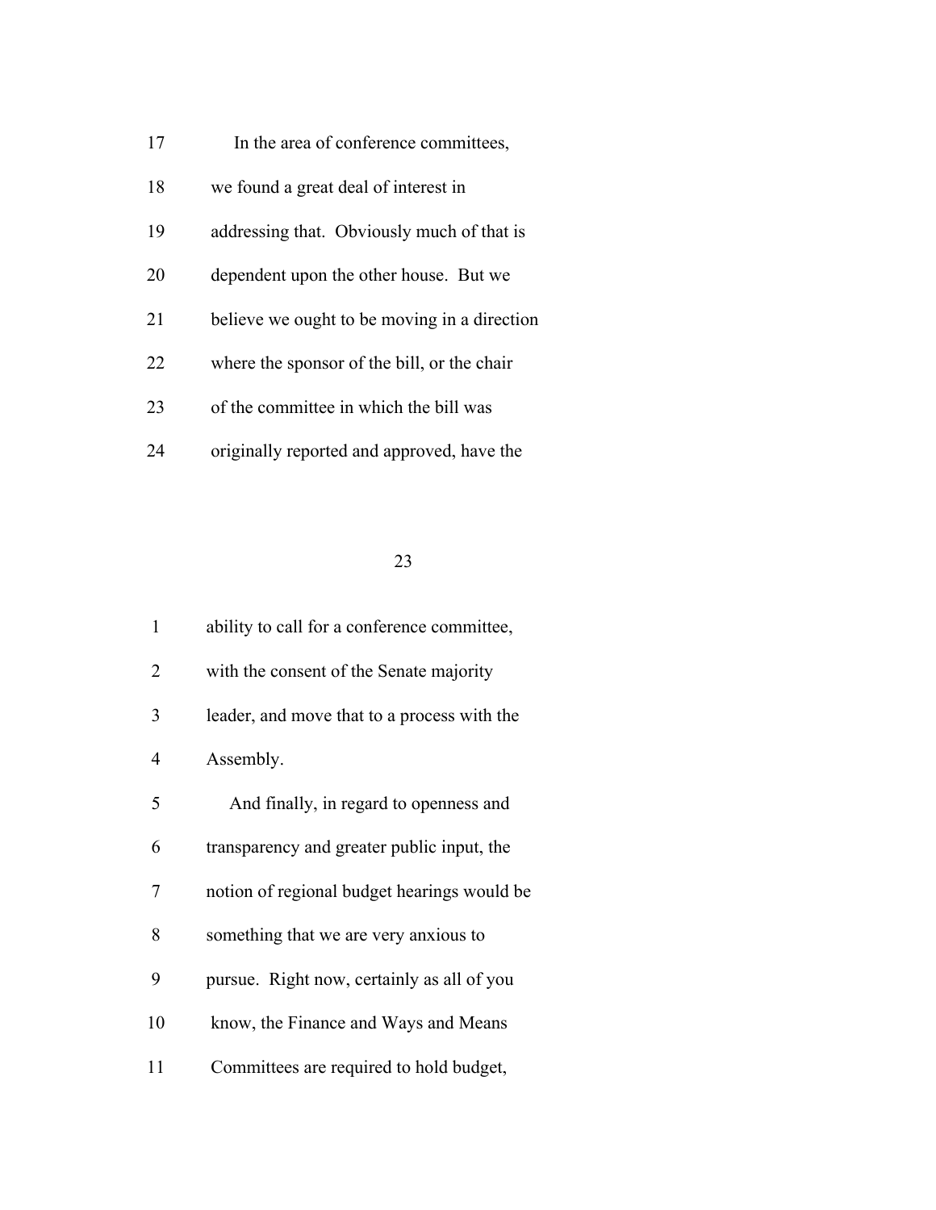17 In the area of conference committees,

18 we found a great deal of interest in

19 addressing that. Obviously much of that is

20 dependent upon the other house. But we

21 believe we ought to be moving in a direction

22 where the sponsor of the bill, or the chair

23 of the committee in which the bill was

24 originally reported and approved, have the

1 ability to call for a conference committee,

2 with the consent of the Senate majority

3 leader, and move that to a process with the

4 Assembly.

5 And finally, in regard to openness and

6 transparency and greater public input, the

7 notion of regional budget hearings would be

8 something that we are very anxious to

9 pursue. Right now, certainly as all of you

10 know, the Finance and Ways and Means

11 Committees are required to hold budget,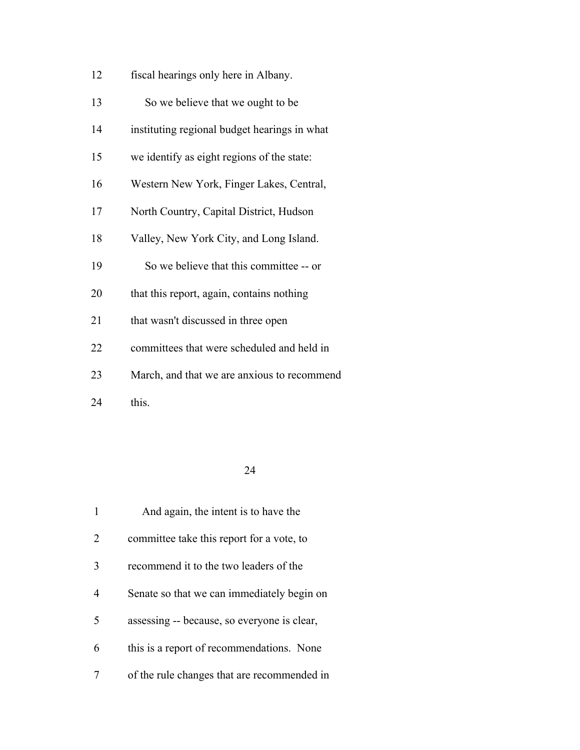12 fiscal hearings only here in Albany.

13 So we believe that we ought to be

14 instituting regional budget hearings in what

15 we identify as eight regions of the state:

16 Western New York, Finger Lakes, Central,

17 North Country, Capital District, Hudson

18 Valley, New York City, and Long Island.

19 So we believe that this committee -- or

20 that this report, again, contains nothing

21 that wasn't discussed in three open

22 committees that were scheduled and held in

23 March, and that we are anxious to recommend

24 this.

1 And again, the intent is to have the

2 committee take this report for a vote, to

3 recommend it to the two leaders of the

4 Senate so that we can immediately begin on

5 assessing -- because, so everyone is clear,

6 this is a report of recommendations. None

7 of the rule changes that are recommended in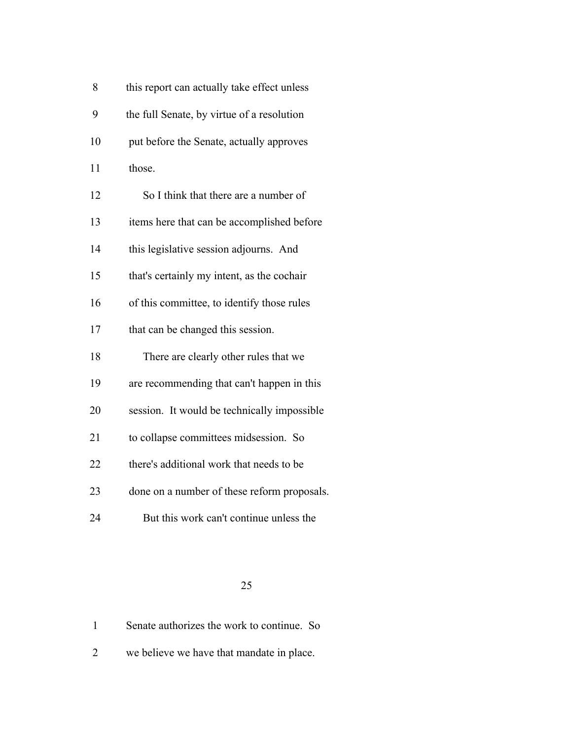this report can actually take effect unless the full Senate, by virtue of a resolution put before the Senate, actually approves those.

So I think that there are a number of items here that can be accomplished before this legislative session adjourns. And that's certainly my intent, as the cochair of this committee, to identify those rules that can be changed this session.

There are clearly other rules that we are recommending that can't happen in this session. It would be technically impossible to collapse committees midsession. So there's additional work that needs to be done on a number of these reform proposals.

But this work can't continue unless the Senate authorizes the work to continue. So we believe we have that mandate in place.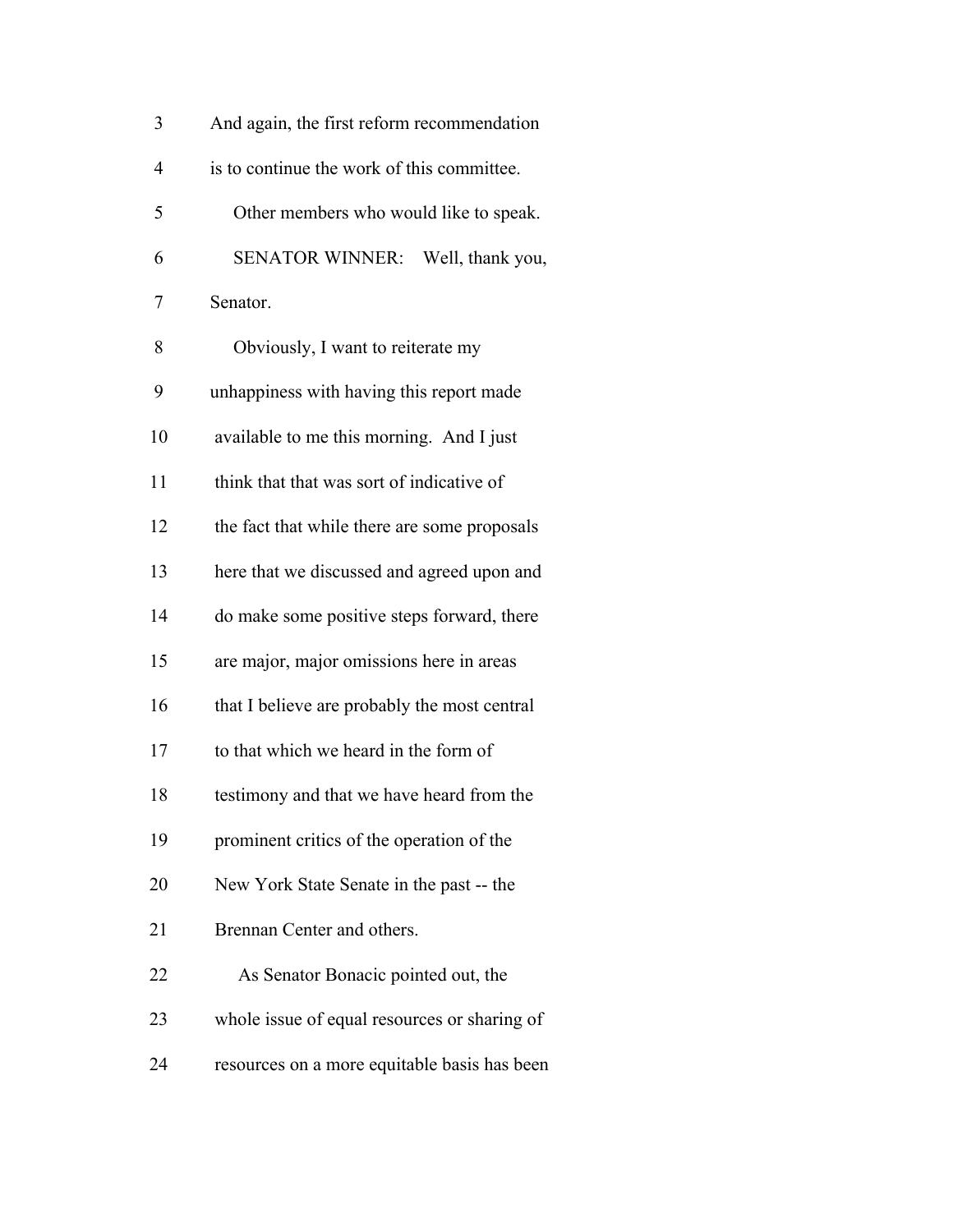And again, the first reform recommendation is to continue the work of this committee.

Other members who would like to speak.

SENATOR WINNER: Well, thank you, Senator.

Obviously, I want to reiterate my unhappiness with having this report made available to me this morning. And I just think that that was sort of indicative of the fact that while there are some proposals here that we discussed and agreed upon and do make some positive steps forward, there are major, major omissions here in areas that I believe are probably the most central to that which we heard in the form of testimony and that we have heard from the prominent critics of the operation of the New York State Senate in the past -- the Brennan Center and others.

As Senator Bonacic pointed out, the whole issue of equal resources or sharing of resources on a more equitable basis has been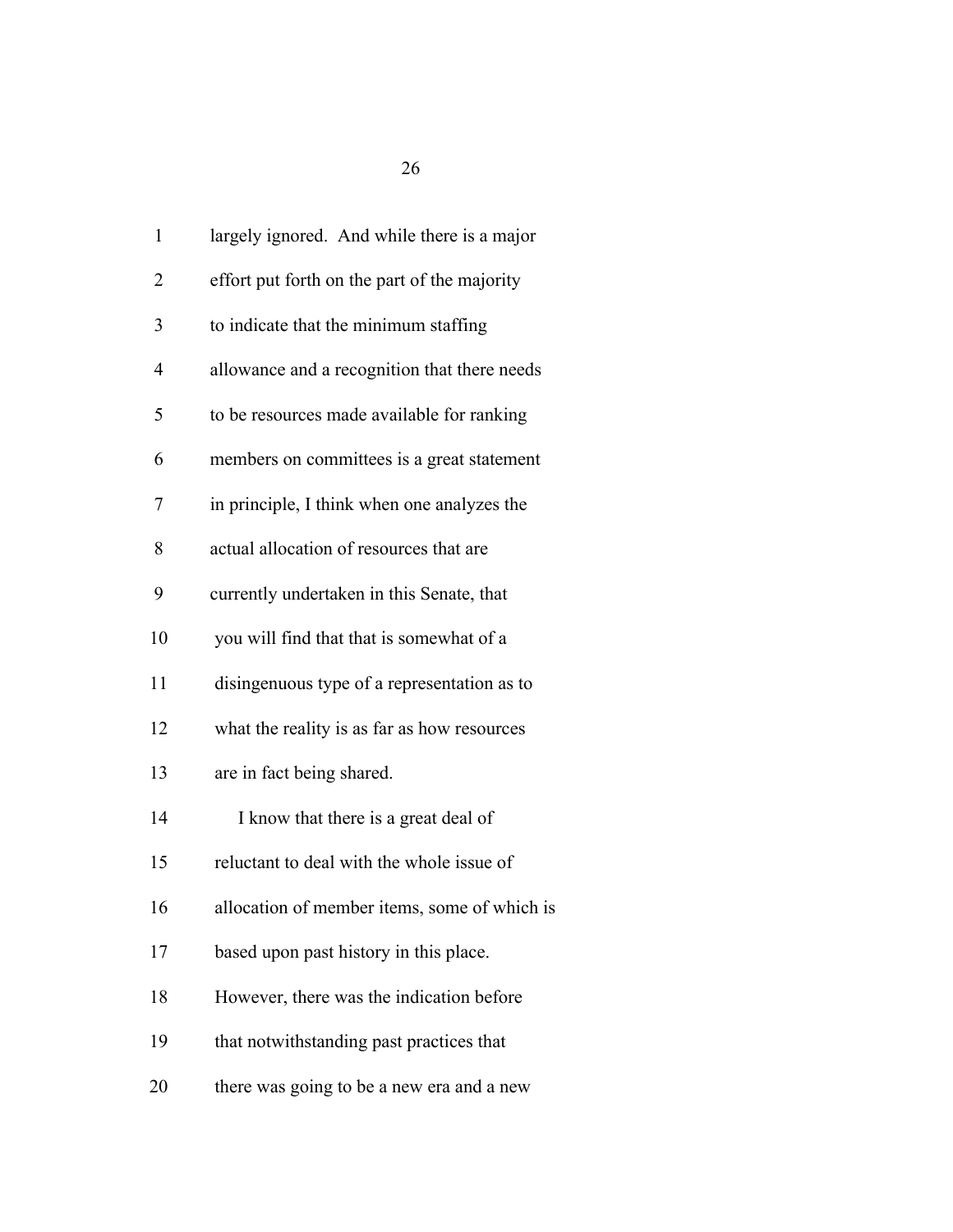largely ignored. And while there is a major effort put forth on the part of the majority to indicate that the minimum staffing allowance and a recognition that there needs to be resources made available for ranking members on committees is a great statement in principle, I think when one analyzes the actual allocation of resources that are currently undertaken in this Senate, that you will find that that is somewhat of a disingenuous type of a representation as to what the reality is as far as how resources are in fact being shared.

I know that there is a great deal of reluctant to deal with the whole issue of allocation of member items, some of which is based upon past history in this place. However, there was the indication before that notwithstanding past practices that there was going to be a new era and a new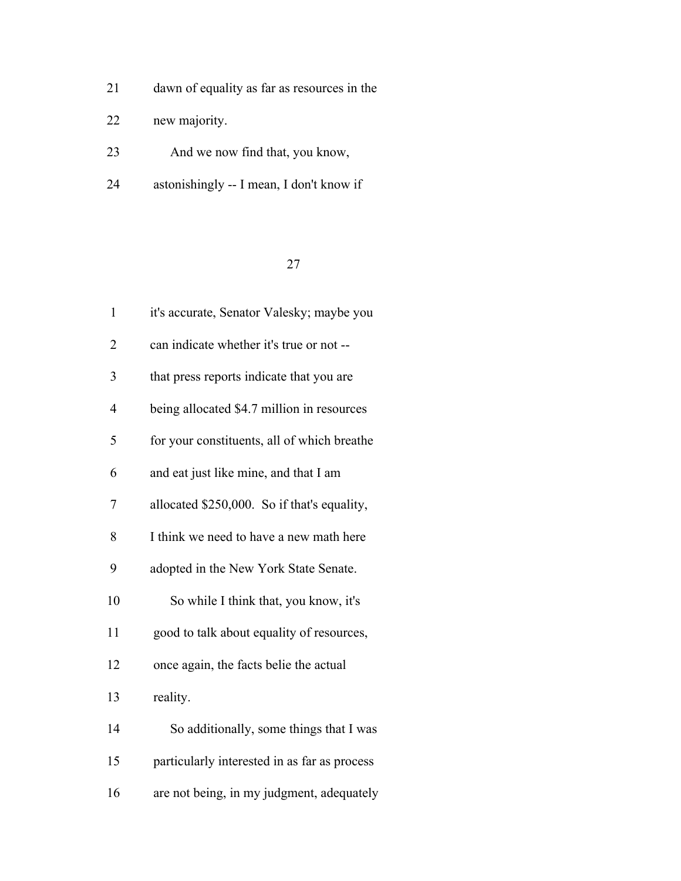dawn of equality as far as resources in the new majority.

And we now find that, you know, astonishingly -- I mean, I don't know if it's accurate, Senator Valesky; maybe you can indicate whether it's true or not -- that press reports indicate that you are being allocated $4.7 million in resources for your constituents, all of which breathe and eat just like mine, and that I am allocated $250,000. So if that's equality, I think we need to have a new math here adopted in the New York State Senate.

So while I think that, you know, it's good to talk about equality of resources, once again, the facts belie the actual reality.

So additionally, some things that I was particularly interested in as far as process are not being, in my judgment, adequately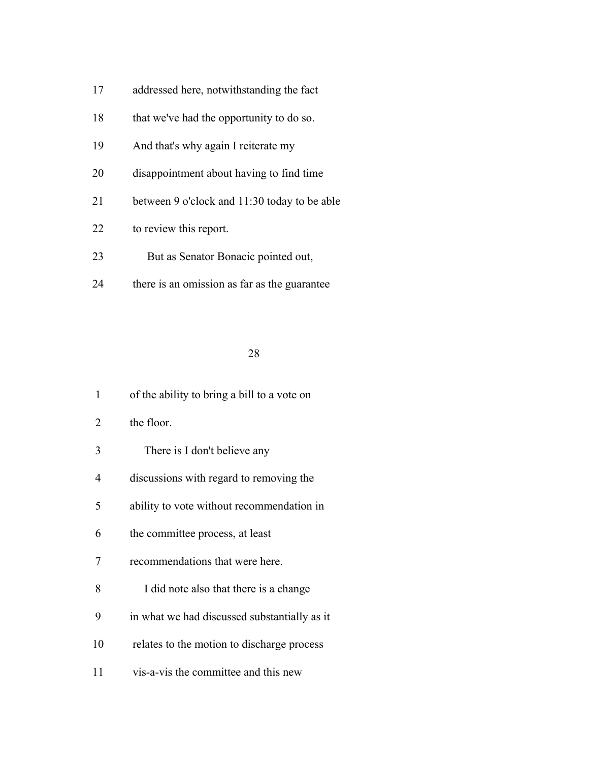17 addressed here, notwithstanding the fact

18 that we've had the opportunity to do so.

19 And that's why again I reiterate my

20 disappointment about having to find time

21 between 9 o'clock and 11:30 today to be able

22 to review this report.

23 But as Senator Bonacic pointed out,

24 there is an omission as far as the guarantee

1 of the ability to bring a bill to a vote on

2 the floor.

3 There is I don't believe any

4 discussions with regard to removing the

5 ability to vote without recommendation in

6 the committee process, at least

7 recommendations that were here.

8 I did note also that there is a change

9 in what we had discussed substantially as it

10 relates to the motion to discharge process

11 vis-a-vis the committee and this new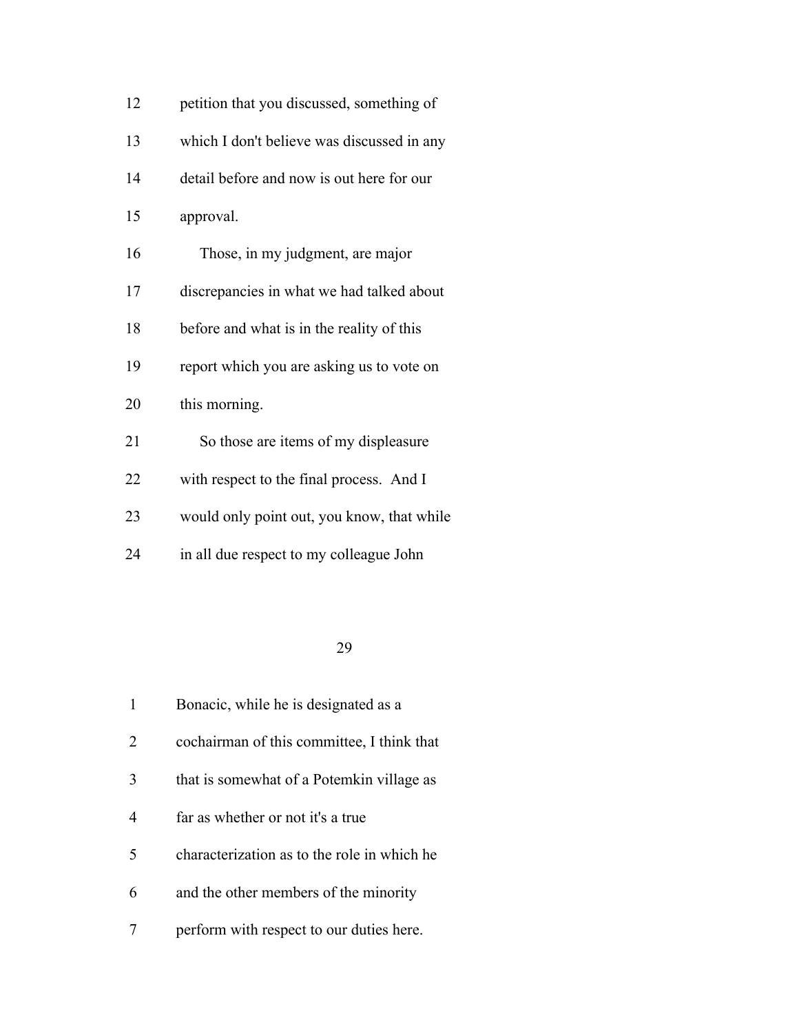12 petition that you discussed, something of

13 which I don't believe was discussed in any

14 detail before and now is out here for our

15 approval.

16 Those, in my judgment, are major

17 discrepancies in what we had talked about

18 before and what is in the reality of this

19 report which you are asking us to vote on

20 this morning.

21 So those are items of my displeasure

22 with respect to the final process. And I

23 would only point out, you know, that while

24 in all due respect to my colleague John

1 Bonacic, while he is designated as a

2 cochairman of this committee, I think that

3 that is somewhat of a Potemkin village as

4 far as whether or not it's a true

5 characterization as to the role in which he

6 and the other members of the minority

7 perform with respect to our duties here.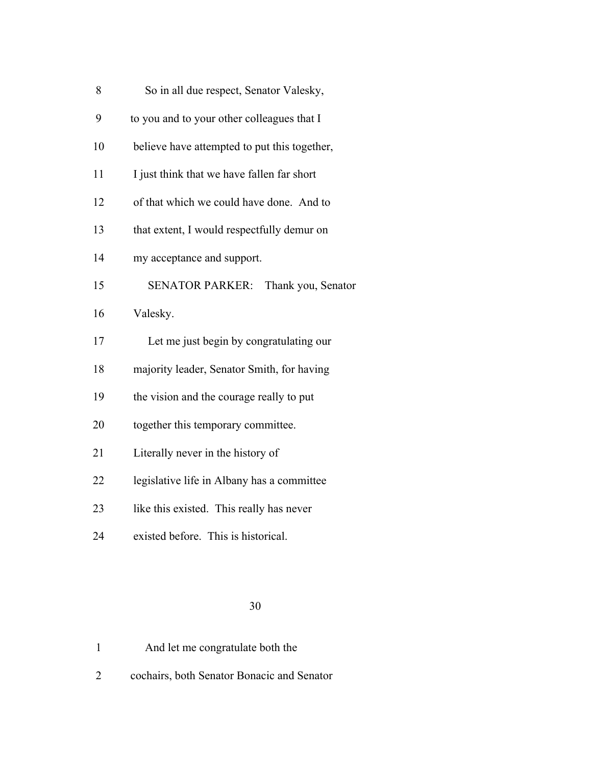8 So in all due respect, Senator Valesky,

9 to you and to your other colleagues that I

10 believe have attempted to put this together,

11 I just think that we have fallen far short

12 of that which we could have done. And to

13 that extent, I would respectfully demur on

14 my acceptance and support.

15 SENATOR PARKER: Thank you, Senator

16 Valesky.

17 Let me just begin by congratulating our

18 majority leader, Senator Smith, for having

19 the vision and the courage really to put

20 together this temporary committee.

21 Literally never in the history of

22 legislative life in Albany has a committee

23 like this existed. This really has never

24 existed before. This is historical.

1 And let me congratulate both the

2 cochairs, both Senator Bonacic and Senator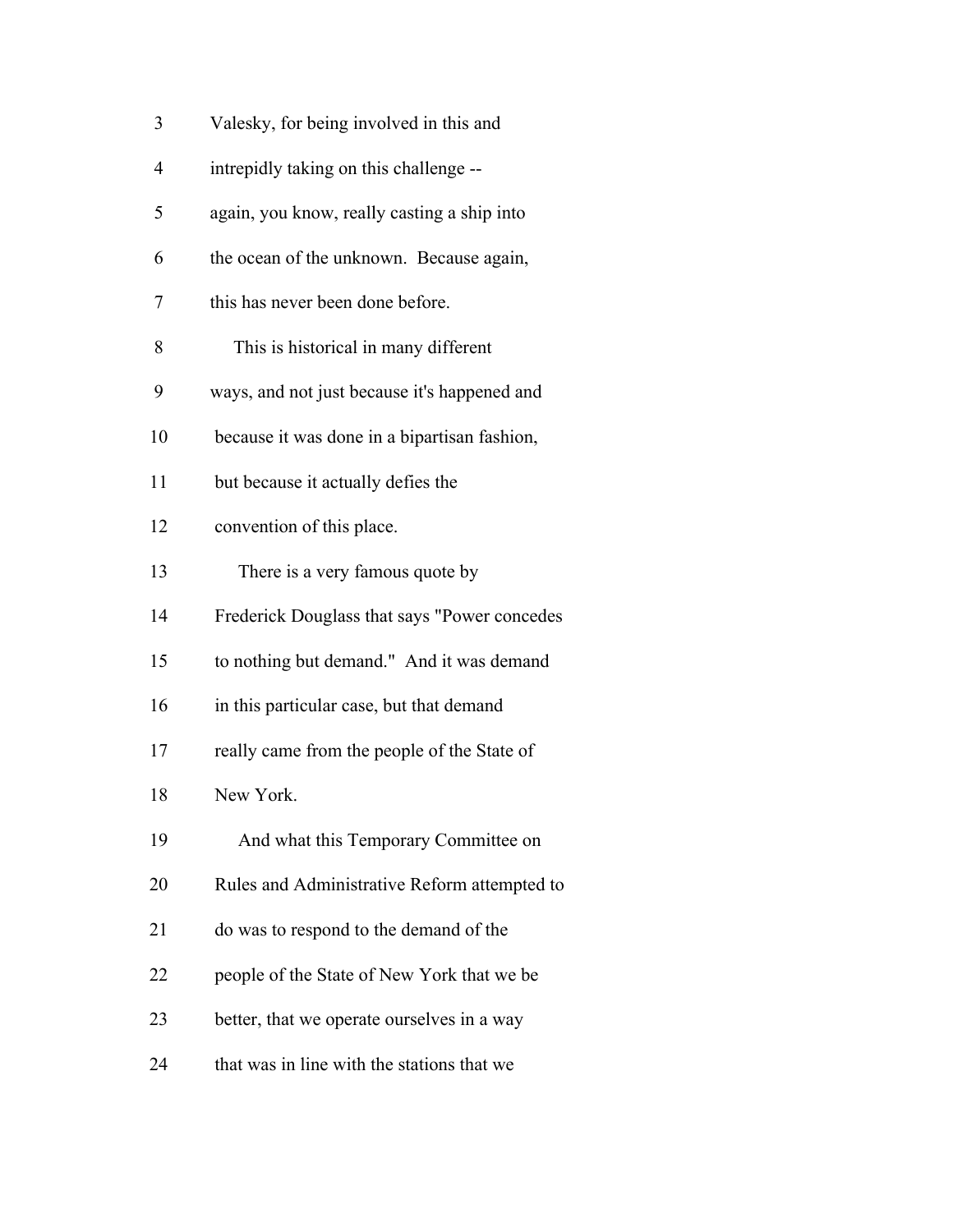Valesky, for being involved in this and intrepidly taking on this challenge -- again, you know, really casting a ship into the ocean of the unknown. Because again, this has never been done before.

This is historical in many different ways, and not just because it's happened and because it was done in a bipartisan fashion, but because it actually defies the convention of this place.

There is a very famous quote by Frederick Douglass that says "Power concedes to nothing but demand." And it was demand in this particular case, but that demand really came from the people of the State of New York.

And what this Temporary Committee on Rules and Administrative Reform attempted to do was to respond to the demand of the people of the State of New York that we be better, that we operate ourselves in a way that was in line with the stations that we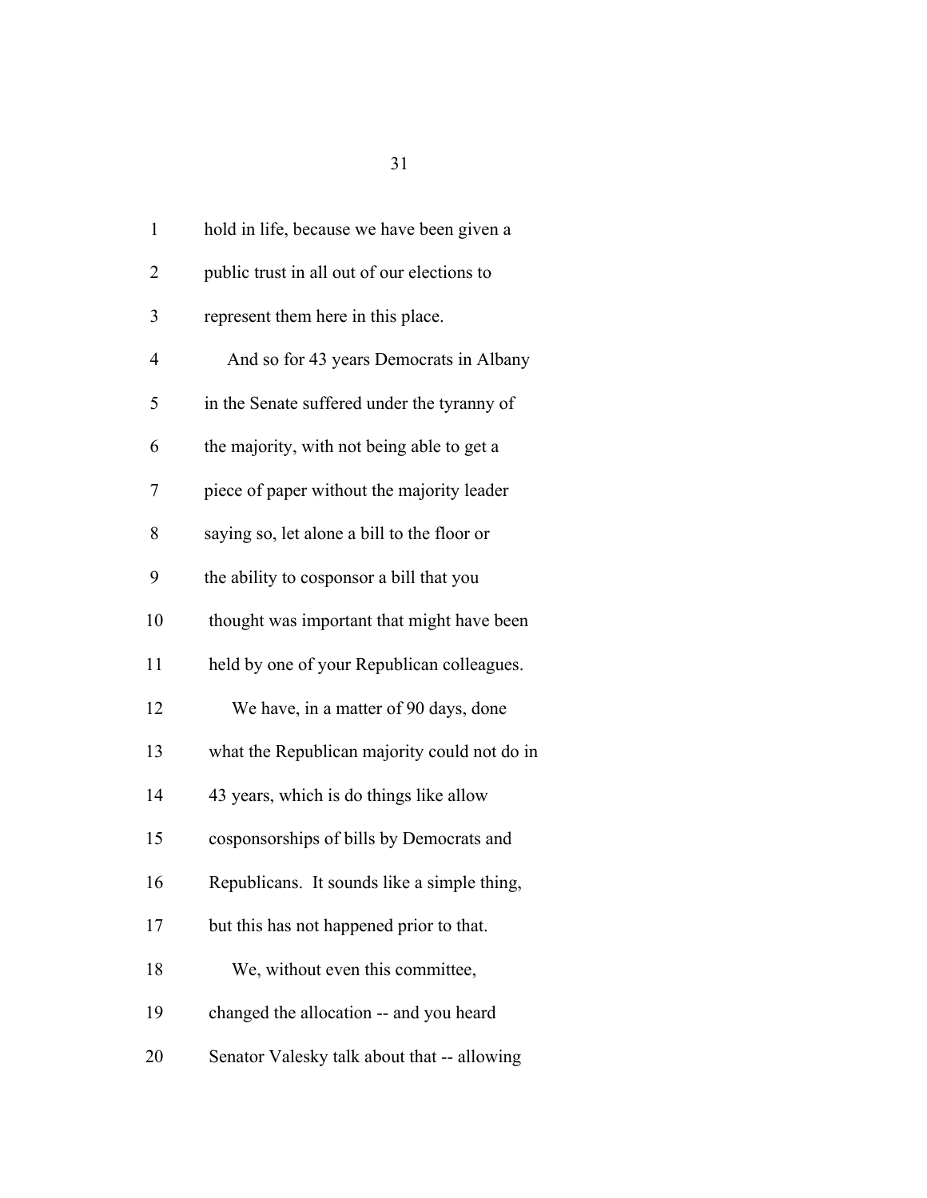hold in life, because we have been given a public trust in all out of our elections to represent them here in this place.

And so for 43 years Democrats in Albany in the Senate suffered under the tyranny of the majority, with not being able to get a piece of paper without the majority leader saying so, let alone a bill to the floor or the ability to cosponsor a bill that you thought was important that might have been held by one of your Republican colleagues.

We have, in a matter of 90 days, done what the Republican majority could not do in 43 years, which is do things like allow cosponsorships of bills by Democrats and Republicans. It sounds like a simple thing, but this has not happened prior to that.

We, without even this committee, changed the allocation -- and you heard Senator Valesky talk about that -- allowing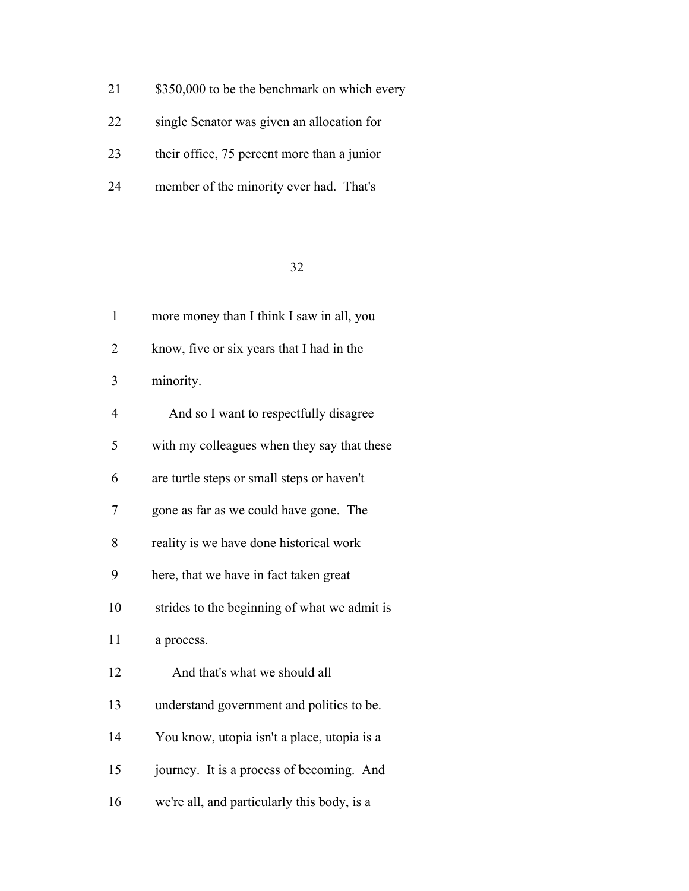21 $350,000 to be the benchmark on which every

22 single Senator was given an allocation for

23 their office, 75 percent more than a junior

24 member of the minority ever had. That's

1 more money than I think I saw in all, you

2 know, five or six years that I had in the

3 minority.

4 And so I want to respectfully disagree

5 with my colleagues when they say that these

6 are turtle steps or small steps or haven't

7 gone as far as we could have gone. The

8 reality is we have done historical work

9 here, that we have in fact taken great

10 strides to the beginning of what we admit is

11 a process.

12 And that's what we should all

13 understand government and politics to be.

14 You know, utopia isn't a place, utopia is a

15 journey. It is a process of becoming. And

16 we're all, and particularly this body, is a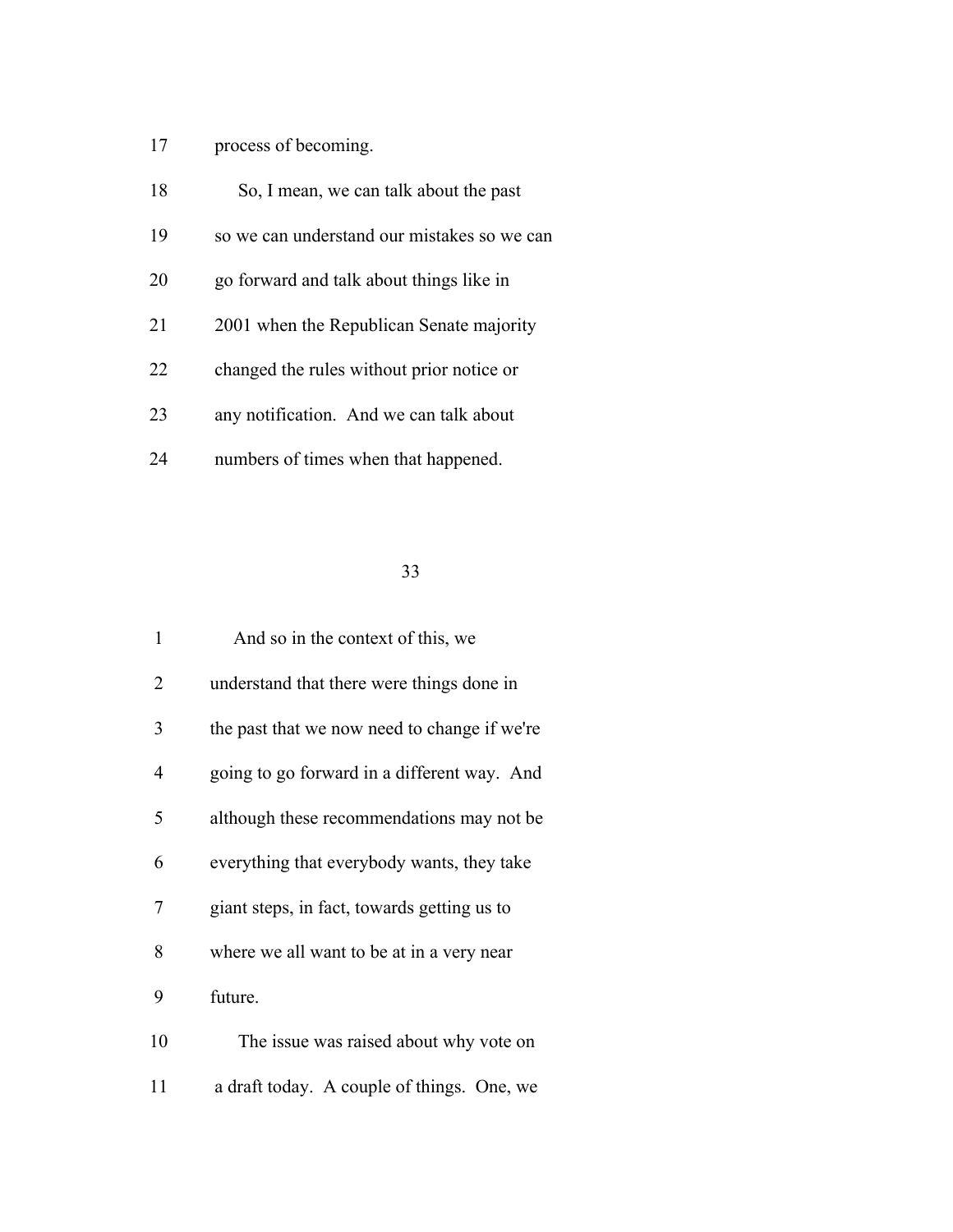17 process of becoming.

18 So, I mean, we can talk about the past

19 so we can understand our mistakes so we can

20 go forward and talk about things like in

21 2001 when the Republican Senate majority

22 changed the rules without prior notice or

23 any notification. And we can talk about

24 numbers of times when that happened.

1 And so in the context of this, we

2 understand that there were things done in

3 the past that we now need to change if we're

4 going to go forward in a different way. And

5 although these recommendations may not be

6 everything that everybody wants, they take

7 giant steps, in fact, towards getting us to

8 where we all want to be at in a very near

9 future.

10 The issue was raised about why vote on

11 a draft today. A couple of things. One, we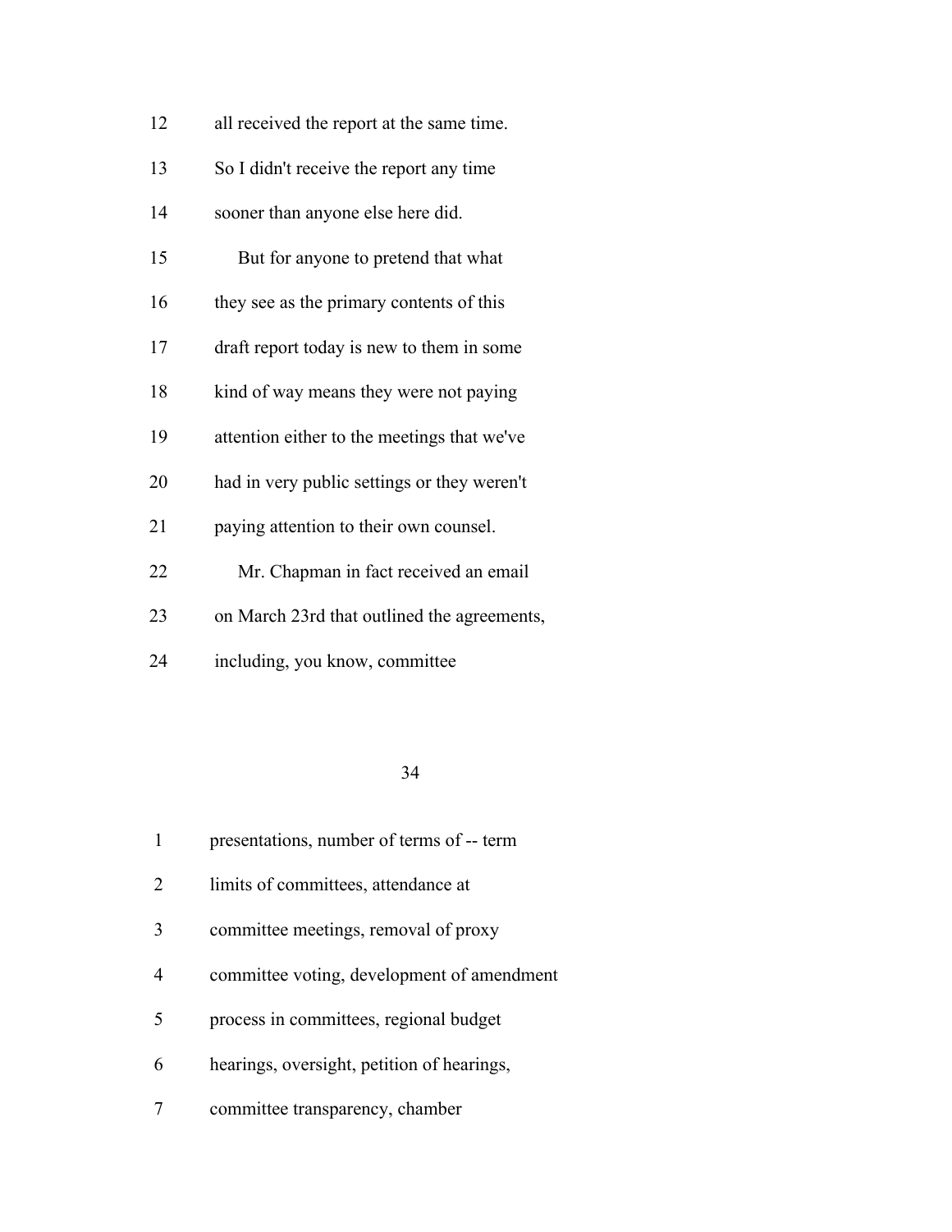all received the report at the same time.
So I didn't receive the report any time
sooner than anyone else here did.

But for anyone to pretend that what
they see as the primary contents of this
draft report today is new to them in some
kind of way means they were not paying
attention either to the meetings that we've
had in very public settings or they weren't
paying attention to their own counsel.

Mr. Chapman in fact received an email
on March 23rd that outlined the agreements,
including, you know, committee
presentations, number of terms of -- term
limits of committees, attendance at
committee meetings, removal of proxy
committee voting, development of amendment
process in committees, regional budget
hearings, oversight, petition of hearings,
committee transparency, chamber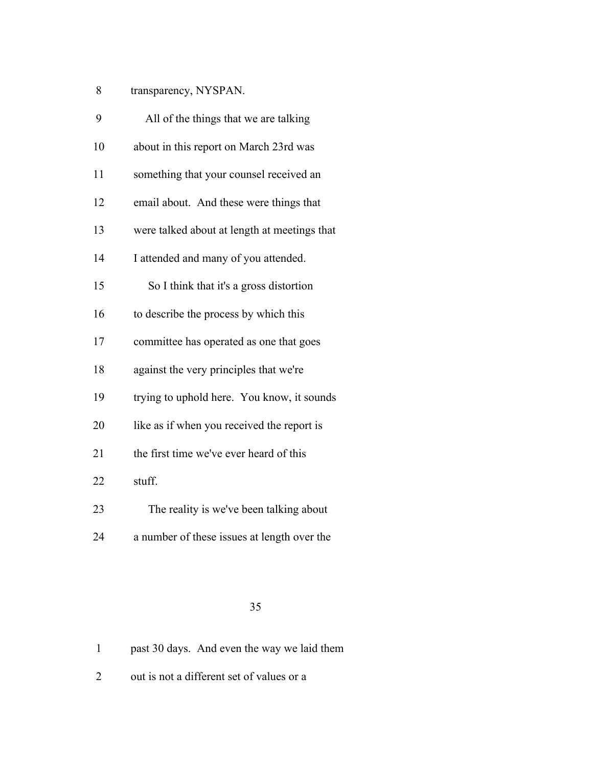8 transparency, NYSPAN.

9 All of the things that we are talking

10 about in this report on March 23rd was

11 something that your counsel received an

12 email about. And these were things that

13 were talked about at length at meetings that

14 I attended and many of you attended.

15 So I think that it's a gross distortion

16 to describe the process by which this

17 committee has operated as one that goes

18 against the very principles that we're

19 trying to uphold here. You know, it sounds

20 like as if when you received the report is

21 the first time we've ever heard of this

22 stuff.

23 The reality is we've been talking about

24 a number of these issues at length over the

1 past 30 days. And even the way we laid them

2 out is not a different set of values or a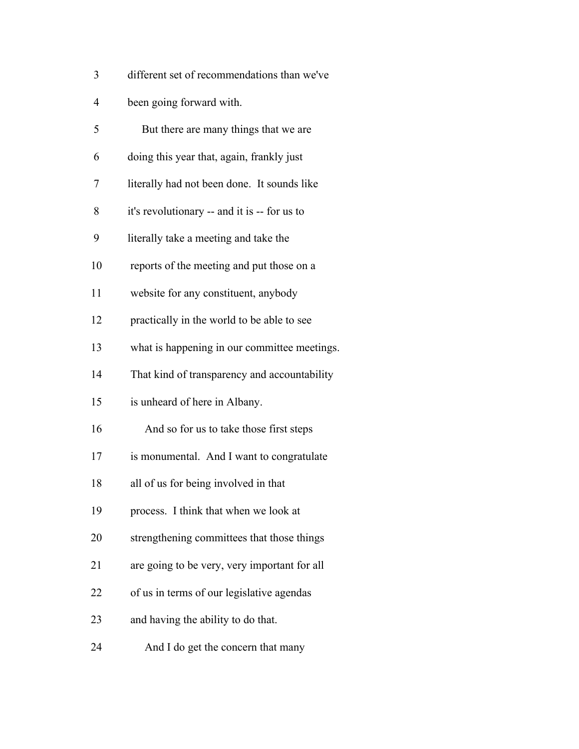different set of recommendations than we've been going forward with.

But there are many things that we are doing this year that, again, frankly just literally had not been done. It sounds like it's revolutionary -- and it is -- for us to literally take a meeting and take the reports of the meeting and put those on a website for any constituent, anybody practically in the world to be able to see what is happening in our committee meetings. That kind of transparency and accountability is unheard of here in Albany.

And so for us to take those first steps is monumental. And I want to congratulate all of us for being involved in that process. I think that when we look at strengthening committees that those things are going to be very, very important for all of us in terms of our legislative agendas and having the ability to do that.

And I do get the concern that many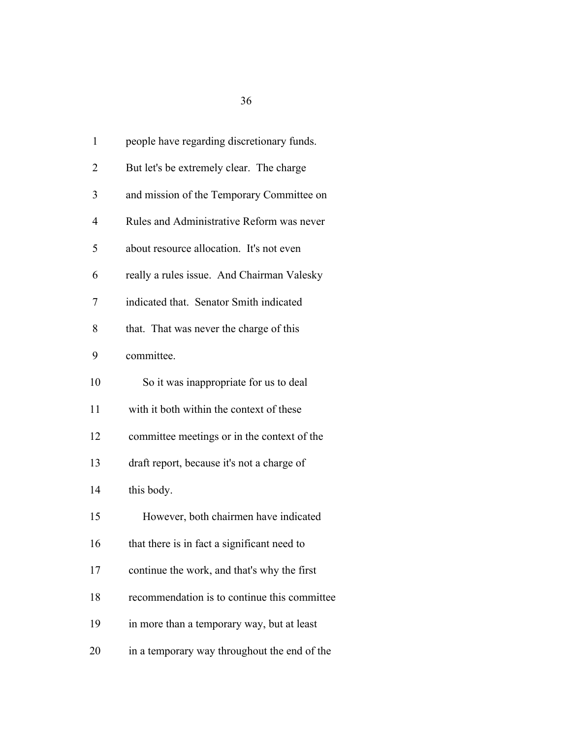people have regarding discretionary funds. But let's be extremely clear. The charge and mission of the Temporary Committee on Rules and Administrative Reform was never about resource allocation. It's not even really a rules issue. And Chairman Valesky indicated that. Senator Smith indicated that. That was never the charge of this committee.

So it was inappropriate for us to deal with it both within the context of these committee meetings or in the context of the draft report, because it's not a charge of this body.

However, both chairmen have indicated that there is in fact a significant need to continue the work, and that's why the first recommendation is to continue this committee in more than a temporary way, but at least in a temporary way throughout the end of the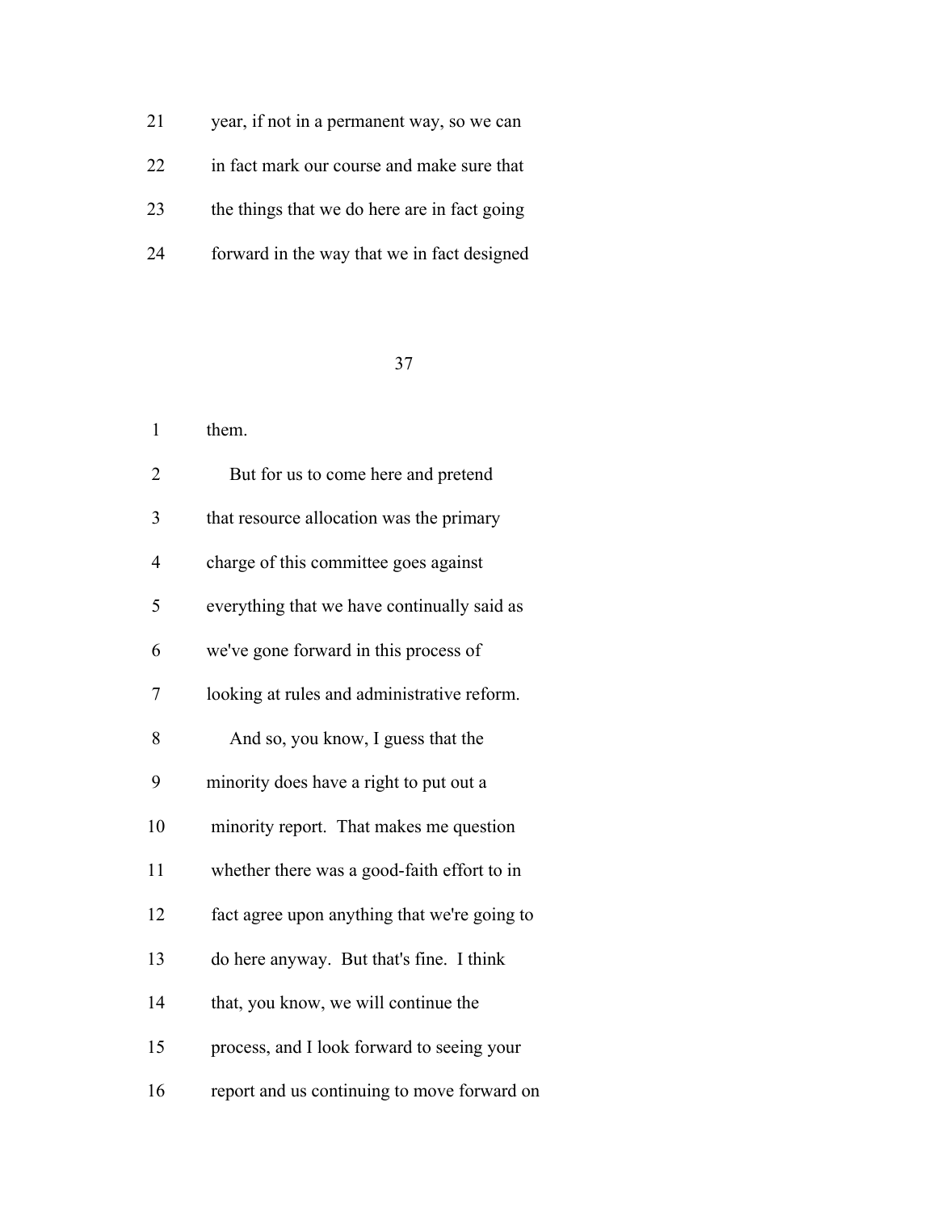21 year, if not in a permanent way, so we can

22 in fact mark our course and make sure that

23 the things that we do here are in fact going

24 forward in the way that we in fact designed

1 them.

2 But for us to come here and pretend

3 that resource allocation was the primary

4 charge of this committee goes against

5 everything that we have continually said as

6 we've gone forward in this process of

7 looking at rules and administrative reform.

8 And so, you know, I guess that the

9 minority does have a right to put out a

10 minority report. That makes me question

11 whether there was a good-faith effort to in

12 fact agree upon anything that we're going to

13 do here anyway. But that's fine. I think

14 that, you know, we will continue the

15 process, and I look forward to seeing your

16 report and us continuing to move forward on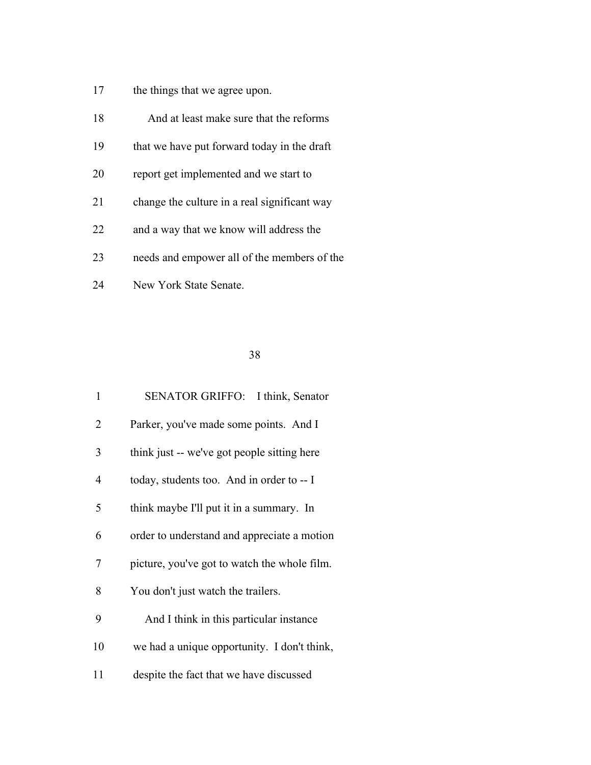17 the things that we agree upon.

18 And at least make sure that the reforms

19 that we have put forward today in the draft

20 report get implemented and we start to

21 change the culture in a real significant way

22 and a way that we know will address the

23 needs and empower all of the members of the

24 New York State Senate.

1 SENATOR GRIFFO: I think, Senator

2 Parker, you've made some points. And I

3 think just -- we've got people sitting here

4 today, students too. And in order to -- I

5 think maybe I'll put it in a summary. In

6 order to understand and appreciate a motion

7 picture, you've got to watch the whole film.

8 You don't just watch the trailers.

9 And I think in this particular instance

10 we had a unique opportunity. I don't think,

11 despite the fact that we have discussed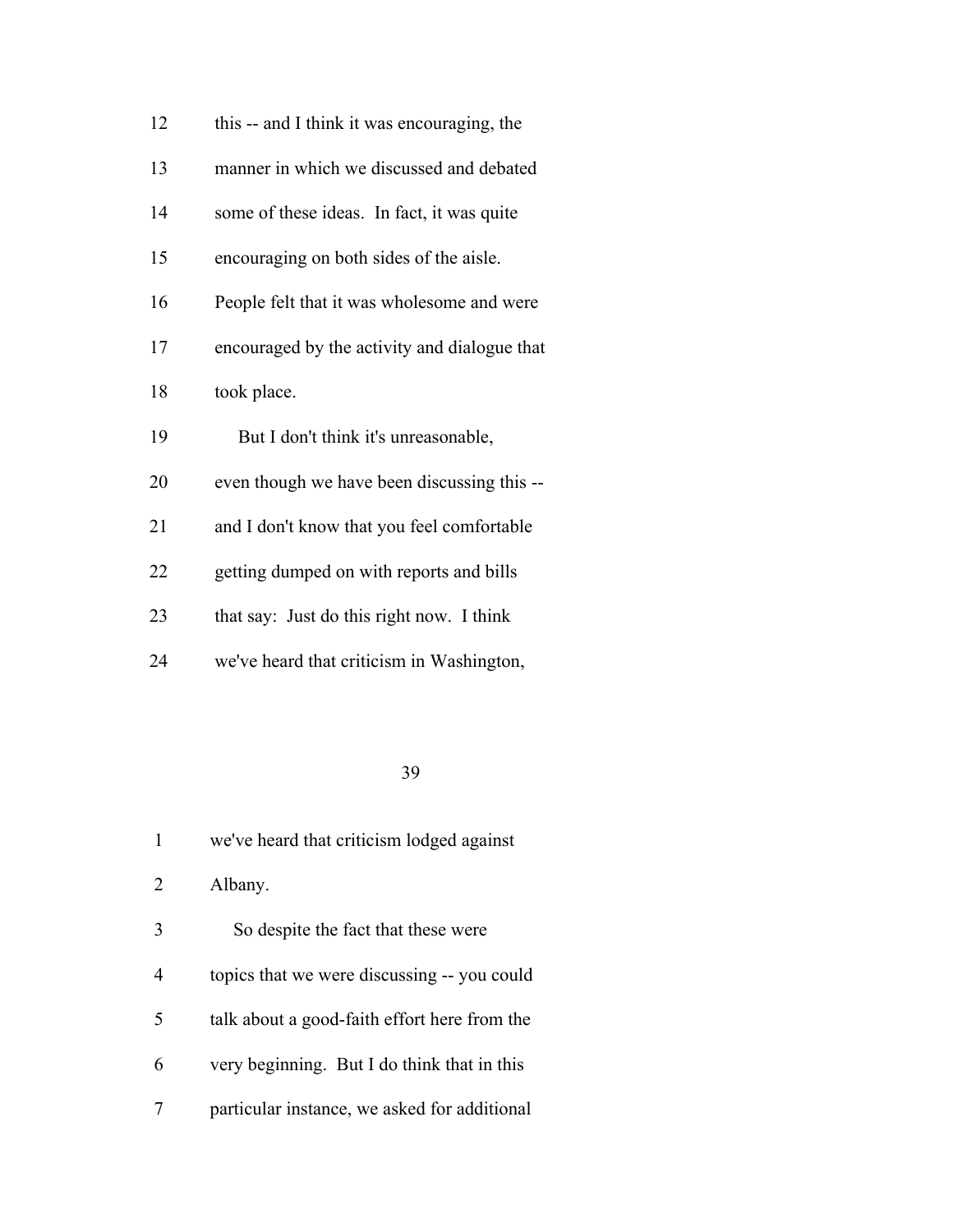this -- and I think it was encouraging, the manner in which we discussed and debated some of these ideas. In fact, it was quite encouraging on both sides of the aisle. People felt that it was wholesome and were encouraged by the activity and dialogue that took place.

But I don't think it's unreasonable, even though we have been discussing this -- and I don't know that you feel comfortable getting dumped on with reports and bills that say: Just do this right now. I think we've heard that criticism in Washington, we've heard that criticism lodged against Albany.

So despite the fact that these were topics that we were discussing -- you could talk about a good-faith effort here from the very beginning. But I do think that in this particular instance, we asked for additional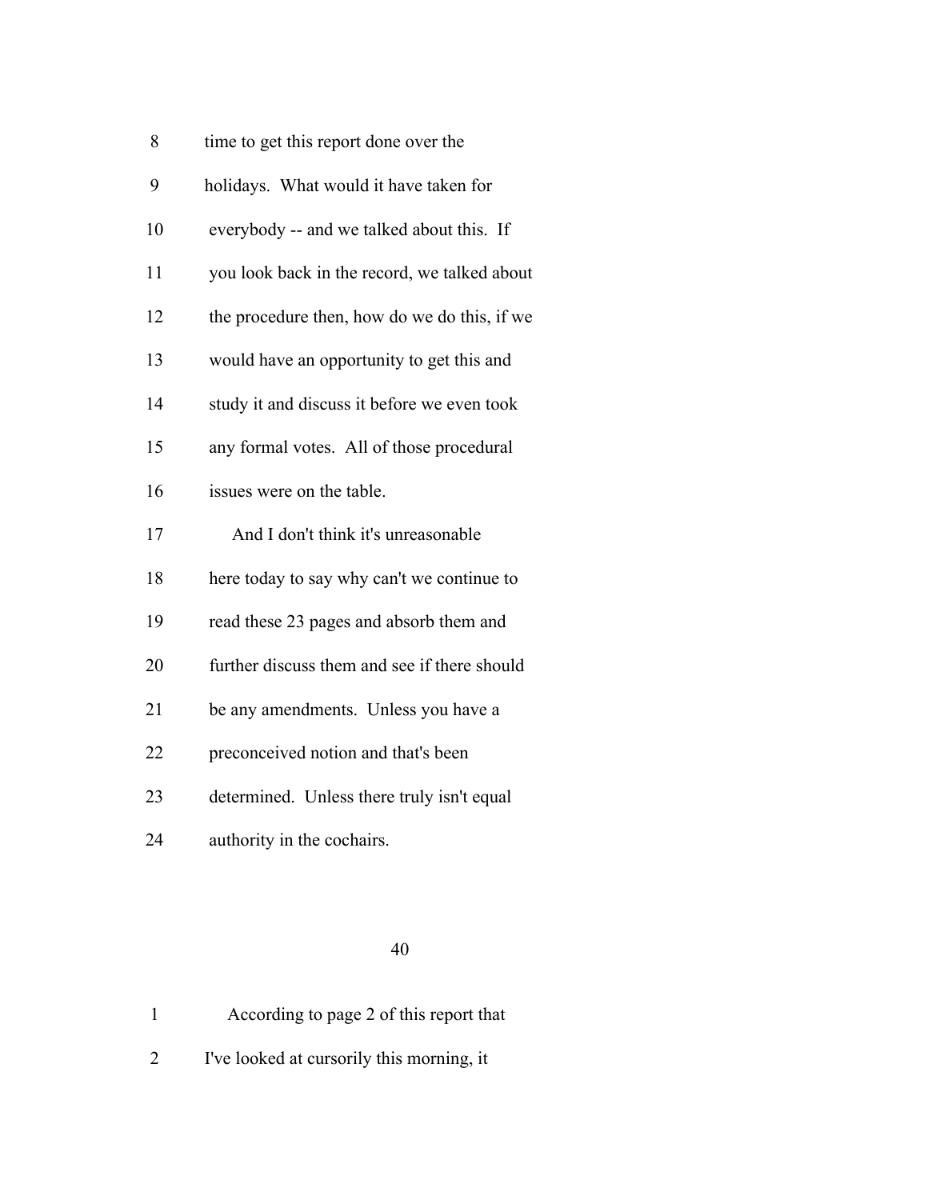8 time to get this report done over the

9 holidays. What would it have taken for

10 everybody -- and we talked about this. If

11 you look back in the record, we talked about

12 the procedure then, how do we do this, if we

13 would have an opportunity to get this and

14 study it and discuss it before we even took

15 any formal votes. All of those procedural

16 issues were on the table.

17 And I don't think it's unreasonable

18 here today to say why can't we continue to

19 read these 23 pages and absorb them and

20 further discuss them and see if there should

21 be any amendments. Unless you have a

22 preconceived notion and that's been

23 determined. Unless there truly isn't equal

24 authority in the cochairs.

1 According to page 2 of this report that

2 I've looked at cursorily this morning, it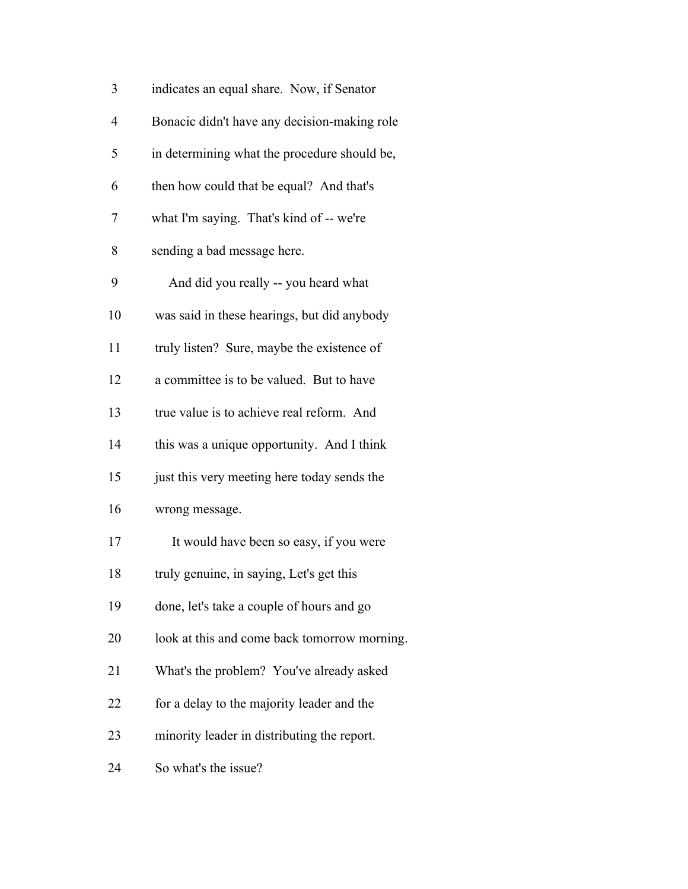indicates an equal share. Now, if Senator Bonacic didn't have any decision-making role in determining what the procedure should be, then how could that be equal? And that's what I'm saying. That's kind of -- we're sending a bad message here.

And did you really -- you heard what was said in these hearings, but did anybody truly listen? Sure, maybe the existence of a committee is to be valued. But to have true value is to achieve real reform. And this was a unique opportunity. And I think just this very meeting here today sends the wrong message.

It would have been so easy, if you were truly genuine, in saying, Let's get this done, let's take a couple of hours and go look at this and come back tomorrow morning. What's the problem? You've already asked for a delay to the majority leader and the minority leader in distributing the report. So what's the issue?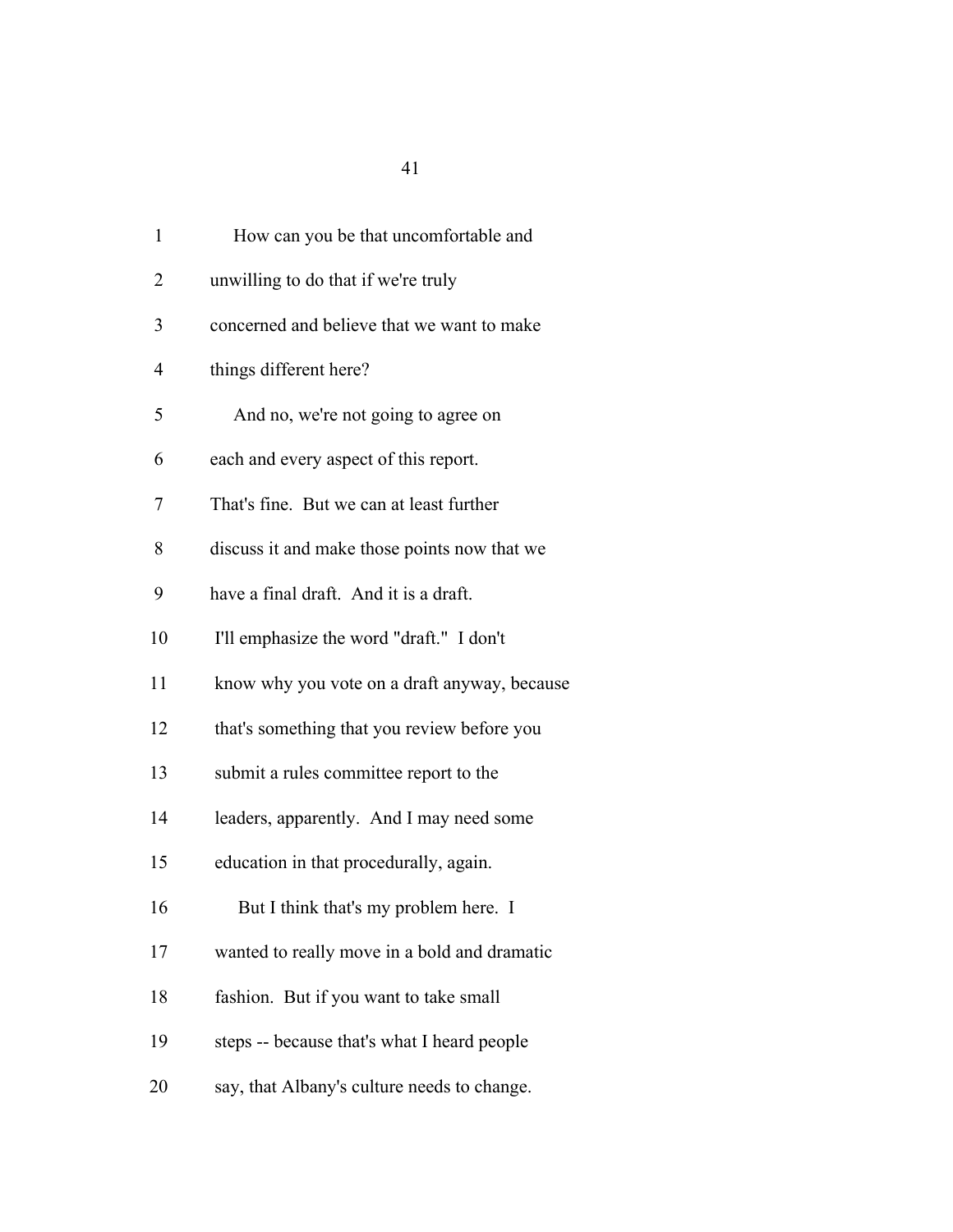How can you be that uncomfortable and unwilling to do that if we're truly concerned and believe that we want to make things different here?

And no, we're not going to agree on each and every aspect of this report. That's fine. But we can at least further discuss it and make those points now that we have a final draft. And it is a draft. I'll emphasize the word "draft." I don't know why you vote on a draft anyway, because that's something that you review before you submit a rules committee report to the leaders, apparently. And I may need some education in that procedurally, again.

But I think that's my problem here. I wanted to really move in a bold and dramatic fashion. But if you want to take small steps -- because that's what I heard people say, that Albany's culture needs to change.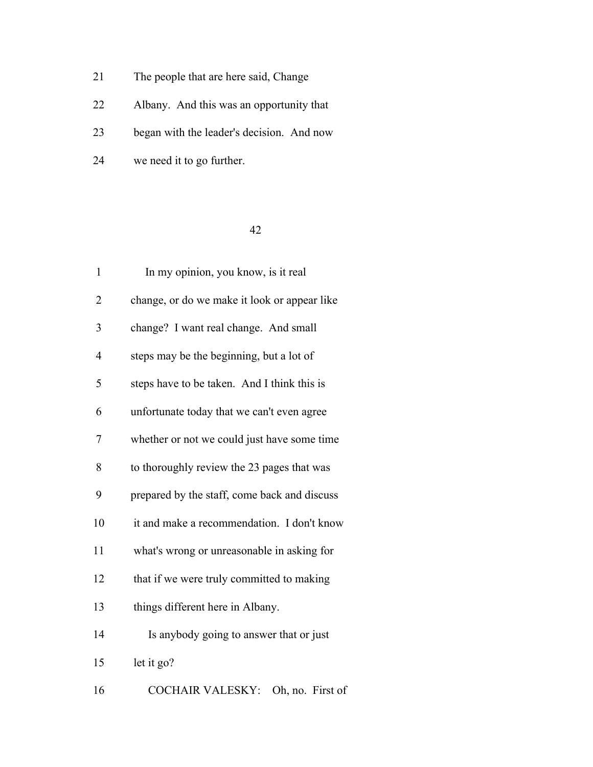21 The people that are here said, Change

22 Albany. And this was an opportunity that

23 began with the leader's decision. And now

24 we need it to go further.

1 In my opinion, you know, is it real

2 change, or do we make it look or appear like

3 change? I want real change. And small

4 steps may be the beginning, but a lot of

5 steps have to be taken. And I think this is

6 unfortunate today that we can't even agree

7 whether or not we could just have some time

8 to thoroughly review the 23 pages that was

9 prepared by the staff, come back and discuss

10 it and make a recommendation. I don't know

11 what's wrong or unreasonable in asking for

12 that if we were truly committed to making

13 things different here in Albany.

14 Is anybody going to answer that or just

15 let it go?

16 COCHAIR VALESKY: Oh, no. First of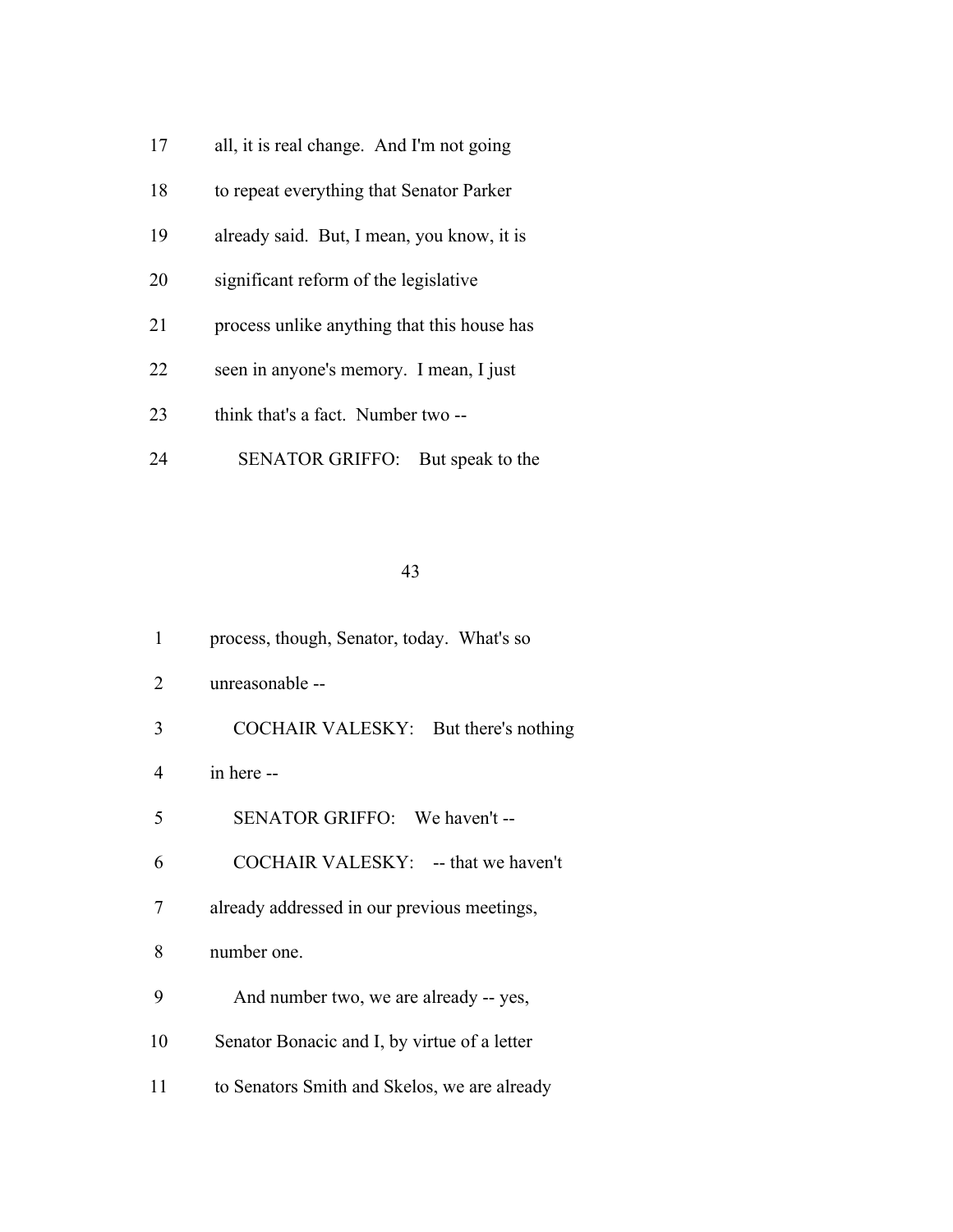17 all, it is real change. And I'm not going

18 to repeat everything that Senator Parker

19 already said. But, I mean, you know, it is

20 significant reform of the legislative

21 process unlike anything that this house has

22 seen in anyone's memory. I mean, I just

23 think that's a fact. Number two --

24 SENATOR GRIFFO: But speak to the

1 process, though, Senator, today. What's so

2 unreasonable --

3 COCHAIR VALESKY: But there's nothing

4 in here --

5 SENATOR GRIFFO: We haven't --

6 COCHAIR VALESKY: -- that we haven't

7 already addressed in our previous meetings,

8 number one.

9 And number two, we are already -- yes,

10 Senator Bonacic and I, by virtue of a letter

11 to Senators Smith and Skelos, we are already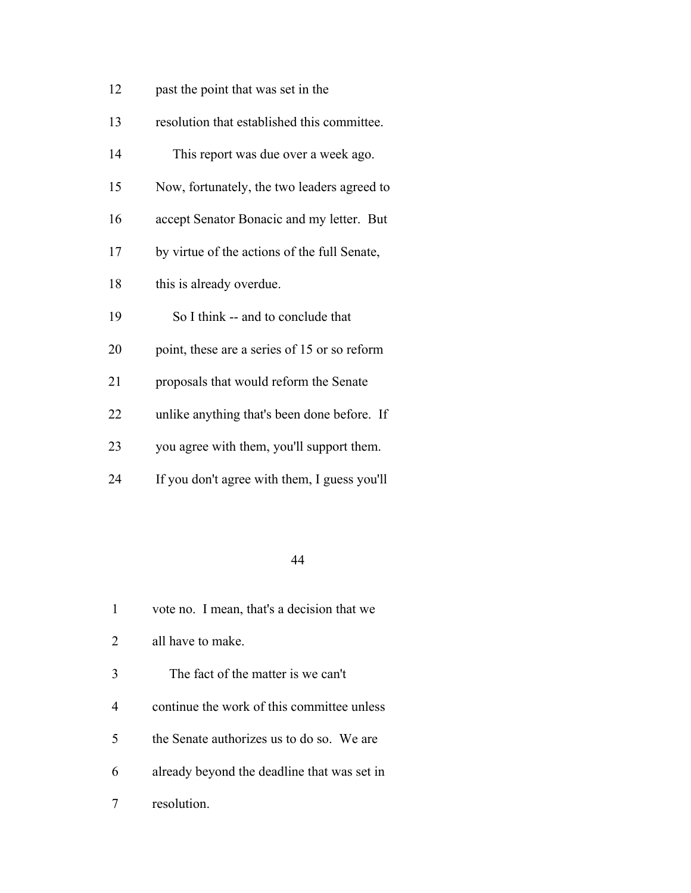12 past the point that was set in the

13 resolution that established this committee.

14 This report was due over a week ago.

15 Now, fortunately, the two leaders agreed to

16 accept Senator Bonacic and my letter. But

17 by virtue of the actions of the full Senate,

18 this is already overdue.

19 So I think -- and to conclude that

20 point, these are a series of 15 or so reform

21 proposals that would reform the Senate

22 unlike anything that's been done before. If

23 you agree with them, you'll support them.

24 If you don't agree with them, I guess you'll

1 vote no. I mean, that's a decision that we

2 all have to make.

3 The fact of the matter is we can't

4 continue the work of this committee unless

5 the Senate authorizes us to do so. We are

6 already beyond the deadline that was set in

7 resolution.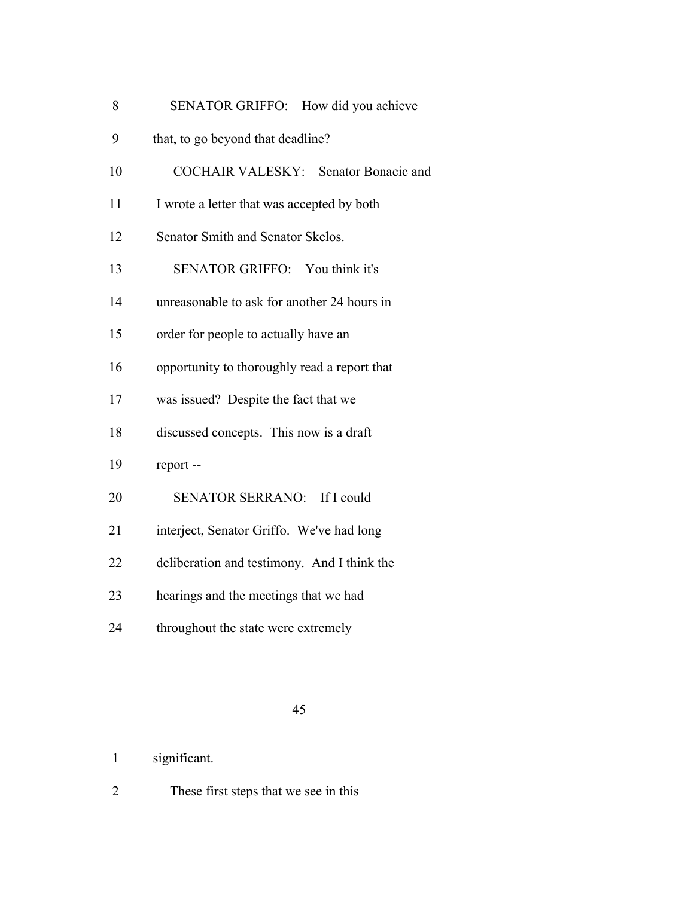SENATOR GRIFFO: How did you achieve that, to go beyond that deadline?

COCHAIR VALESKY: Senator Bonacic and I wrote a letter that was accepted by both Senator Smith and Senator Skelos.

SENATOR GRIFFO: You think it's unreasonable to ask for another 24 hours in order for people to actually have an opportunity to thoroughly read a report that was issued? Despite the fact that we discussed concepts. This now is a draft report --

SENATOR SERRANO: If I could interject, Senator Griffo. We've had long deliberation and testimony. And I think the hearings and the meetings that we had throughout the state were extremely significant.

These first steps that we see in this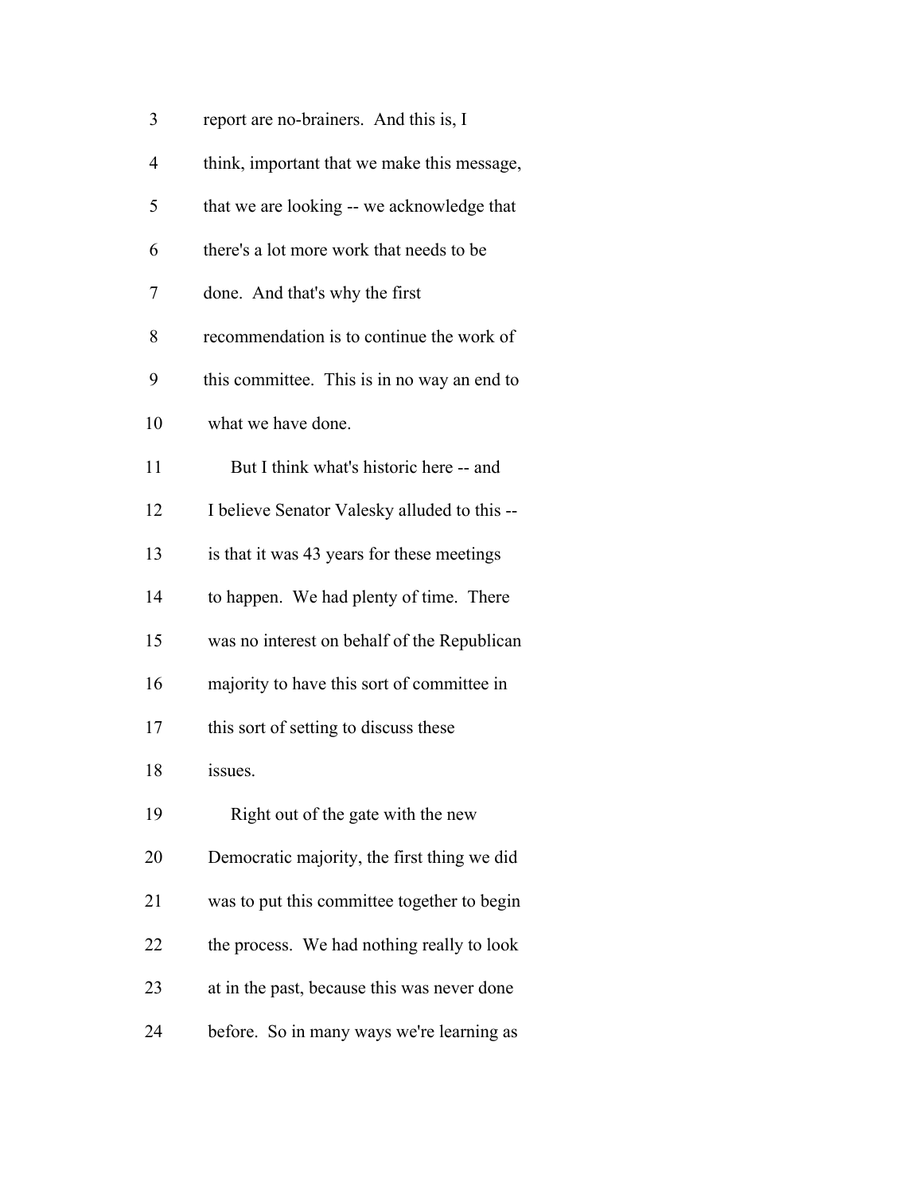report are no-brainers. And this is, I think, important that we make this message, that we are looking -- we acknowledge that there's a lot more work that needs to be done. And that's why the first recommendation is to continue the work of this committee. This is in no way an end to what we have done.

But I think what's historic here -- and I believe Senator Valesky alluded to this -- is that it was 43 years for these meetings to happen. We had plenty of time. There was no interest on behalf of the Republican majority to have this sort of committee in this sort of setting to discuss these issues.

Right out of the gate with the new Democratic majority, the first thing we did was to put this committee together to begin the process. We had nothing really to look at in the past, because this was never done before. So in many ways we're learning as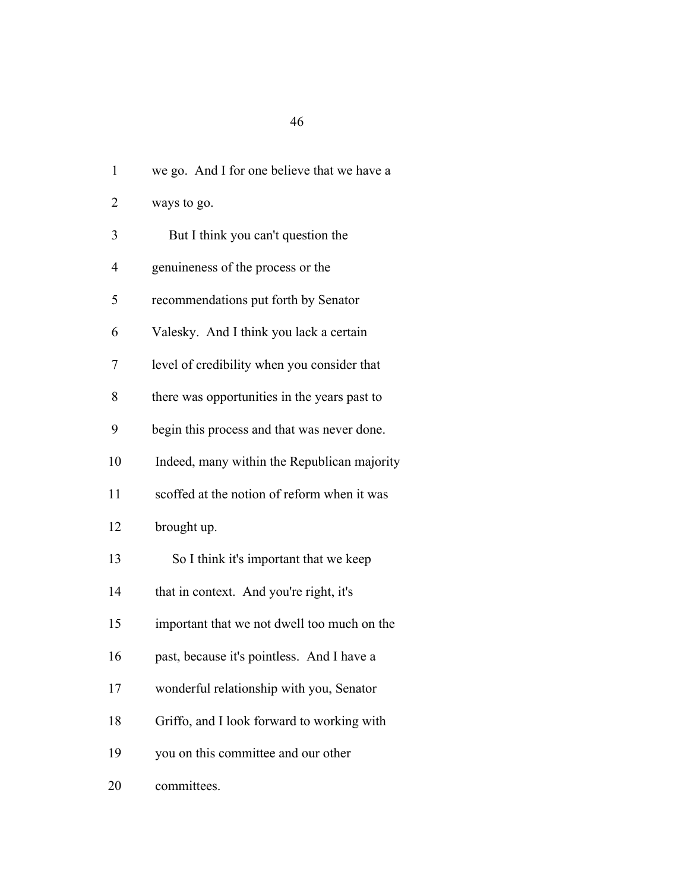we go. And I for one believe that we have a ways to go.

But I think you can't question the genuineness of the process or the recommendations put forth by Senator Valesky. And I think you lack a certain level of credibility when you consider that there was opportunities in the years past to begin this process and that was never done. Indeed, many within the Republican majority scoffed at the notion of reform when it was brought up.

So I think it's important that we keep that in context. And you're right, it's important that we not dwell too much on the past, because it's pointless. And I have a wonderful relationship with you, Senator Griffo, and I look forward to working with you on this committee and our other committees.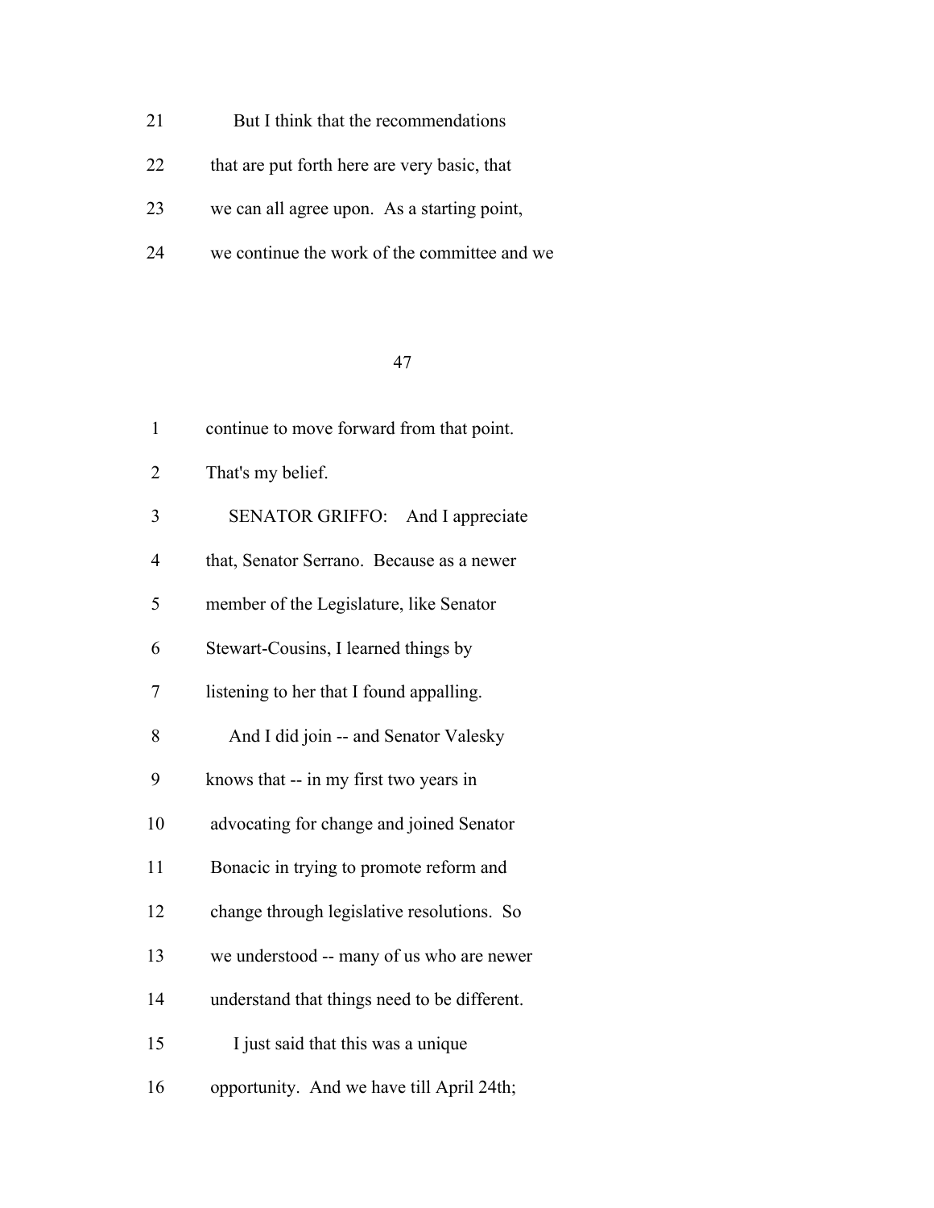But I think that the recommendations that are put forth here are very basic, that we can all agree upon. As a starting point, we continue the work of the committee and we continue to move forward from that point. That's my belief.

SENATOR GRIFFO: And I appreciate that, Senator Serrano. Because as a newer member of the Legislature, like Senator Stewart-Cousins, I learned things by listening to her that I found appalling.

And I did join -- and Senator Valesky knows that -- in my first two years in advocating for change and joined Senator Bonacic in trying to promote reform and change through legislative resolutions. So we understood -- many of us who are newer understand that things need to be different.

I just said that this was a unique opportunity. And we have till April 24th;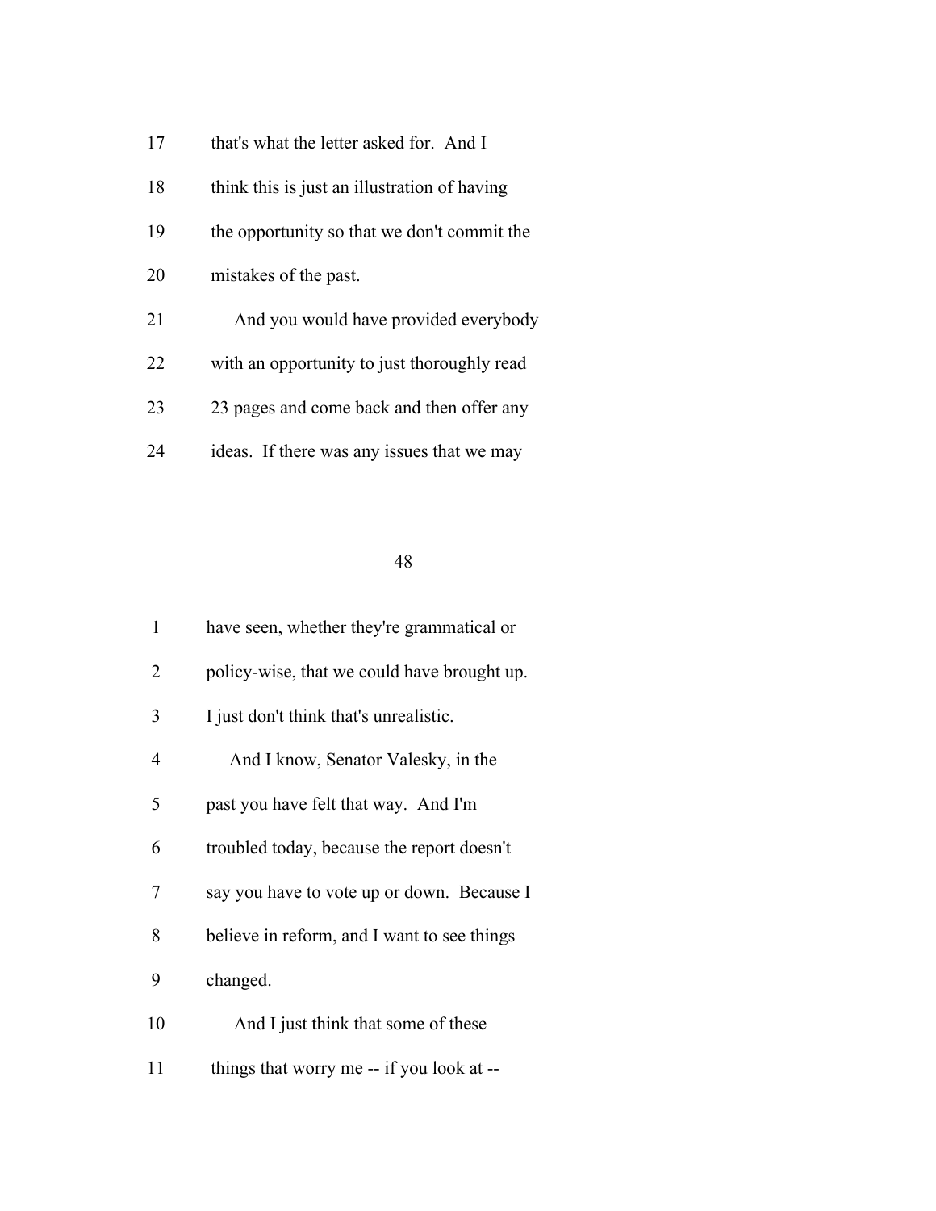17 that's what the letter asked for. And I

18 think this is just an illustration of having

19 the opportunity so that we don't commit the

20 mistakes of the past.

21 And you would have provided everybody

22 with an opportunity to just thoroughly read

23 23 pages and come back and then offer any

24 ideas. If there was any issues that we may

1 have seen, whether they're grammatical or

2 policy-wise, that we could have brought up.

3 I just don't think that's unrealistic.

4 And I know, Senator Valesky, in the

5 past you have felt that way. And I'm

6 troubled today, because the report doesn't

7 say you have to vote up or down. Because I

8 believe in reform, and I want to see things

9 changed.

10 And I just think that some of these

11 things that worry me -- if you look at --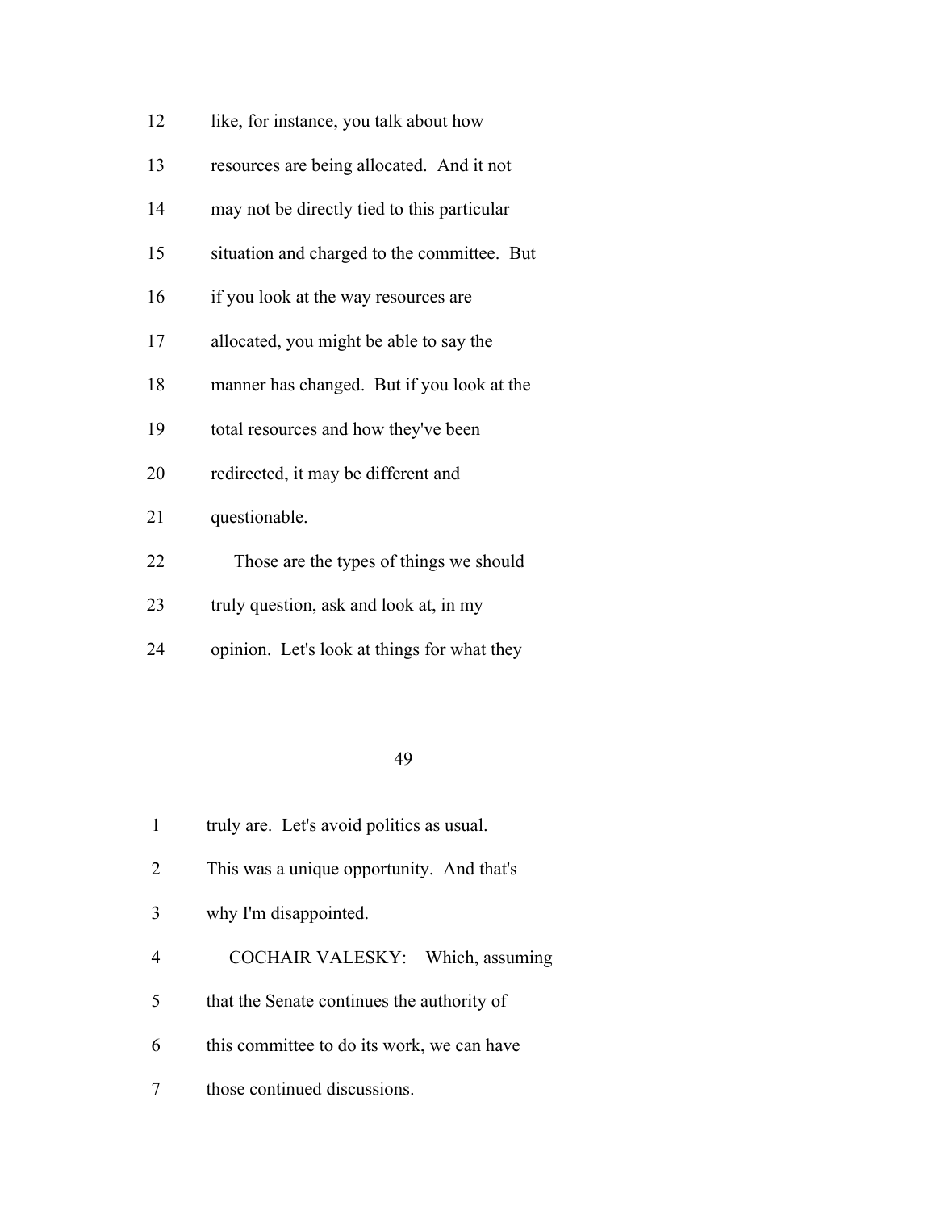like, for instance, you talk about how resources are being allocated. And it not may not be directly tied to this particular situation and charged to the committee. But if you look at the way resources are allocated, you might be able to say the manner has changed. But if you look at the total resources and how they've been redirected, it may be different and questionable.

Those are the types of things we should truly question, ask and look at, in my opinion. Let's look at things for what they truly are. Let's avoid politics as usual. This was a unique opportunity. And that's why I'm disappointed.

COCHAIR VALESKY: Which, assuming that the Senate continues the authority of this committee to do its work, we can have those continued discussions.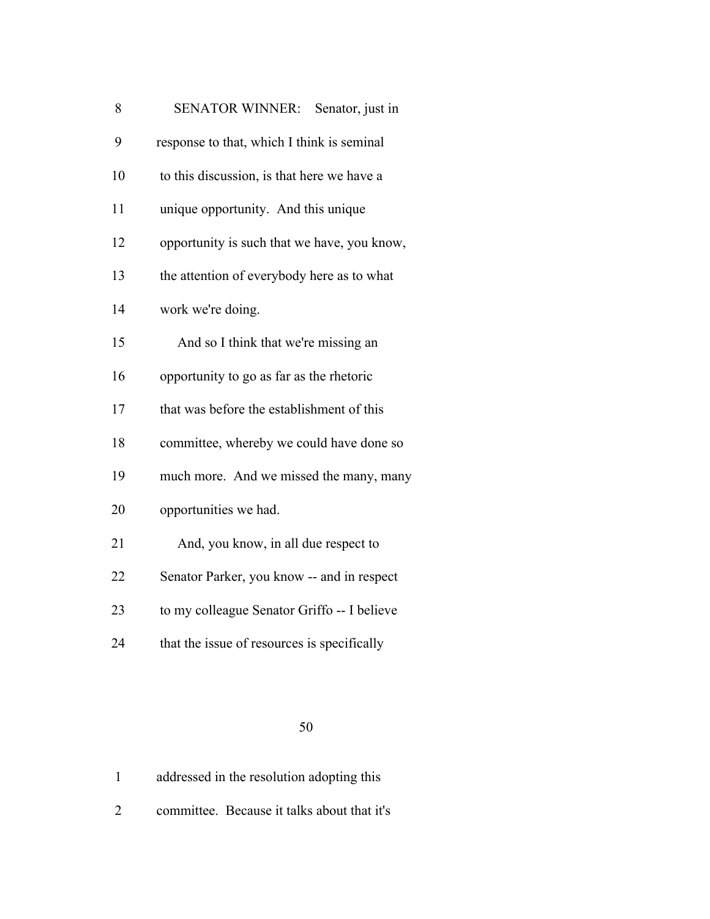SENATOR WINNER: Senator, just in response to that, which I think is seminal to this discussion, is that here we have a unique opportunity. And this unique opportunity is such that we have, you know, the attention of everybody here as to what work we're doing.

And so I think that we're missing an opportunity to go as far as the rhetoric that was before the establishment of this committee, whereby we could have done so much more. And we missed the many, many opportunities we had.

And, you know, in all due respect to Senator Parker, you know -- and in respect to my colleague Senator Griffo -- I believe that the issue of resources is specifically addressed in the resolution adopting this committee. Because it talks about that it's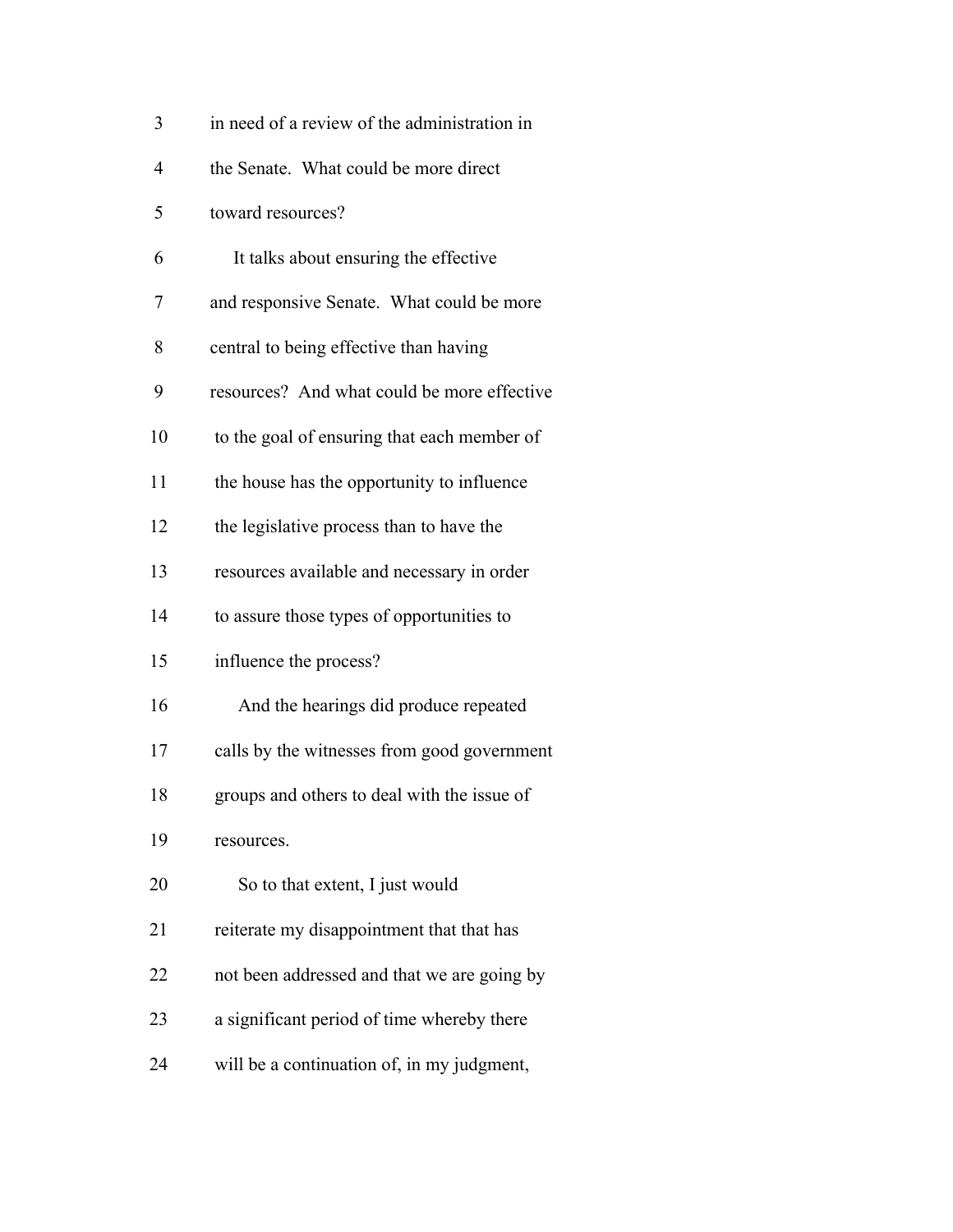in need of a review of the administration in the Senate. What could be more direct toward resources?

It talks about ensuring the effective and responsive Senate. What could be more central to being effective than having resources? And what could be more effective to the goal of ensuring that each member of the house has the opportunity to influence the legislative process than to have the resources available and necessary in order to assure those types of opportunities to influence the process?

And the hearings did produce repeated calls by the witnesses from good government groups and others to deal with the issue of resources.

So to that extent, I just would reiterate my disappointment that that has not been addressed and that we are going by a significant period of time whereby there will be a continuation of, in my judgment,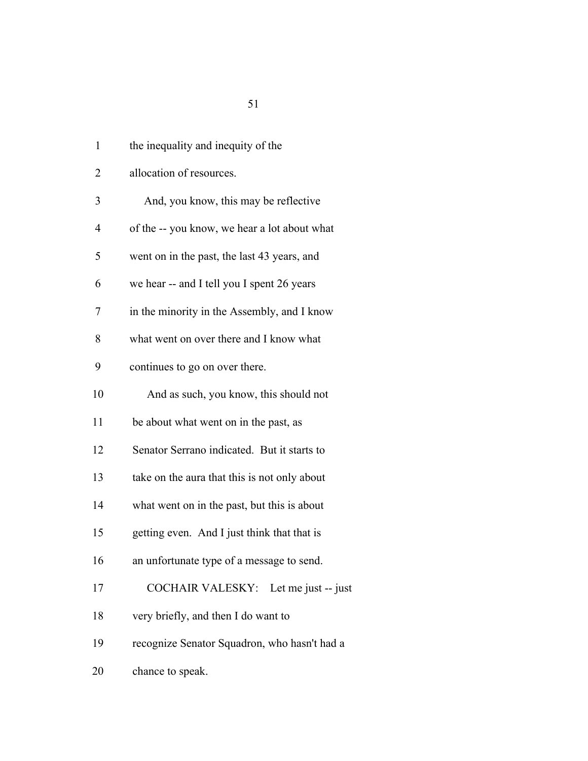1 the inequality and inequity of the

2 allocation of resources.

3 And, you know, this may be reflective

4 of the -- you know, we hear a lot about what

5 went on in the past, the last 43 years, and

6 we hear -- and I tell you I spent 26 years

7 in the minority in the Assembly, and I know

8 what went on over there and I know what

9 continues to go on over there.

10 And as such, you know, this should not

11 be about what went on in the past, as

12 Senator Serrano indicated. But it starts to

13 take on the aura that this is not only about

14 what went on in the past, but this is about

15 getting even. And I just think that that is

16 an unfortunate type of a message to send.

17 COCHAIR VALESKY: Let me just -- just

18 very briefly, and then I do want to

19 recognize Senator Squadron, who hasn't had a

20 chance to speak.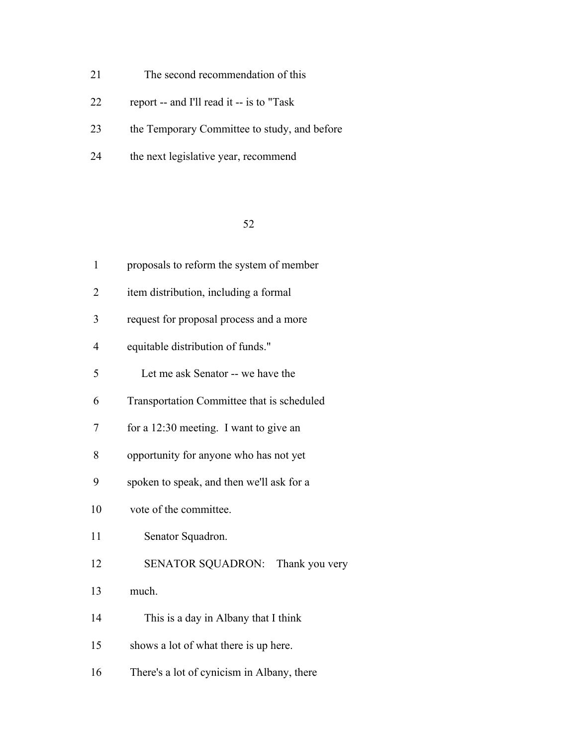21 The second recommendation of this

22 report -- and I'll read it -- is to "Task

23 the Temporary Committee to study, and before

24 the next legislative year, recommend

1 proposals to reform the system of member

2 item distribution, including a formal

3 request for proposal process and a more

4 equitable distribution of funds."

5 Let me ask Senator -- we have the

6 Transportation Committee that is scheduled

7 for a 12:30 meeting. I want to give an

8 opportunity for anyone who has not yet

9 spoken to speak, and then we'll ask for a

10 vote of the committee.

11 Senator Squadron.

12 SENATOR SQUADRON: Thank you very

13 much.

14 This is a day in Albany that I think

15 shows a lot of what there is up here.

16 There's a lot of cynicism in Albany, there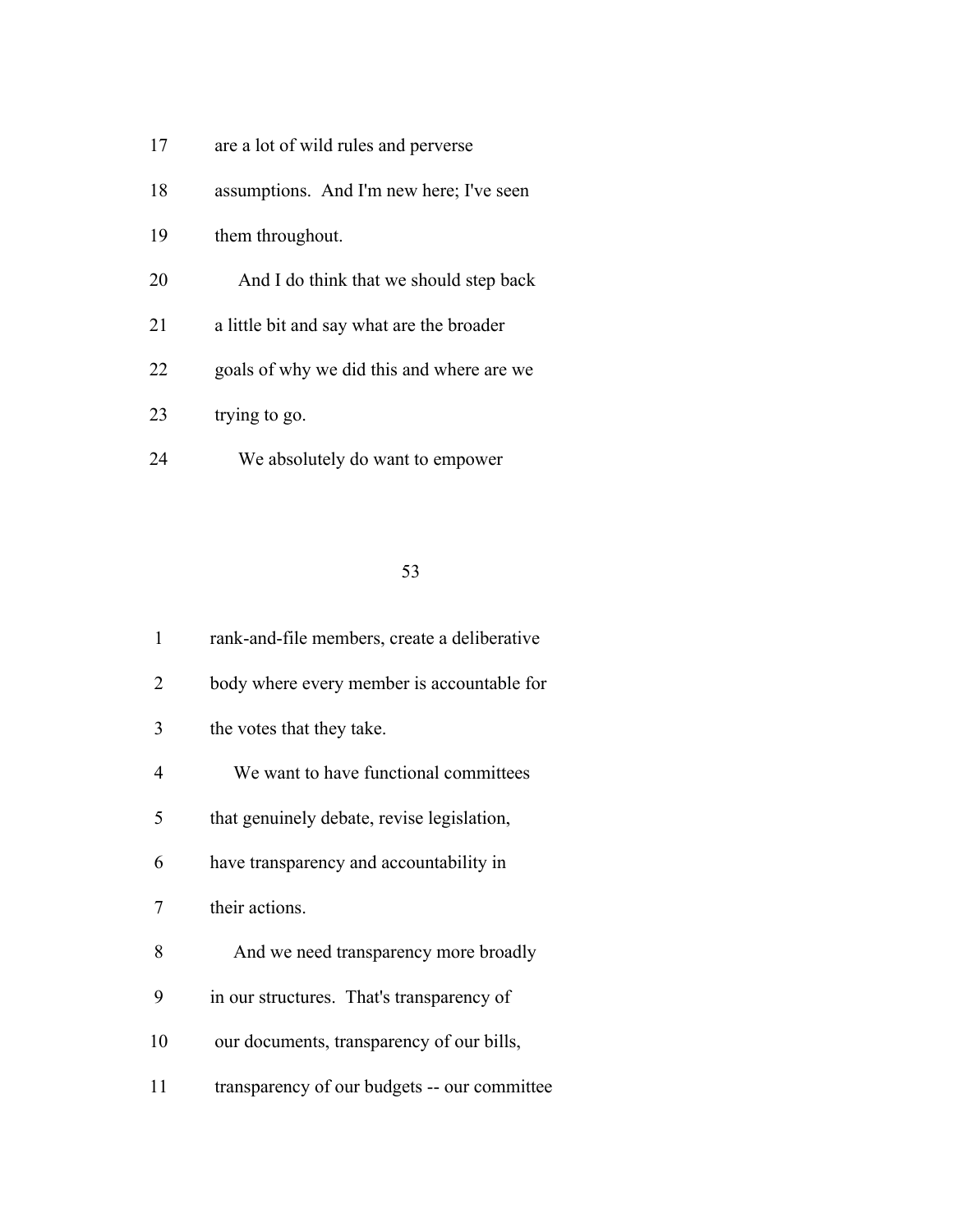17 are a lot of wild rules and perverse

18 assumptions. And I'm new here; I've seen

19 them throughout.

20 And I do think that we should step back

21 a little bit and say what are the broader

22 goals of why we did this and where are we

23 trying to go.

24 We absolutely do want to empower

1 rank-and-file members, create a deliberative

2 body where every member is accountable for

3 the votes that they take.

4 We want to have functional committees

5 that genuinely debate, revise legislation,

6 have transparency and accountability in

7 their actions.

8 And we need transparency more broadly

9 in our structures. That's transparency of

10 our documents, transparency of our bills,

11 transparency of our budgets -- our committee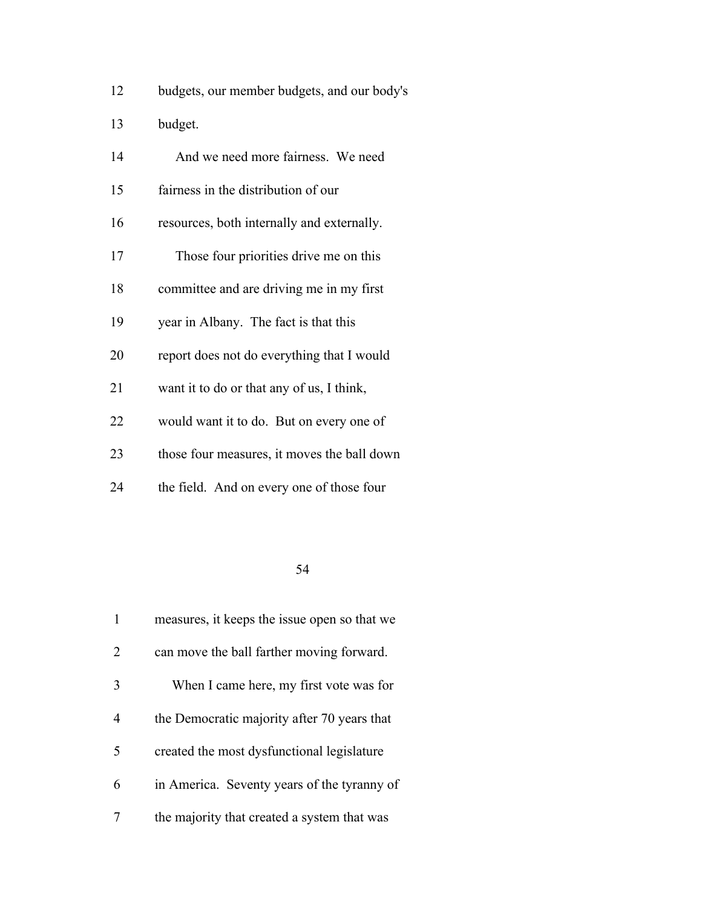budgets, our member budgets, and our body's budget.

And we need more fairness. We need fairness in the distribution of our resources, both internally and externally.

Those four priorities drive me on this committee and are driving me in my first year in Albany. The fact is that this report does not do everything that I would want it to do or that any of us, I think, would want it to do. But on every one of those four measures, it moves the ball down the field. And on every one of those four measures, it keeps the issue open so that we can move the ball farther moving forward.

When I came here, my first vote was for the Democratic majority after 70 years that created the most dysfunctional legislature in America. Seventy years of the tyranny of the majority that created a system that was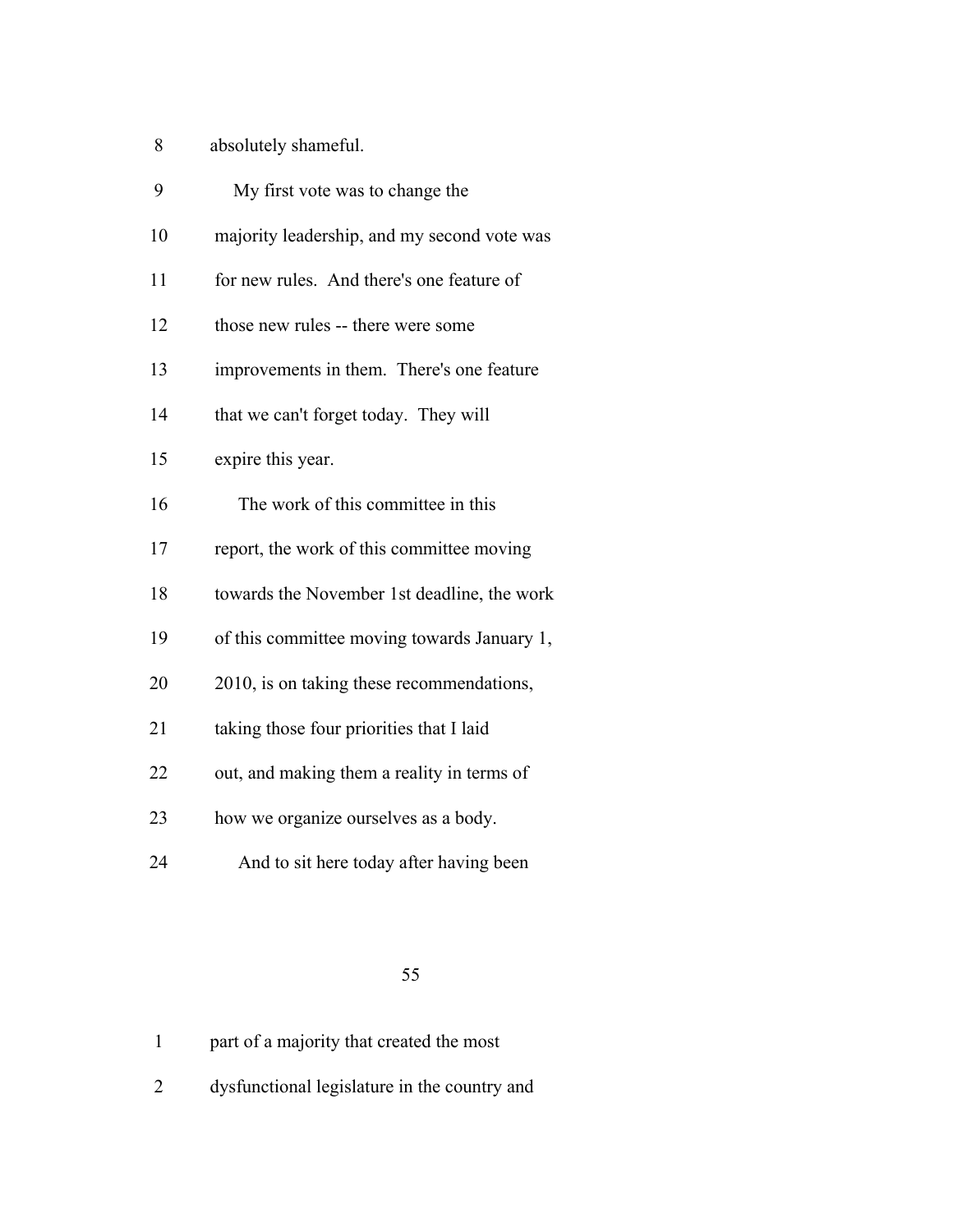8 absolutely shameful.

9 My first vote was to change the

10 majority leadership, and my second vote was

11 for new rules. And there's one feature of

12 those new rules -- there were some

13 improvements in them. There's one feature

14 that we can't forget today. They will

15 expire this year.

16 The work of this committee in this

17 report, the work of this committee moving

18 towards the November 1st deadline, the work

19 of this committee moving towards January 1,

20 2010, is on taking these recommendations,

21 taking those four priorities that I laid

22 out, and making them a reality in terms of

23 how we organize ourselves as a body.

24 And to sit here today after having been

1 part of a majority that created the most

2 dysfunctional legislature in the country and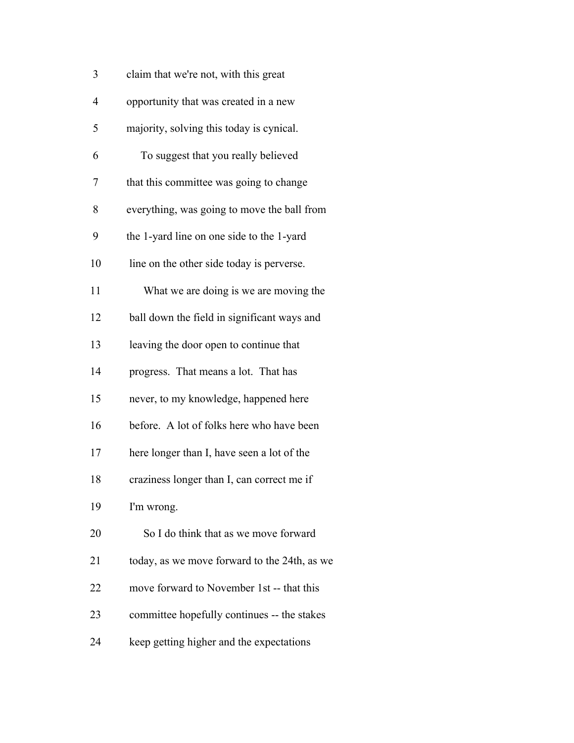claim that we're not, with this great opportunity that was created in a new majority, solving this today is cynical.

To suggest that you really believed that this committee was going to change everything, was going to move the ball from the 1-yard line on one side to the 1-yard line on the other side today is perverse.

What we are doing is we are moving the ball down the field in significant ways and leaving the door open to continue that progress. That means a lot. That has never, to my knowledge, happened here before. A lot of folks here who have been here longer than I, have seen a lot of the craziness longer than I, can correct me if I'm wrong.

So I do think that as we move forward today, as we move forward to the 24th, as we move forward to November 1st -- that this committee hopefully continues -- the stakes keep getting higher and the expectations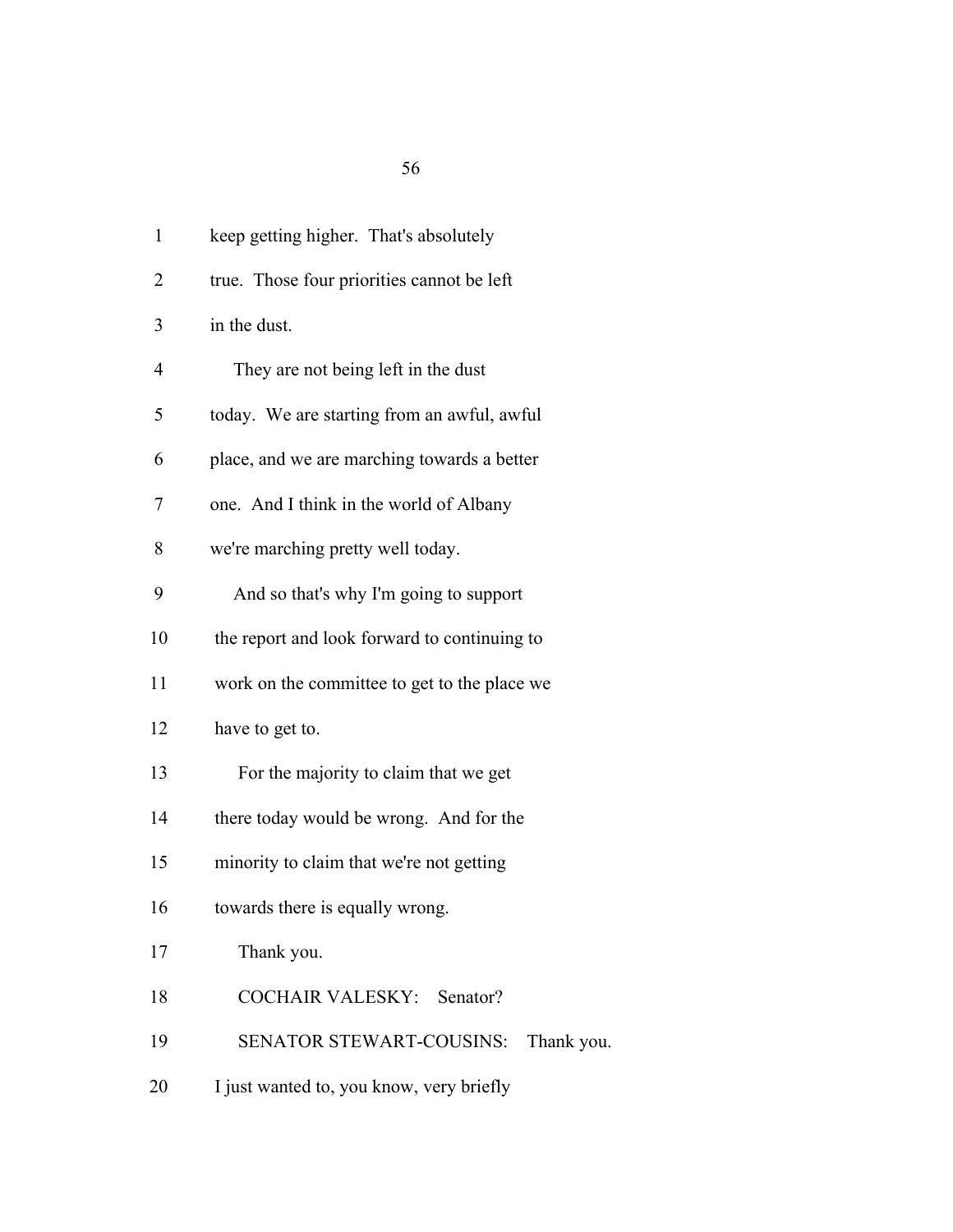keep getting higher. That's absolutely true. Those four priorities cannot be left in the dust.

They are not being left in the dust today. We are starting from an awful, awful place, and we are marching towards a better one. And I think in the world of Albany we're marching pretty well today.

And so that's why I'm going to support the report and look forward to continuing to work on the committee to get to the place we have to get to.

For the majority to claim that we get there today would be wrong. And for the minority to claim that we're not getting towards there is equally wrong.

Thank you.

COCHAIR VALESKY: Senator?

SENATOR STEWART-COUSINS: Thank you. I just wanted to, you know, very briefly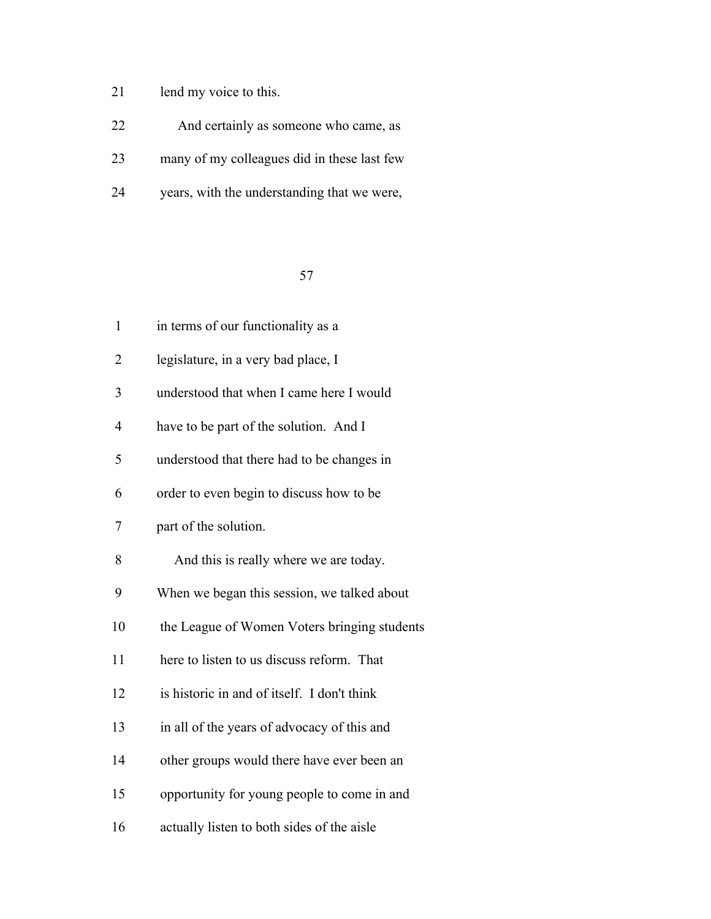lend my voice to this.

And certainly as someone who came, as many of my colleagues did in these last few years, with the understanding that we were,

in terms of our functionality as a legislature, in a very bad place, I understood that when I came here I would have to be part of the solution. And I understood that there had to be changes in order to even begin to discuss how to be part of the solution.

And this is really where we are today. When we began this session, we talked about the League of Women Voters bringing students here to listen to us discuss reform. That is historic in and of itself. I don't think in all of the years of advocacy of this and other groups would there have ever been an opportunity for young people to come in and actually listen to both sides of the aisle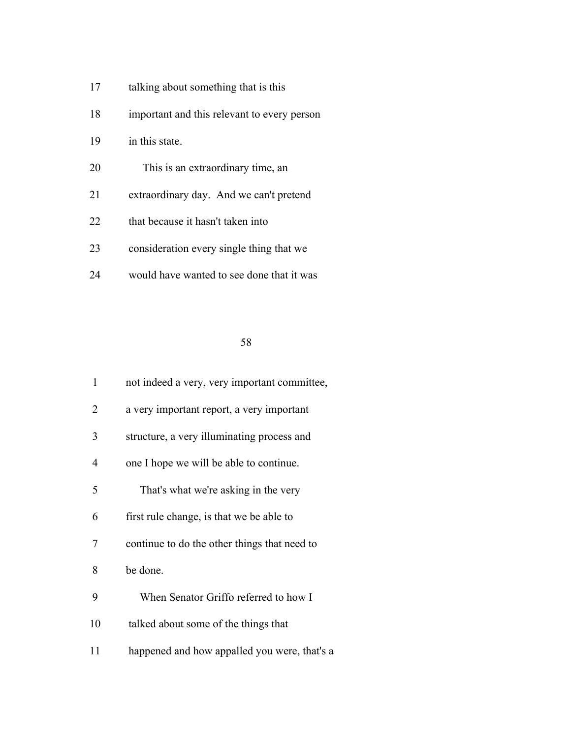17 talking about something that is this

18 important and this relevant to every person

19 in this state.

20 This is an extraordinary time, an

21 extraordinary day. And we can't pretend

22 that because it hasn't taken into

23 consideration every single thing that we

24 would have wanted to see done that it was

1 not indeed a very, very important committee,

2 a very important report, a very important

3 structure, a very illuminating process and

4 one I hope we will be able to continue.

5 That's what we're asking in the very

6 first rule change, is that we be able to

7 continue to do the other things that need to

8 be done.

9 When Senator Griffo referred to how I

10 talked about some of the things that

11 happened and how appalled you were, that's a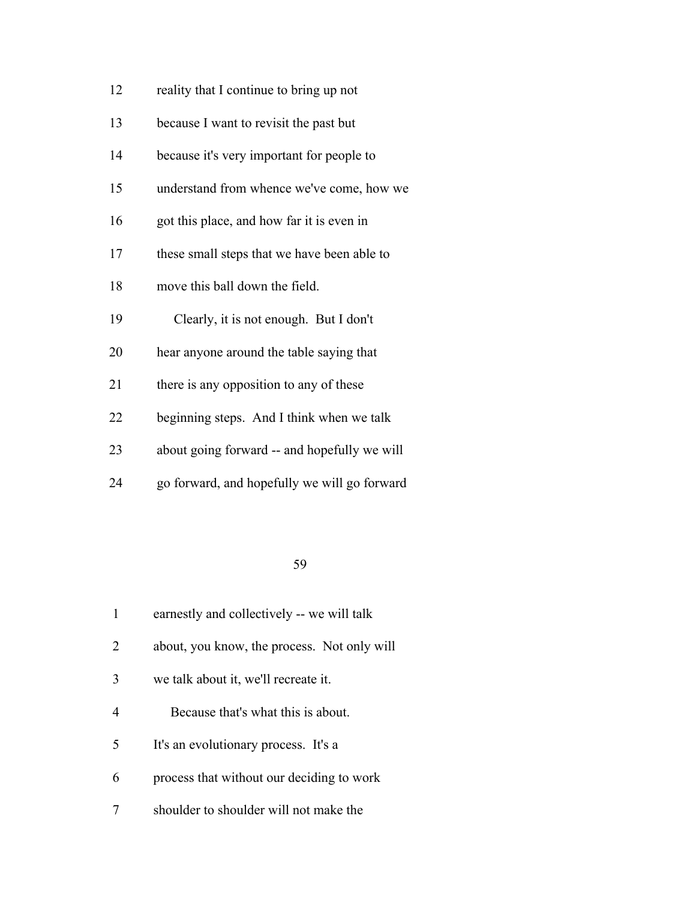12 reality that I continue to bring up not

13 because I want to revisit the past but

14 because it's very important for people to

15 understand from whence we've come, how we

16 got this place, and how far it is even in

17 these small steps that we have been able to

18 move this ball down the field.

19 Clearly, it is not enough. But I don't

20 hear anyone around the table saying that

21 there is any opposition to any of these

22 beginning steps. And I think when we talk

23 about going forward -- and hopefully we will

24 go forward, and hopefully we will go forward

1 earnestly and collectively -- we will talk

2 about, you know, the process. Not only will

3 we talk about it, we'll recreate it.

4 Because that's what this is about.

5 It's an evolutionary process. It's a

6 process that without our deciding to work

7 shoulder to shoulder will not make the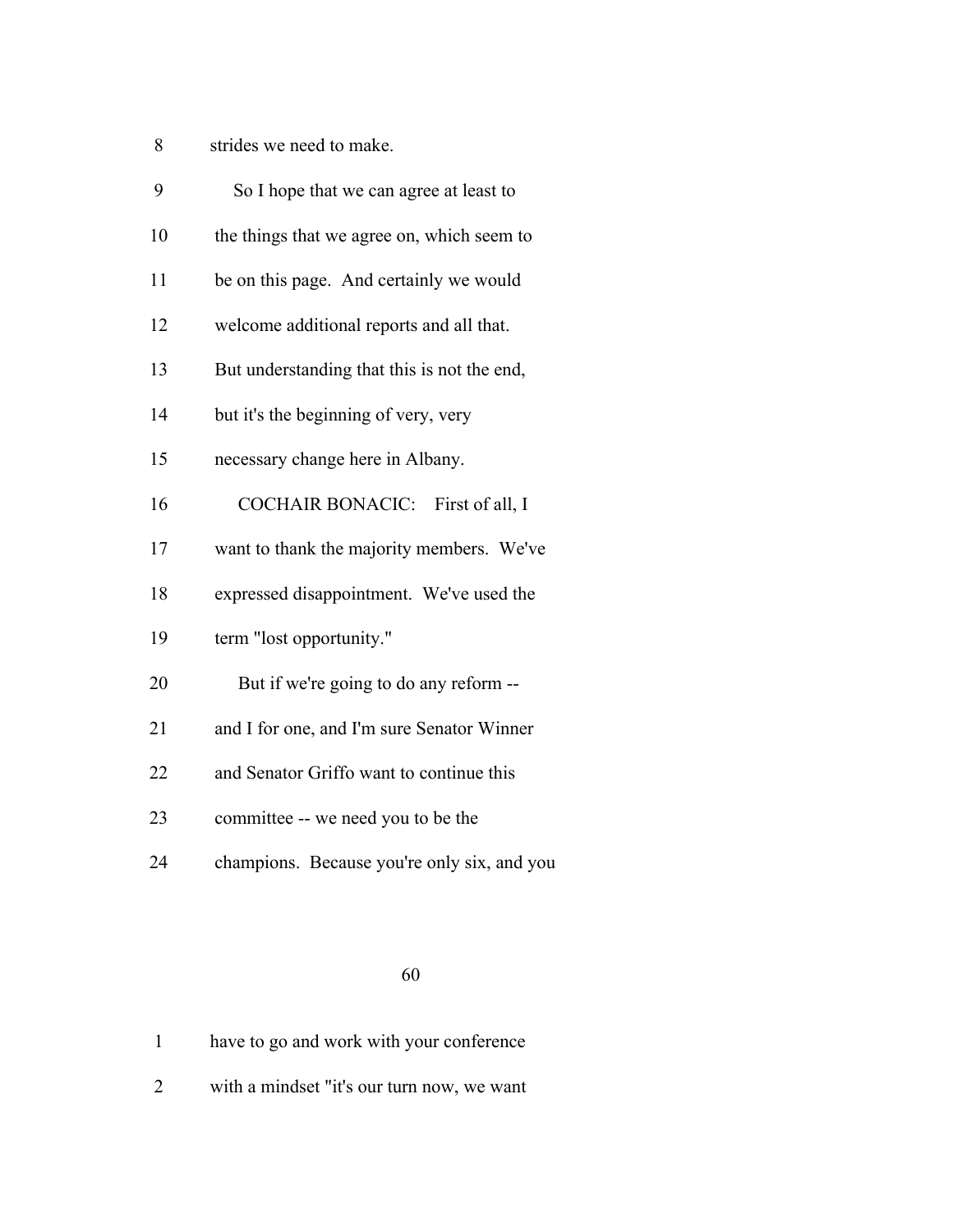8 strides we need to make.

9 So I hope that we can agree at least to

10 the things that we agree on, which seem to

11 be on this page. And certainly we would

12 welcome additional reports and all that.

13 But understanding that this is not the end,

14 but it's the beginning of very, very

15 necessary change here in Albany.

16 COCHAIR BONACIC: First of all, I

17 want to thank the majority members. We've

18 expressed disappointment. We've used the

19 term "lost opportunity."

20 But if we're going to do any reform --

21 and I for one, and I'm sure Senator Winner

22 and Senator Griffo want to continue this

23 committee -- we need you to be the

24 champions. Because you're only six, and you

1 have to go and work with your conference

2 with a mindset "it's our turn now, we want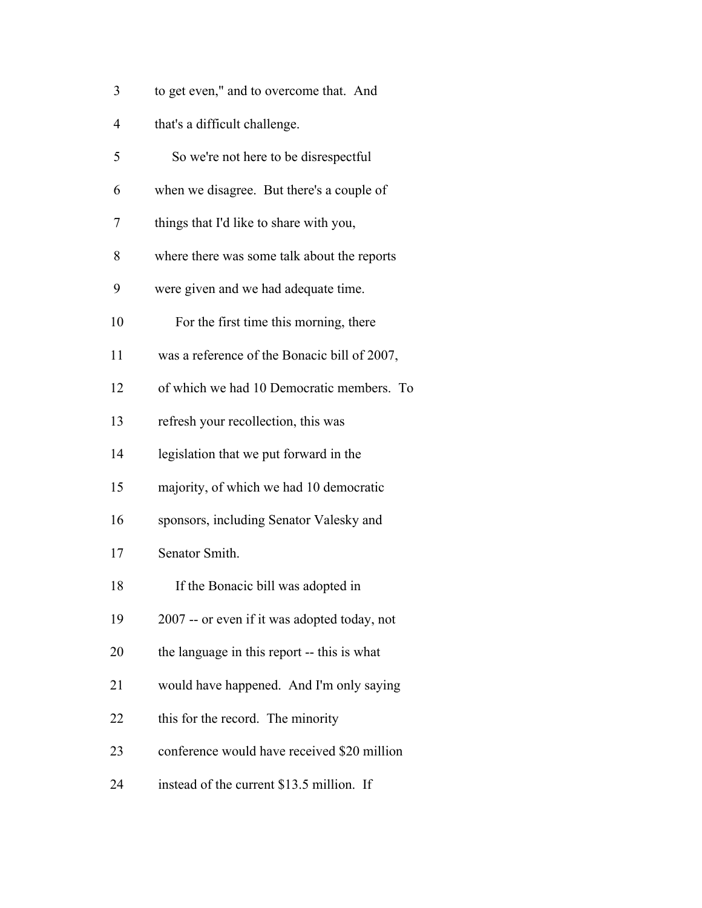to get even," and to overcome that. And that's a difficult challenge.

So we're not here to be disrespectful when we disagree. But there's a couple of things that I'd like to share with you, where there was some talk about the reports were given and we had adequate time.

For the first time this morning, there was a reference of the Bonacic bill of 2007, of which we had 10 Democratic members. To refresh your recollection, this was legislation that we put forward in the majority, of which we had 10 democratic sponsors, including Senator Valesky and Senator Smith.

If the Bonacic bill was adopted in 2007 -- or even if it was adopted today, not the language in this report -- this is what would have happened. And I'm only saying this for the record. The minority conference would have received $20 million instead of the current $13.5 million. If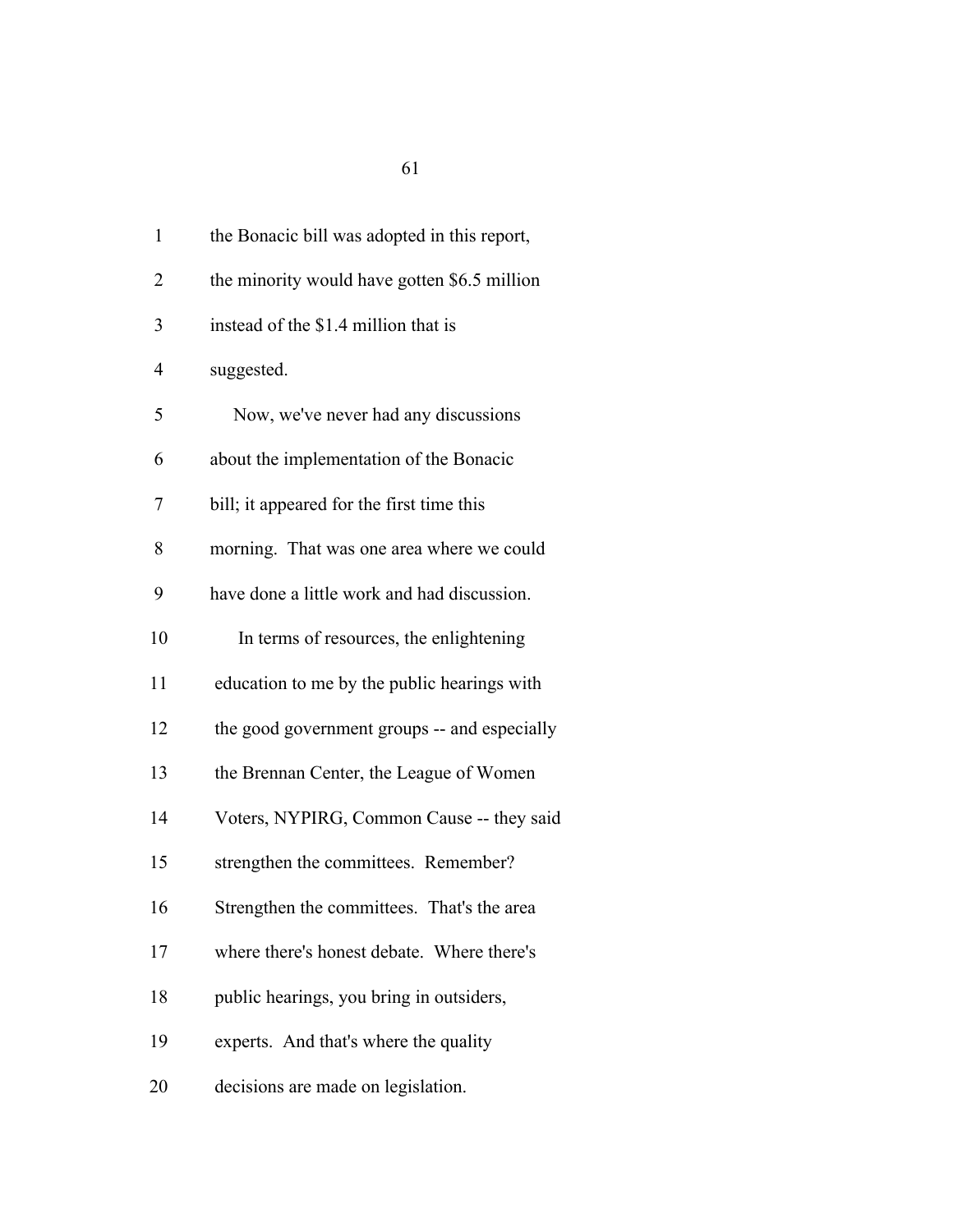1 the Bonacic bill was adopted in this report,

2 the minority would have gotten $6.5 million

3 instead of the $1.4 million that is

4 suggested.

5 Now, we've never had any discussions

6 about the implementation of the Bonacic

7 bill; it appeared for the first time this

8 morning. That was one area where we could

9 have done a little work and had discussion.

10 In terms of resources, the enlightening

11 education to me by the public hearings with

12 the good government groups -- and especially

13 the Brennan Center, the League of Women

14 Voters, NYPIRG, Common Cause -- they said

15 strengthen the committees. Remember?

16 Strengthen the committees. That's the area

17 where there's honest debate. Where there's

18 public hearings, you bring in outsiders,

19 experts. And that's where the quality

20 decisions are made on legislation.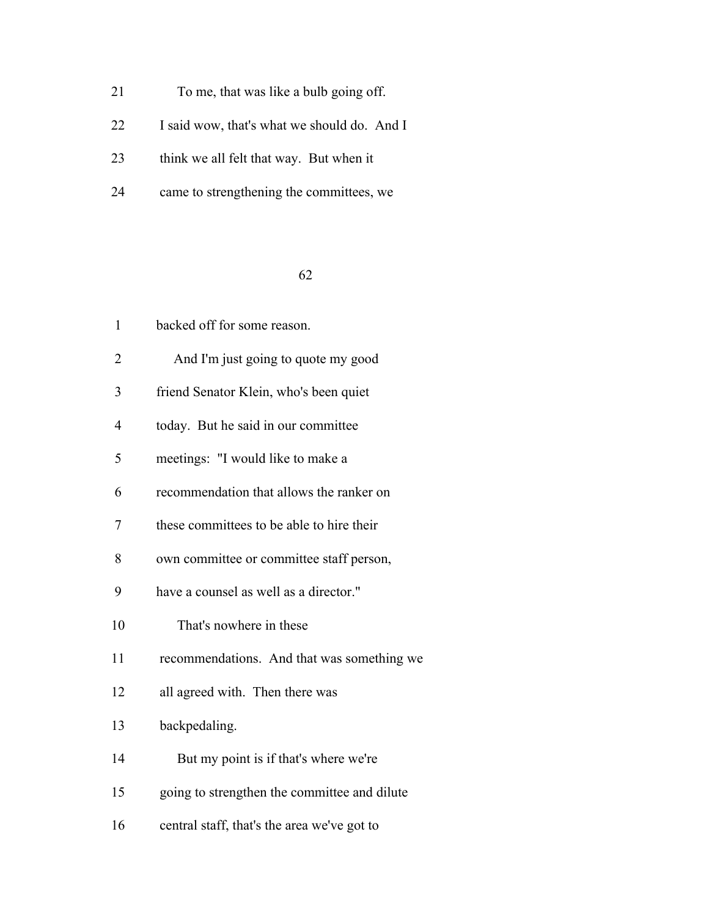21 To me, that was like a bulb going off.

22 I said wow, that's what we should do. And I

23 think we all felt that way. But when it

24 came to strengthening the committees, we

1 backed off for some reason.

2 And I'm just going to quote my good

3 friend Senator Klein, who's been quiet

4 today. But he said in our committee

5 meetings: "I would like to make a

6 recommendation that allows the ranker on

7 these committees to be able to hire their

8 own committee or committee staff person,

9 have a counsel as well as a director."

10 That's nowhere in these

11 recommendations. And that was something we

12 all agreed with. Then there was

13 backpedaling.

14 But my point is if that's where we're

15 going to strengthen the committee and dilute

16 central staff, that's the area we've got to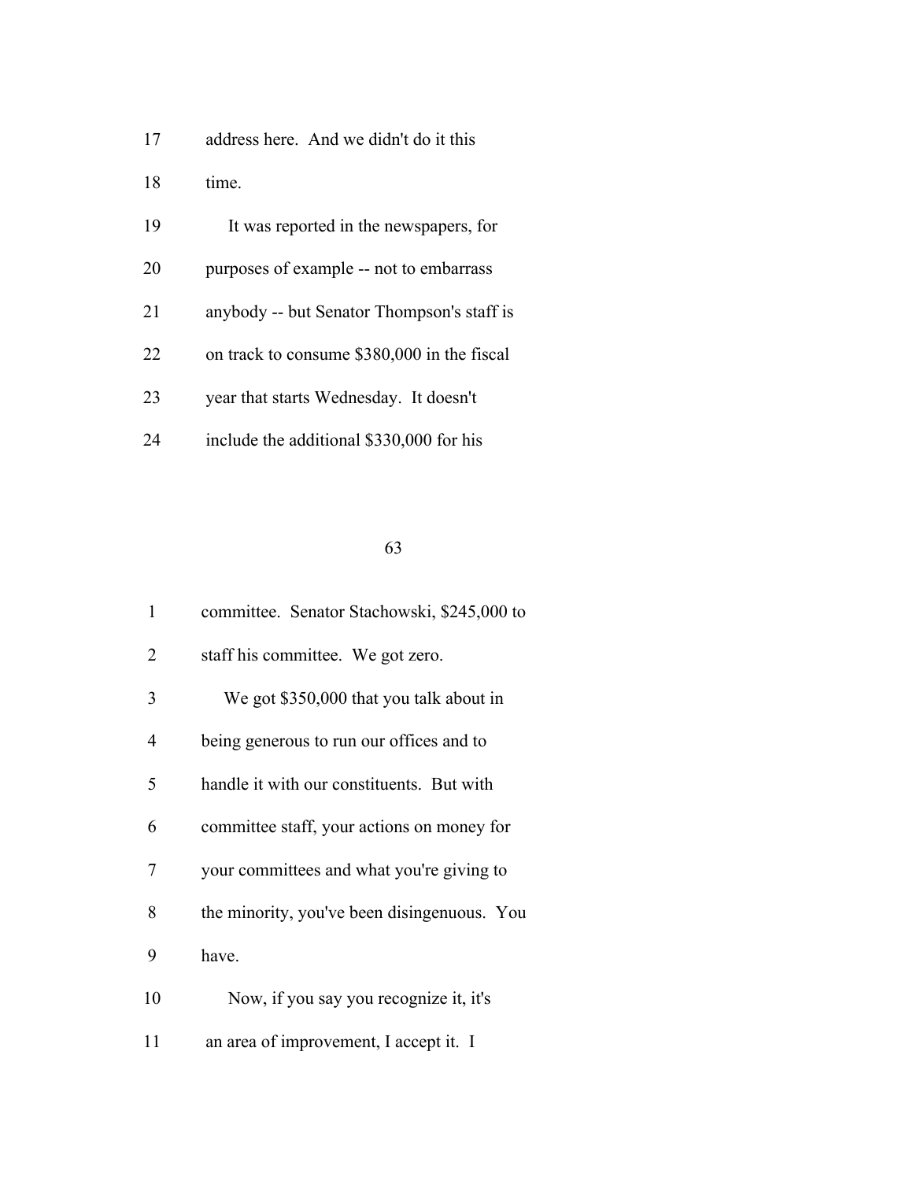address here. And we didn't do it this time.

It was reported in the newspapers, for purposes of example -- not to embarrass anybody -- but Senator Thompson's staff is on track to consume $380,000 in the fiscal year that starts Wednesday. It doesn't include the additional $330,000 for his committee. Senator Stachowski, $245,000 to staff his committee. We got zero.

We got $350,000 that you talk about in being generous to run our offices and to handle it with our constituents. But with committee staff, your actions on money for your committees and what you're giving to the minority, you've been disingenuous. You have.

Now, if you say you recognize it, it's an area of improvement, I accept it. I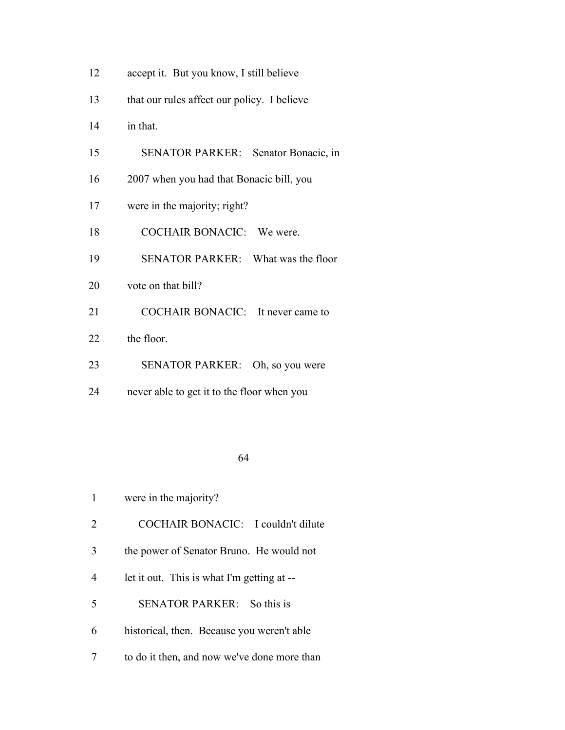accept it. But you know, I still believe that our rules affect our policy. I believe in that.

SENATOR PARKER: Senator Bonacic, in 2007 when you had that Bonacic bill, you were in the majority; right?

COCHAIR BONACIC: We were.

SENATOR PARKER: What was the floor vote on that bill?

COCHAIR BONACIC: It never came to the floor.

SENATOR PARKER: Oh, so you were never able to get it to the floor when you were in the majority?

COCHAIR BONACIC: I couldn't dilute the power of Senator Bruno. He would not let it out. This is what I'm getting at --

SENATOR PARKER: So this is historical, then. Because you weren't able to do it then, and now we've done more than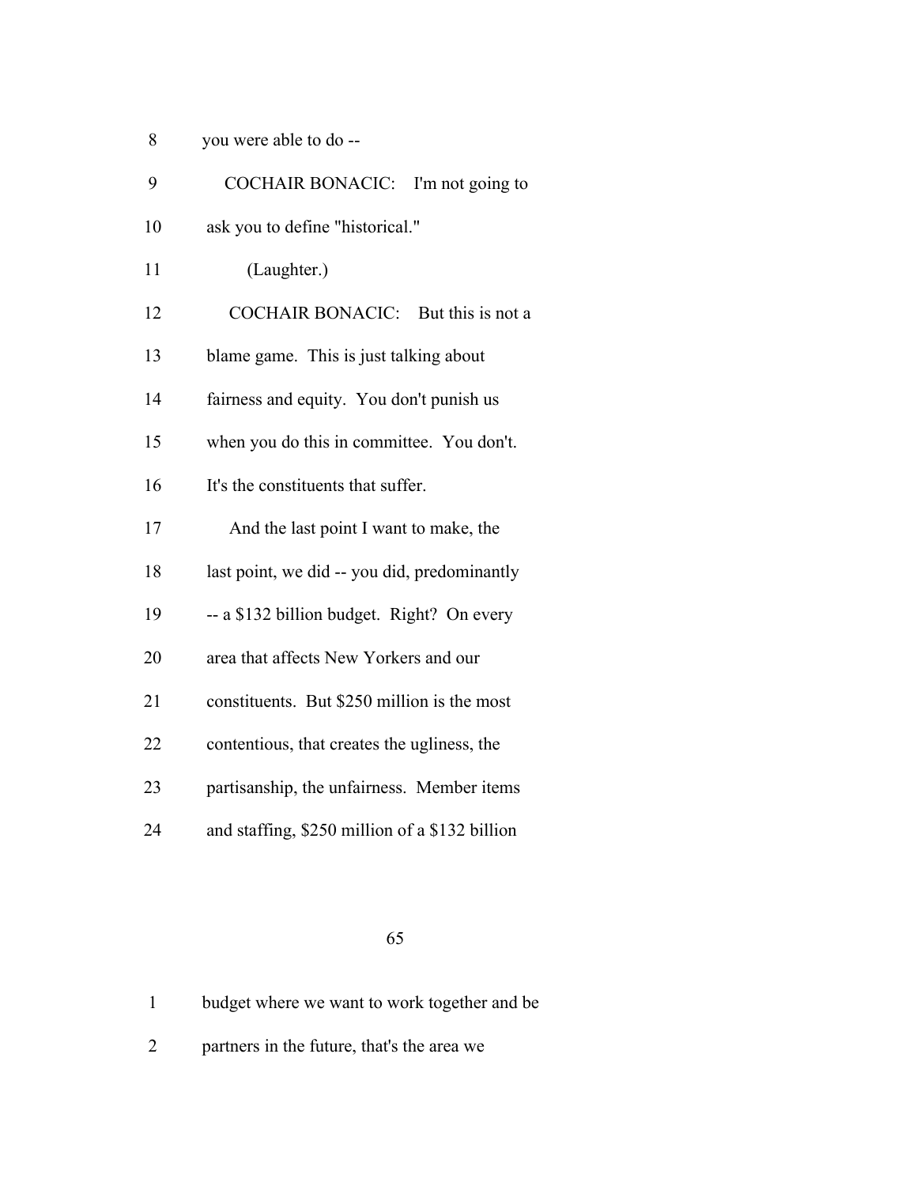you were able to do --

COCHAIR BONACIC: I'm not going to ask you to define "historical."

(Laughter.)

COCHAIR BONACIC: But this is not a blame game. This is just talking about fairness and equity. You don't punish us when you do this in committee. You don't. It's the constituents that suffer.

And the last point I want to make, the last point, we did -- you did, predominantly -- a $132 billion budget. Right? On every area that affects New Yorkers and our constituents. But $250 million is the most contentious, that creates the ugliness, the partisanship, the unfairness. Member items and staffing, $250 million of a $132 billion budget where we want to work together and be partners in the future, that's the area we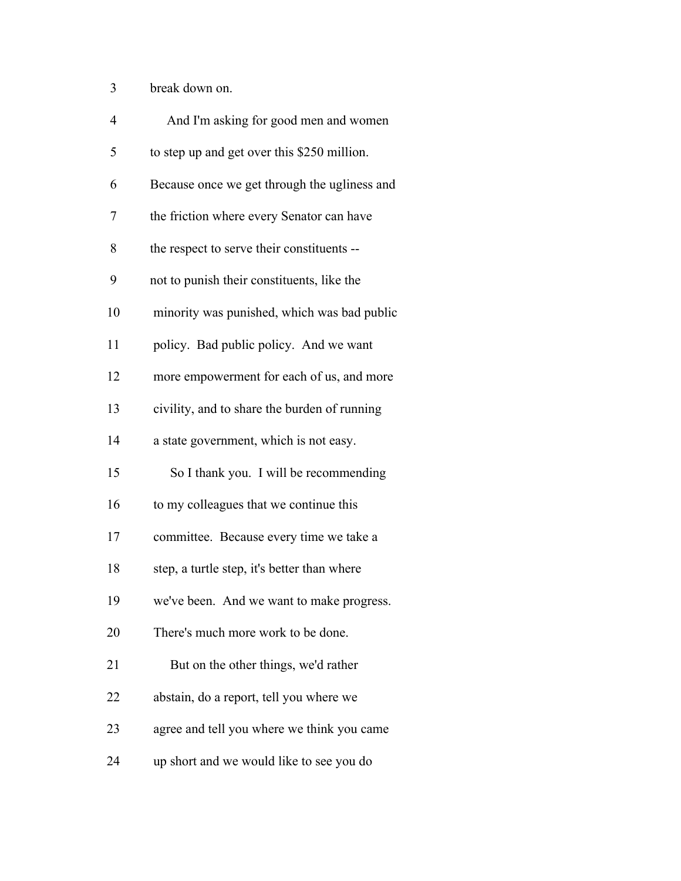3 break down on.

4 And I'm asking for good men and women

5 to step up and get over this $250 million.

6 Because once we get through the ugliness and

7 the friction where every Senator can have

8 the respect to serve their constituents --

9 not to punish their constituents, like the

10 minority was punished, which was bad public

11 policy. Bad public policy. And we want

12 more empowerment for each of us, and more

13 civility, and to share the burden of running

14 a state government, which is not easy.

15 So I thank you. I will be recommending

16 to my colleagues that we continue this

17 committee. Because every time we take a

18 step, a turtle step, it's better than where

19 we've been. And we want to make progress.

20 There's much more work to be done.

21 But on the other things, we'd rather

22 abstain, do a report, tell you where we

23 agree and tell you where we think you came

24 up short and we would like to see you do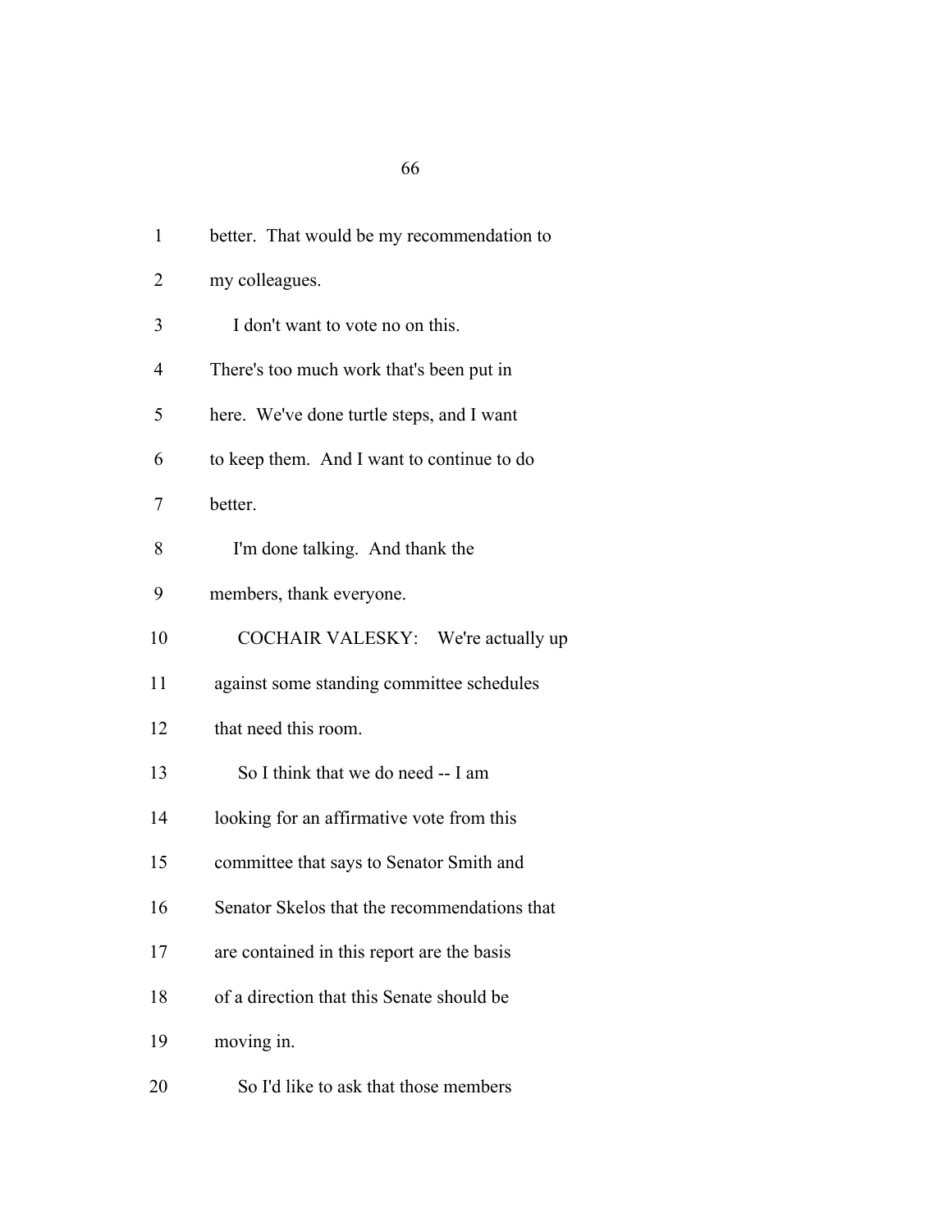better. That would be my recommendation to my colleagues.

I don't want to vote no on this. There's too much work that's been put in here. We've done turtle steps, and I want to keep them. And I want to continue to do better.

I'm done talking. And thank the members, thank everyone.

COCHAIR VALESKY: We're actually up against some standing committee schedules that need this room.

So I think that we do need -- I am looking for an affirmative vote from this committee that says to Senator Smith and Senator Skelos that the recommendations that are contained in this report are the basis of a direction that this Senate should be moving in.

So I'd like to ask that those members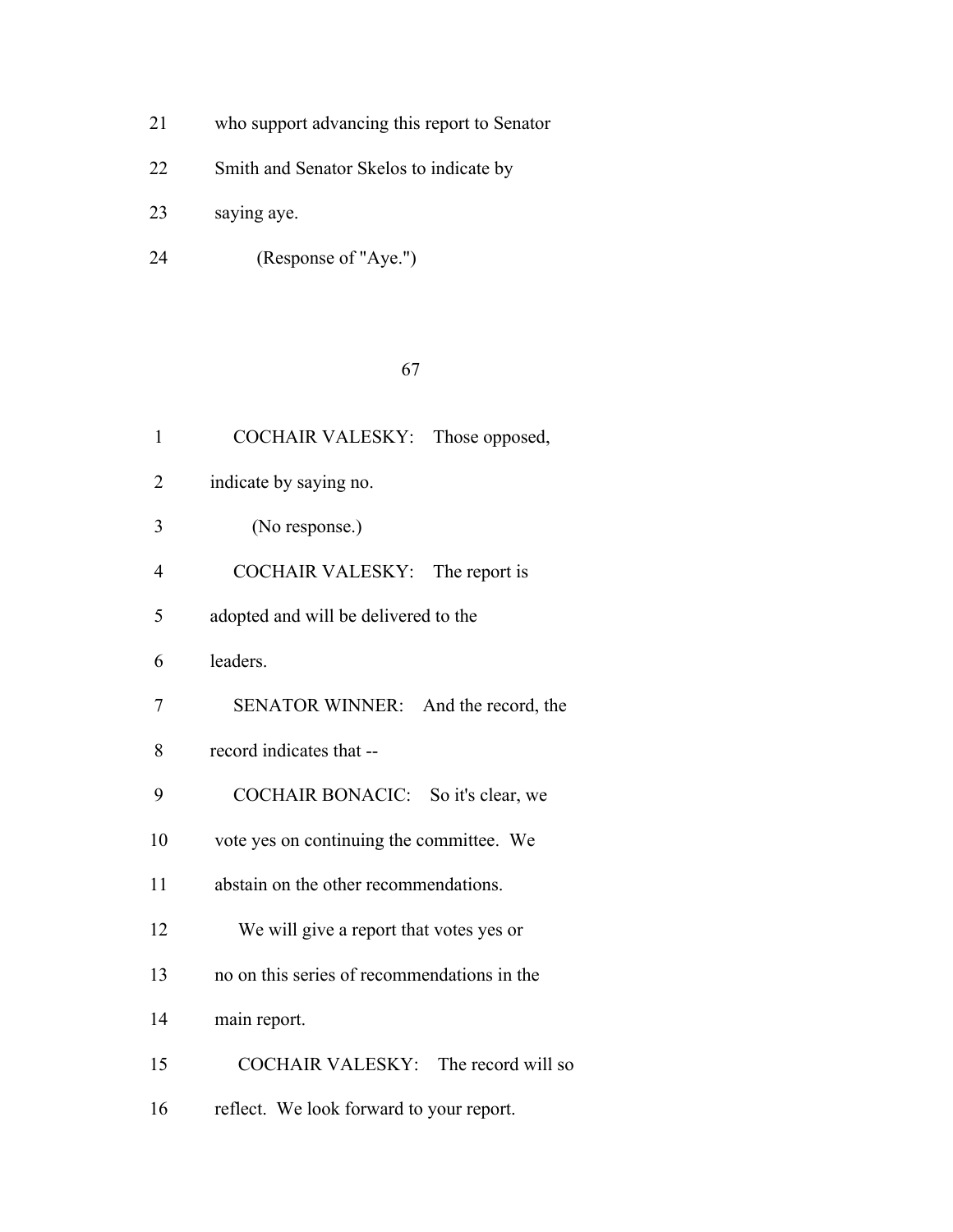21 who support advancing this report to Senator

22 Smith and Senator Skelos to indicate by

23 saying aye.

24 (Response of "Aye.")

1 COCHAIR VALESKY: Those opposed,

2 indicate by saying no.

3 (No response.)

4 COCHAIR VALESKY: The report is

5 adopted and will be delivered to the

6 leaders.

7 SENATOR WINNER: And the record, the

8 record indicates that --

9 COCHAIR BONACIC: So it's clear, we

10 vote yes on continuing the committee. We

11 abstain on the other recommendations.

12 We will give a report that votes yes or

13 no on this series of recommendations in the

14 main report.

15 COCHAIR VALESKY: The record will so

16 reflect. We look forward to your report.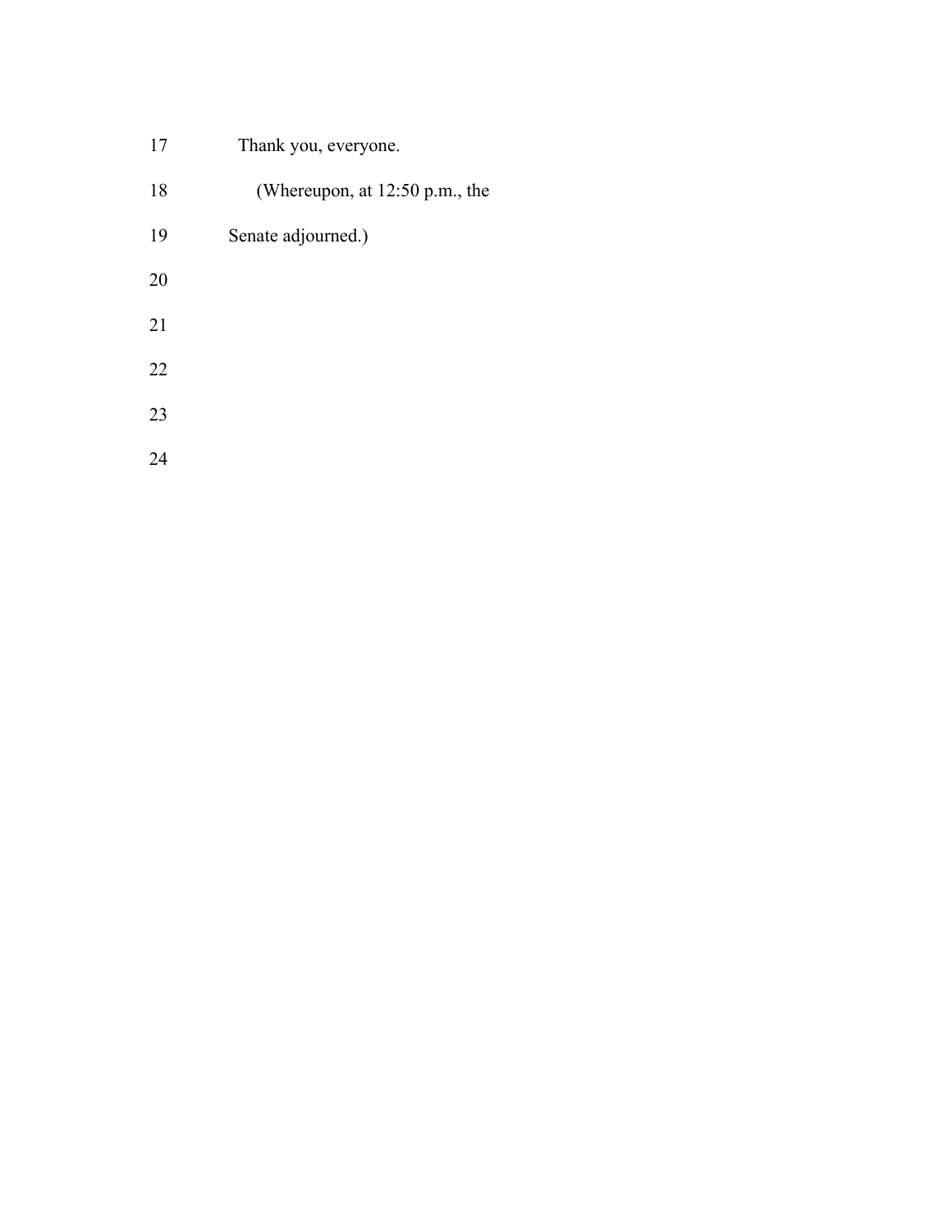17 Thank you, everyone.

18 (Whereupon, at 12:50 p.m., the

19 Senate adjourned.)

20

21

22

23

24